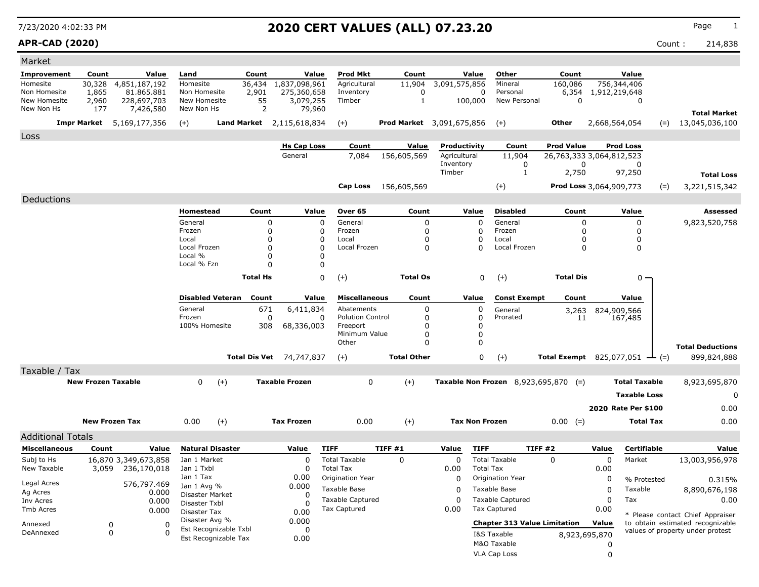# 2020 CERT VALUES (ALL) 07.23.20

7/23/2020 4:02:33 PM

**APR-CAD (2020)**

Count : 214,838

## Market

| Improvement | Count | Value | Land | Count | Value | Prod Mkt | Count | Value | Other | Count | Value | | |
|---|---|---|---|---|---|---|---|---|---|---|---|---|---|
| Homesite | 30,328 | 4,851,187,192 | Homesite | 36,434 | 1,837,098,961 | Agricultural | 11,904 | 3,091,575,856 | Mineral | 160,086 | 756,344,406 | | |
| Non Homesite | 1,865 | 81.865.881 | Non Homesite | 2,901 | 275,360,658 | Inventory | 0 | 0 | Personal | 6,354 | 1,912,219,648 | | |
| New Homesite | 2,960 | 228,697,703 | New Homesite | 55 | 3,079,255 | Timber | 1 | 100,000 | New Personal | 0 | 0 | | |
| New Non Hs | 177 | 7,426,580 | New Non Hs | 2 | 79,960 | | | | | | | | **Total Market** |
| **Impr Market** | | 5,169,177,356 | (+) **Land Market** | | 2,115,618,834 | (+) **Prod Market** | | 3,091,675,856 | (+) **Other** | | 2,668,564,054 | (=) | 13,045,036,100 |

## Loss

| Hs Cap Loss | Count | Value | Productivity | Count | Prod Value | Prod Loss | | |
|---|---|---|---|---|---|---|---|---|
| General | 7,084 | 156,605,569 | Agricultural | 11,904 | 26,763,333 | 3,064,812,523 | | |
| | | | Inventory | 0 | 0 | 0 | | |
| | | | Timber | 1 | 2,750 | 97,250 | | **Total Loss** |
| **Cap Loss** | | 156,605,569 | (+) | | **Prod Loss** | 3,064,909,773 | (=) | 3,221,515,342 |

## Deductions

| Homestead | Count | Value | Over 65 | Count | Value | Disabled | Count | Value | Assessed |
|---|---|---|---|---|---|---|---|---|---|
| General | 0 | 0 | General | 0 | 0 | General | 0 | 0 | 9,823,520,758 |
| Frozen | 0 | 0 | Frozen | 0 | 0 | Frozen | 0 | 0 | |
| Local | 0 | 0 | Local | 0 | 0 | Local | 0 | 0 | |
| Local Frozen | 0 | 0 | Local Frozen | 0 | 0 | Local Frozen | 0 | 0 | |
| Local % | 0 | 0 | | | | | | | |
| Local % Fzn | 0 | 0 | | | | | | | |
| **Total Hs** | | 0 | (+) **Total Os** | | 0 | (+) **Total Dis** | | 0 | |

| Disabled Veteran | Count | Value | Miscellaneous | Count | Value | Const Exempt | Count | Value | | |
|---|---|---|---|---|---|---|---|---|---|---|
| General | 671 | 6,411,834 | Abatements | 0 | 0 | General | 3,263 | 824,909,566 | | |
| Frozen | 0 | 0 | Polution Control | 0 | 0 | Prorated | 11 | 167,485 | | |
| 100% Homesite | 308 | 68,336,003 | Freeport | 0 | 0 | | | | | |
| | | | Minimum Value | 0 | 0 | | | | | |
| | | | Other | 0 | 0 | | | | | **Total Deductions** |
| **Total Dis Vet** | | 74,747,837 | (+) **Total Other** | | 0 | (+) **Total Exempt** | | 825,077,051 | (=) | 899,824,888 |

## Taxable / Tax

| | | | | | | | |
|---|---|---|---|---|---|---|---|
| **New Frozen Taxable** | 0 | (+) **Taxable Frozen** | 0 | (+) **Taxable Non Frozen** | 8,923,695,870 | (=) **Total Taxable** | 8,923,695,870 |
| | | | | | | **Taxable Loss** | 0 |
| | | | | | | **2020 Rate Per $100** | 0.00 |
| **New Frozen Tax** | 0.00 | (+) **Tax Frozen** | 0.00 | (+) **Tax Non Frozen** | 0.00 | (=) **Total Tax** | 0.00 |

## Additional Totals

| Miscellaneous | Count | Value |
|---|---|---|
| Subj to Hs | 16,870 | 3,349,673,858 |
| New Taxable | 3,059 | 236,170,018 |
| Legal Acres | | 576,797.469 |
| Ag Acres | | 0.000 |
| Inv Acres | | 0.000 |
| Tmb Acres | | 0.000 |
| Annexed | 0 | 0 |
| DeAnnexed | 0 | 0 |

| Natural Disaster | Value |
|---|---|
| Jan 1 Market | 0 |
| Jan 1 Txbl | 0 |
| Jan 1 Tax | 0.00 |
| Jan 1 Avg % | 0.000 |
| Disaster Market | 0 |
| Disaster Txbl | 0 |
| Disaster Tax | 0.00 |
| Disaster Avg % | 0.000 |
| Est Recognizable Txbl | 0 |
| Est Recognizable Tax | 0.00 |

| TIFF | TIFF #1 | Value |
|---|---|---|
| Total Taxable | 0 | 0 |
| Total Tax | | 0.00 |
| Origination Year | | 0 |
| Taxable Base | | 0 |
| Taxable Captured | | 0 |
| Tax Captured | | 0.00 |

| TIFF | TIFF #2 | Value |
|---|---|---|
| Total Taxable | 0 | 0 |
| Total Tax | | 0.00 |
| Origination Year | | 0 |
| Taxable Base | | 0 |
| Taxable Captured | | 0 |
| Tax Captured | | 0.00 |

| Chapter 313 Value Limitation | Value |
|---|---|
| I&S Taxable | 8,923,695,870 |
| M&O Taxable | 0 |
| VLA Cap Loss | 0 |

| Certifiable | Value |
|---|---|
| Market | 13,003,956,978 |
| % Protested | 0.315% |
| Taxable | 8,890,676,198 |
| Tax | 0.00 |

* Please contact Chief Appraiser to obtain estimated recognizable values of property under protest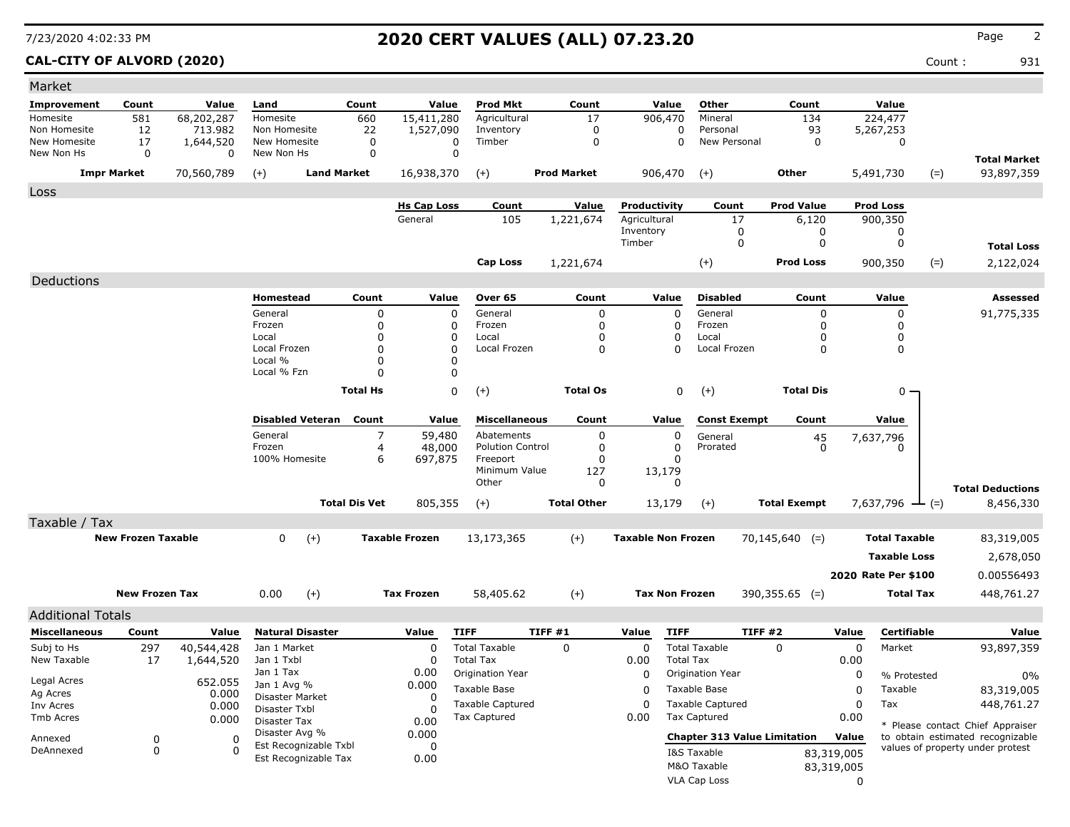# 2020 CERT VALUES (ALL) 07.23.20

**CAL-CITY OF ALVORD (2020)**

7/23/2020 4:02:33 PM

Count : 931

## Market

| Improvement | Count | Value | Land | Count | Value | Prod Mkt | Count | Value | Other | Count | Value | | |
|---|---|---|---|---|---|---|---|---|---|---|---|---|---|
| Homesite | 581 | 68,202,287 | Homesite | 660 | 15,411,280 | Agricultural | 17 | 906,470 | Mineral | 134 | 224,477 | | |
| Non Homesite | 12 | 713.982 | Non Homesite | 22 | 1,527,090 | Inventory | 0 | 0 | Personal | 93 | 5,267,253 | | |
| New Homesite | 17 | 1,644,520 | New Homesite | 0 | 0 | Timber | 0 | 0 | New Personal | 0 | 0 | | |
| New Non Hs | 0 | 0 | New Non Hs | 0 | 0 | | | | | | | | **Total Market** |
| **Impr Market** | | 70,560,789 | (+) | **Land Market** | 16,938,370 | (+) | **Prod Market** | 906,470 | (+) | **Other** | 5,491,730 | (=) | 93,897,359 |

## Loss

| Hs Cap Loss | Count | Value | Productivity | Count | Prod Value | Prod Loss | | |
|---|---|---|---|---|---|---|---|---|
| General | 105 | 1,221,674 | Agricultural | 17 | 6,120 | 900,350 | | |
| | | | Inventory | 0 | 0 | 0 | | |
| | | | Timber | 0 | 0 | 0 | | **Total Loss** |
| **Cap Loss** | | 1,221,674 | (+) | | **Prod Loss** | 900,350 | (=) | 2,122,024 |

## Deductions

| Homestead | Count | Value | Over 65 | Count | Value | Disabled | Count | Value | Assessed |
|---|---|---|---|---|---|---|---|---|---|
| General | 0 | 0 | General | 0 | 0 | General | 0 | 0 | 91,775,335 |
| Frozen | 0 | 0 | Frozen | 0 | 0 | Frozen | 0 | 0 | |
| Local | 0 | 0 | Local | 0 | 0 | Local | 0 | 0 | |
| Local Frozen | 0 | 0 | Local Frozen | 0 | 0 | Local Frozen | 0 | 0 | |
| Local % | 0 | 0 | | | | | | | |
| Local % Fzn | 0 | 0 | | | | | | | |
| **Total Hs** | | 0 | (+) **Total Os** | | 0 | (+) **Total Dis** | | 0 | |

| Disabled Veteran | Count | Value | Miscellaneous | Count | Value | Const Exempt | Count | Value | | |
|---|---|---|---|---|---|---|---|---|---|---|
| General | 7 | 59,480 | Abatements | 0 | 0 | General | 45 | 7,637,796 | | |
| Frozen | 4 | 48,000 | Polution Control | 0 | 0 | Prorated | 0 | 0 | | |
| 100% Homesite | 6 | 697,875 | Freeport | 0 | 0 | | | | | |
| | | | Minimum Value | 127 | 13,179 | | | | | |
| | | | Other | 0 | 0 | | | | | **Total Deductions** |
| **Total Dis Vet** | | 805,355 | (+) **Total Other** | | 13,179 | (+) **Total Exempt** | | 7,637,796 | (=) | 8,456,330 |

## Taxable / Tax

| New Frozen Taxable | | | Taxable Frozen | | | Taxable Non Frozen | | | | |
|---|---|---|---|---|---|---|---|---|---|---|
| **New Frozen Taxable** | 0 | (+) | **Taxable Frozen** | 13,173,365 | (+) | **Taxable Non Frozen** | 70,145,640 | (=) | **Total Taxable** | 83,319,005 |
| | | | | | | | | | **Taxable Loss** | 2,678,050 |
| | | | | | | | | | **2020 Rate Per $100** | 0.00556493 |
| **New Frozen Tax** | 0.00 | (+) | **Tax Frozen** | 58,405.62 | (+) | **Tax Non Frozen** | 390,355.65 | (=) | **Total Tax** | 448,761.27 |

## Additional Totals

| Miscellaneous | Count | Value |
|---|---|---|
| Subj to Hs | 297 | 40,544,428 |
| New Taxable | 17 | 1,644,520 |
| Legal Acres | | 652.055 |
| Ag Acres | | 0.000 |
| Inv Acres | | 0.000 |
| Tmb Acres | | 0.000 |
| Annexed | 0 | 0 |
| DeAnnexed | 0 | 0 |

| Natural Disaster | Value |
|---|---|
| Jan 1 Market | 0 |
| Jan 1 Txbl | 0 |
| Jan 1 Tax | 0.00 |
| Jan 1 Avg % | 0.000 |
| Disaster Market | 0 |
| Disaster Txbl | 0 |
| Disaster Tax | 0.00 |
| Disaster Avg % | 0.000 |
| Est Recognizable Txbl | 0 |
| Est Recognizable Tax | 0.00 |

| TIFF | TIFF #1 | Value |
|---|---|---|
| Total Taxable | 0 | 0 |
| Total Tax | | 0.00 |
| Origination Year | | 0 |
| Taxable Base | | 0 |
| Taxable Captured | | 0 |
| Tax Captured | | 0.00 |

| TIFF | TIFF #2 | Value |
|---|---|---|
| Total Taxable | 0 | 0 |
| Total Tax | | 0.00 |
| Origination Year | | 0 |
| Taxable Base | | 0 |
| Taxable Captured | | 0 |
| Tax Captured | | 0.00 |

| Chapter 313 Value Limitation | Value |
|---|---|
| I&S Taxable | 83,319,005 |
| M&O Taxable | 83,319,005 |
| VLA Cap Loss | 0 |

| Certifiable | Value |
|---|---|
| Market | 93,897,359 |
| % Protested | 0% |
| Taxable | 83,319,005 |
| Tax | 448,761.27 |

* Please contact Chief Appraiser to obtain estimated recognizable values of property under protest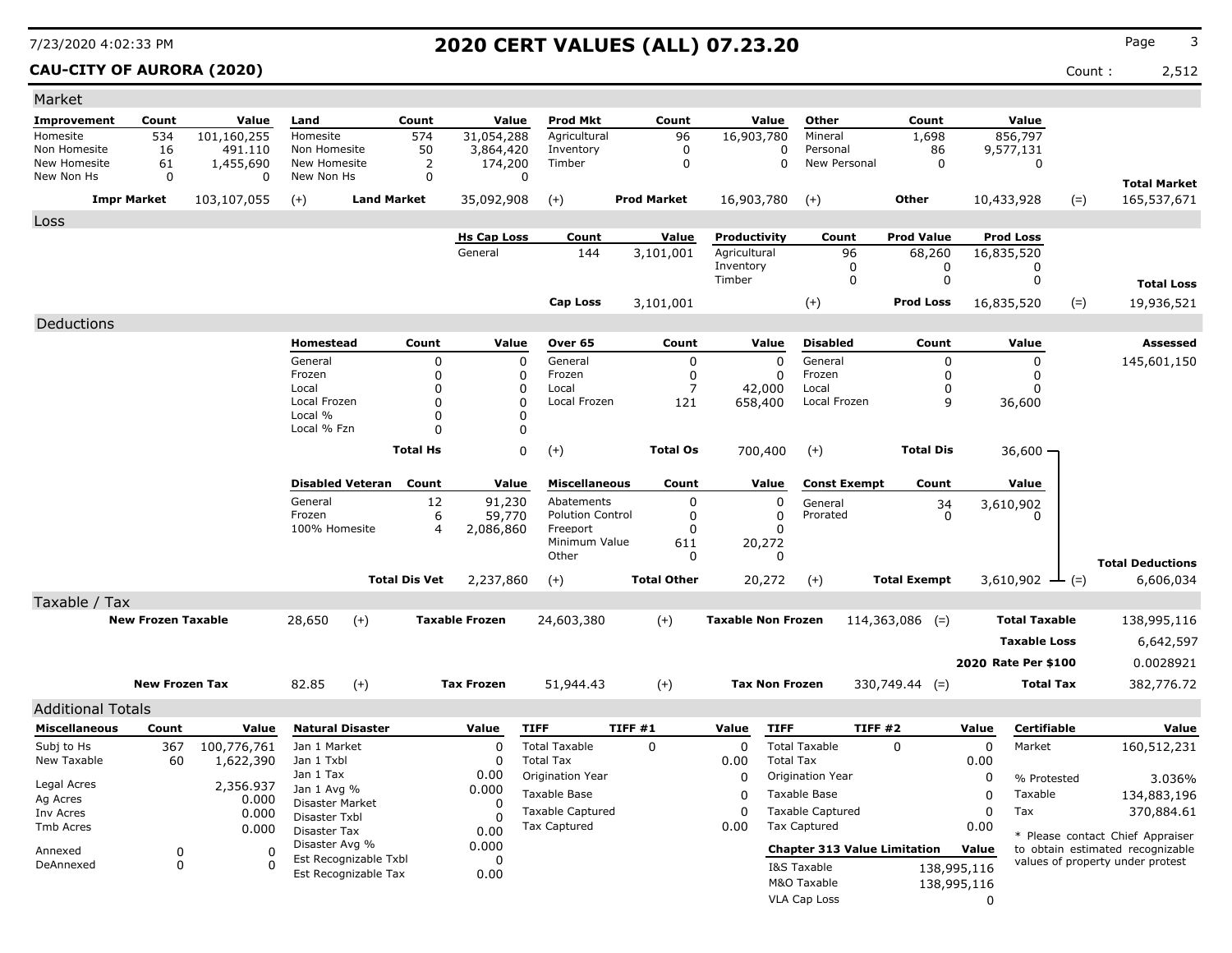# 2020 CERT VALUES (ALL) 07.23.20

7/23/2020 4:02:33 PM

**CAU-CITY OF AURORA (2020)** Count : 2,512

## Market

| Improvement | Count | Value | Land | Count | Value | Prod Mkt | Count | Value | Other | Count | Value | | |
|---|---|---|---|---|---|---|---|---|---|---|---|---|---|
| Homesite | 534 | 101,160,255 | Homesite | 574 | 31,054,288 | Agricultural | 96 | 16,903,780 | Mineral | 1,698 | 856,797 | | |
| Non Homesite | 16 | 491.110 | Non Homesite | 50 | 3,864,420 | Inventory | 0 | 0 | Personal | 86 | 9,577,131 | | |
| New Homesite | 61 | 1,455,690 | New Homesite | 2 | 174,200 | Timber | 0 | 0 | New Personal | 0 | 0 | | |
| New Non Hs | 0 | 0 | New Non Hs | 0 | 0 | | | | | | | | **Total Market** |
| **Impr Market** | | 103,107,055 | (+) **Land Market** | | 35,092,908 | (+) **Prod Market** | | 16,903,780 | (+) **Other** | | 10,433,928 | (=) | 165,537,671 |

## Loss

| Hs Cap Loss | Count | Value | Productivity | Count | Prod Value | Prod Loss | | |
|---|---|---|---|---|---|---|---|---|
| General | 144 | 3,101,001 | Agricultural | 96 | 68,260 | 16,835,520 | | |
| | | | Inventory | 0 | 0 | 0 | | |
| | | | Timber | 0 | 0 | 0 | | **Total Loss** |
| **Cap Loss** | | 3,101,001 | (+) | | **Prod Loss** | 16,835,520 | (=) | 19,936,521 |

## Deductions

| Homestead | Count | Value | Over 65 | Count | Value | Disabled | Count | Value | Assessed |
|---|---|---|---|---|---|---|---|---|---|
| General | 0 | 0 | General | 0 | 0 | General | 0 | 0 | 145,601,150 |
| Frozen | 0 | 0 | Frozen | 0 | 0 | Frozen | 0 | 0 | |
| Local | 0 | 0 | Local | 7 | 42,000 | Local | 0 | 0 | |
| Local Frozen | 0 | 0 | Local Frozen | 121 | 658,400 | Local Frozen | 9 | 36,600 | |
| Local % | 0 | 0 | | | | | | | |
| Local % Fzn | 0 | 0 | | | | | | | |
| **Total Hs** | | 0 | (+) **Total Os** | | 700,400 | (+) **Total Dis** | | 36,600 | |

| Disabled Veteran | Count | Value | Miscellaneous | Count | Value | Const Exempt | Count | Value | | Total Deductions |
|---|---|---|---|---|---|---|---|---|---|---|
| General | 12 | 91,230 | Abatements | 0 | 0 | General | 34 | 3,610,902 | | |
| Frozen | 6 | 59,770 | Polution Control | 0 | 0 | Prorated | 0 | 0 | | |
| 100% Homesite | 4 | 2,086,860 | Freeport | 0 | 0 | | | | | |
| | | | Minimum Value | 611 | 20,272 | | | | | |
| | | | Other | 0 | 0 | | | | | |
| **Total Dis Vet** | | 2,237,860 | (+) **Total Other** | | 20,272 | (+) **Total Exempt** | | 3,610,902 | (=) | 6,606,034 |

## Taxable / Tax

| | | | | | | | | |
|---|---|---|---|---|---|---|---|---|
| **New Frozen Taxable** | 28,650 | (+) | **Taxable Frozen** | 24,603,380 | (+) | **Taxable Non Frozen** | 114,363,086 (=) | **Total Taxable** 138,995,116 |
| | | | | | | | | **Taxable Loss** 6,642,597 |
| | | | | | | | | **2020 Rate Per $100** 0.0028921 |
| **New Frozen Tax** | 82.85 | (+) | **Tax Frozen** | 51,944.43 | (+) | **Tax Non Frozen** | 330,749.44 (=) | **Total Tax** 382,776.72 |

## Additional Totals

| Miscellaneous | Count | Value |
|---|---|---|
| Subj to Hs | 367 | 100,776,761 |
| New Taxable | 60 | 1,622,390 |
| Legal Acres | | 2,356.937 |
| Ag Acres | | 0.000 |
| Inv Acres | | 0.000 |
| Tmb Acres | | 0.000 |
| Annexed | 0 | 0 |
| DeAnnexed | 0 | 0 |

| Natural Disaster | Value |
|---|---|
| Jan 1 Market | 0 |
| Jan 1 Txbl | 0 |
| Jan 1 Tax | 0.00 |
| Jan 1 Avg % | 0.000 |
| Disaster Market | 0 |
| Disaster Txbl | 0 |
| Disaster Tax | 0.00 |
| Disaster Avg % | 0.000 |
| Est Recognizable Txbl | 0 |
| Est Recognizable Tax | 0.00 |

| TIFF | TIFF #1 | Value |
|---|---|---|
| Total Taxable | 0 | 0 |
| Total Tax | | 0.00 |
| Origination Year | | 0 |
| Taxable Base | | 0 |
| Taxable Captured | | 0 |
| Tax Captured | | 0.00 |

| TIFF | TIFF #2 | Value |
|---|---|---|
| Total Taxable | 0 | 0 |
| Total Tax | | 0.00 |
| Origination Year | | 0 |
| Taxable Base | | 0 |
| Taxable Captured | | 0 |
| Tax Captured | | 0.00 |

| Chapter 313 Value Limitation | Value |
|---|---|
| I&S Taxable | 138,995,116 |
| M&O Taxable | 138,995,116 |
| VLA Cap Loss | 0 |

| Certifiable | Value |
|---|---|
| Market | 160,512,231 |
| % Protested | 3.036% |
| Taxable | 134,883,196 |
| Tax | 370,884.61 |

* Please contact Chief Appraiser to obtain estimated recognizable values of property under protest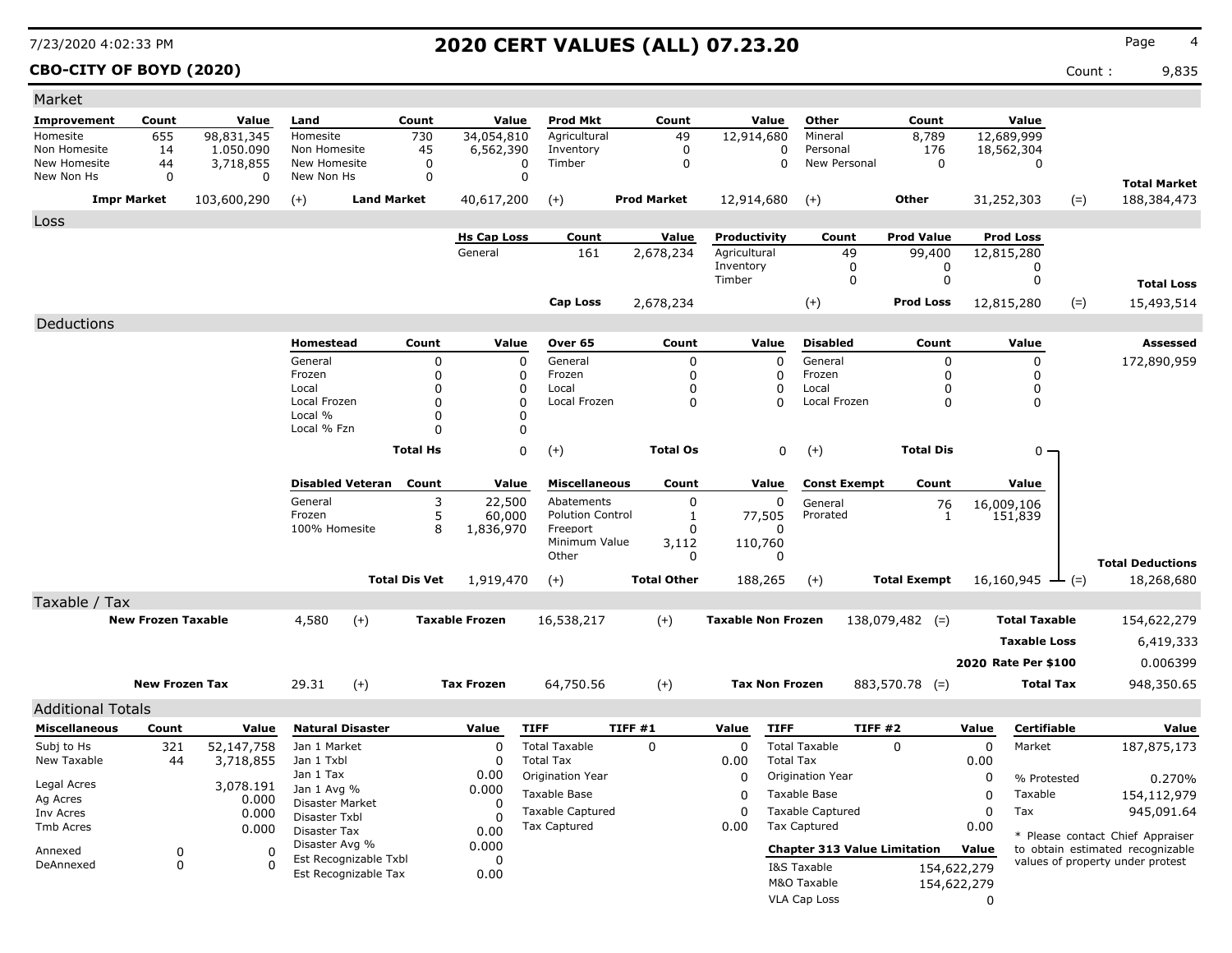7/23/2020 4:02:33 PM

# 2020 CERT VALUES (ALL) 07.23.20

**CBO-CITY OF BOYD (2020)**

Count : 9,835

## Market

| Improvement | Count | Value | Land | Count | Value | Prod Mkt | Count | Value | Other | Count | Value | | |
|---|---|---|---|---|---|---|---|---|---|---|---|---|---|
| Homesite | 655 | 98,831,345 | Homesite | 730 | 34,054,810 | Agricultural | 49 | 12,914,680 | Mineral | 8,789 | 12,689,999 | | |
| Non Homesite | 14 | 1.050.090 | Non Homesite | 45 | 6,562,390 | Inventory | 0 | 0 | Personal | 176 | 18,562,304 | | |
| New Homesite | 44 | 3,718,855 | New Homesite | 0 | 0 | Timber | 0 | 0 | New Personal | 0 | 0 | | |
| New Non Hs | 0 | 0 | New Non Hs | 0 | 0 | | | | | | | | **Total Market** |
| **Impr Market** | | 103,600,290 | (+) **Land Market** | | 40,617,200 | (+) **Prod Market** | | 12,914,680 | (+) **Other** | | 31,252,303 | (=) | 188,384,473 |

## Loss

| Hs Cap Loss | Count | Value | Productivity | Count | Prod Value | Prod Loss | | |
|---|---|---|---|---|---|---|---|---|
| General | 161 | 2,678,234 | Agricultural | 49 | 99,400 | 12,815,280 | | |
| | | | Inventory | 0 | 0 | 0 | | |
| | | | Timber | 0 | 0 | 0 | | **Total Loss** |
| **Cap Loss** | | 2,678,234 | (+) | | **Prod Loss** | 12,815,280 | (=) | 15,493,514 |

## Deductions

| Homestead | Count | Value | Over 65 | Count | Value | Disabled | Count | Value | **Assessed** |
|---|---|---|---|---|---|---|---|---|---|
| General | 0 | 0 | General | 0 | 0 | General | 0 | 0 | 172,890,959 |
| Frozen | 0 | 0 | Frozen | 0 | 0 | Frozen | 0 | 0 | |
| Local | 0 | 0 | Local | 0 | 0 | Local | 0 | 0 | |
| Local Frozen | 0 | 0 | Local Frozen | 0 | 0 | Local Frozen | 0 | 0 | |
| Local % | 0 | 0 | | | | | | | |
| Local % Fzn | 0 | 0 | | | | | | | |
| **Total Hs** | | 0 | (+) **Total Os** | | 0 | (+) **Total Dis** | | 0 | |

| Disabled Veteran | Count | Value | Miscellaneous | Count | Value | Const Exempt | Count | Value | | |
|---|---|---|---|---|---|---|---|---|---|---|
| General | 3 | 22,500 | Abatements | 0 | 0 | General | 76 | 16,009,106 | | |
| Frozen | 5 | 60,000 | Polution Control | 1 | 77,505 | Prorated | 1 | 151,839 | | |
| 100% Homesite | 8 | 1,836,970 | Freeport | 0 | 0 | | | | | |
| | | | Minimum Value | 3,112 | 110,760 | | | | | |
| | | | Other | 0 | 0 | | | | | **Total Deductions** |
| **Total Dis Vet** | | 1,919,470 | (+) **Total Other** | | 188,265 | (+) **Total Exempt** | | 16,160,945 | (=) | 18,268,680 |

## Taxable / Tax

| New Frozen Taxable | | | Taxable Frozen | | Taxable Non Frozen | | | |
|---|---|---|---|---|---|---|---|---|
| **New Frozen Taxable** | 4,580 | (+) | **Taxable Frozen** 16,538,217 | (+) | **Taxable Non Frozen** 138,079,482 | (=) | **Total Taxable** | 154,622,279 |
| | | | | | | | **Taxable Loss** | 6,419,333 |
| | | | | | | | **2020 Rate Per $100** | 0.006399 |
| **New Frozen Tax** | 29.31 | (+) | **Tax Frozen** 64,750.56 | (+) | **Tax Non Frozen** 883,570.78 | (=) | **Total Tax** | 948,350.65 |

## Additional Totals

| Miscellaneous | Count | Value |
|---|---|---|
| Subj to Hs | 321 | 52,147,758 |
| New Taxable | 44 | 3,718,855 |
| Legal Acres | | 3,078.191 |
| Ag Acres | | 0.000 |
| Inv Acres | | 0.000 |
| Tmb Acres | | 0.000 |
| Annexed | 0 | 0 |
| DeAnnexed | 0 | 0 |

| Natural Disaster | Value |
|---|---|
| Jan 1 Market | 0 |
| Jan 1 Txbl | 0 |
| Jan 1 Tax | 0.00 |
| Jan 1 Avg % | 0.000 |
| Disaster Market | 0 |
| Disaster Txbl | 0 |
| Disaster Tax | 0.00 |
| Disaster Avg % | 0.000 |
| Est Recognizable Txbl | 0 |
| Est Recognizable Tax | 0.00 |

| TIFF | TIFF #1 | Value |
|---|---|---|
| Total Taxable | 0 | 0 |
| Total Tax | | 0.00 |
| Origination Year | | 0 |
| Taxable Base | | 0 |
| Taxable Captured | | 0 |
| Tax Captured | | 0.00 |

| TIFF | TIFF #2 | Value |
|---|---|---|
| Total Taxable | 0 | 0 |
| Total Tax | | 0.00 |
| Origination Year | | 0 |
| Taxable Base | | 0 |
| Taxable Captured | | 0 |
| Tax Captured | | 0.00 |

| Chapter 313 Value Limitation | Value |
|---|---|
| I&S Taxable | 154,622,279 |
| M&O Taxable | 154,622,279 |
| VLA Cap Loss | 0 |

| Certifiable | Value |
|---|---|
| Market | 187,875,173 |
| % Protested | 0.270% |
| Taxable | 154,112,979 |
| Tax | 945,091.64 |

* Please contact Chief Appraiser to obtain estimated recognizable values of property under protest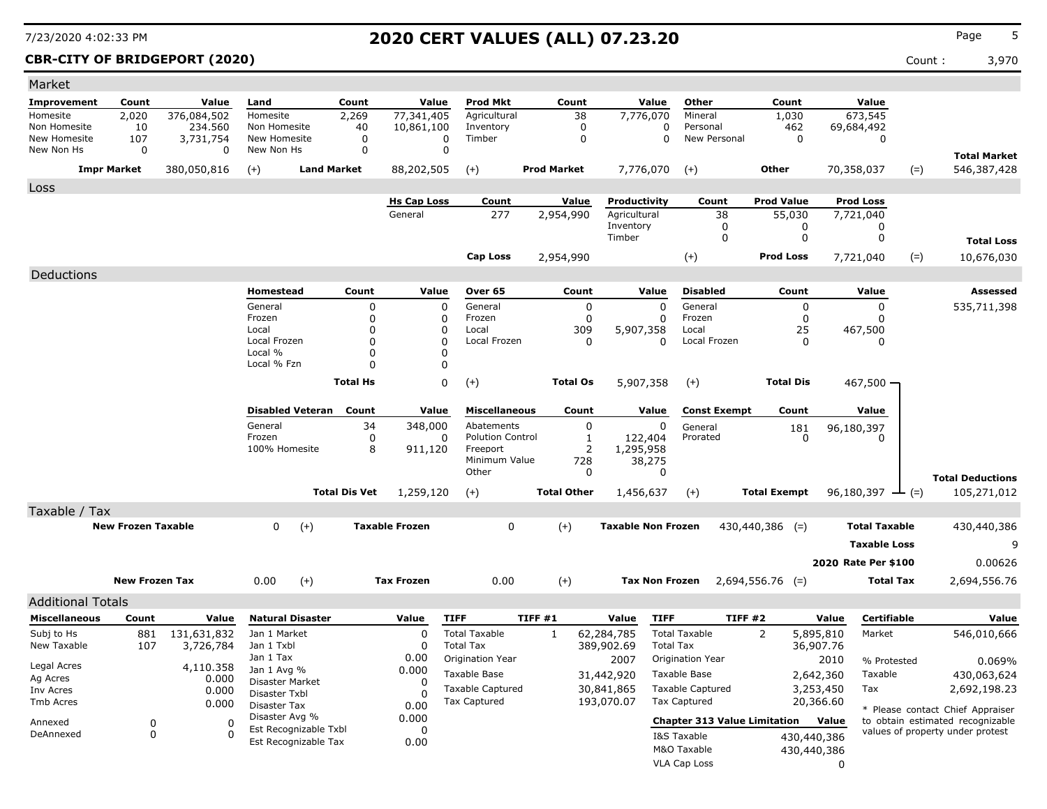# 2020 CERT VALUES (ALL) 07.23.20

7/23/2020 4:02:33 PM

**CBR-CITY OF BRIDGEPORT (2020)**

Count : 3,970

## Market

| Improvement | Count | Value | Land | Count | Value | Prod Mkt | Count | Value | Other | Count | Value | | |
|---|---|---|---|---|---|---|---|---|---|---|---|---|---|
| Homesite | 2,020 | 376,084,502 | Homesite | 2,269 | 77,341,405 | Agricultural | 38 | 7,776,070 | Mineral | 1,030 | 673,545 | | |
| Non Homesite | 10 | 234.560 | Non Homesite | 40 | 10,861,100 | Inventory | 0 | 0 | Personal | 462 | 69,684,492 | | |
| New Homesite | 107 | 3,731,754 | New Homesite | 0 | 0 | Timber | 0 | 0 | New Personal | 0 | 0 | | |
| New Non Hs | 0 | 0 | New Non Hs | 0 | 0 | | | | | | | | **Total Market** |
| **Impr Market** | | 380,050,816 | (+) **Land Market** | | 88,202,505 | (+) **Prod Market** | | 7,776,070 | (+) **Other** | | 70,358,037 | (=) | 546,387,428 |

## Loss

| Hs Cap Loss | Count | Value | Productivity | Count | Prod Value | Prod Loss | | |
|---|---|---|---|---|---|---|---|---|
| General | 277 | 2,954,990 | Agricultural | 38 | 55,030 | 7,721,040 | | |
| | | | Inventory | 0 | 0 | 0 | | |
| | | | Timber | 0 | 0 | 0 | | **Total Loss** |
| **Cap Loss** | | 2,954,990 | (+) | | **Prod Loss** | 7,721,040 | (=) | 10,676,030 |

## Deductions

| Homestead | Count | Value | Over 65 | Count | Value | Disabled | Count | Value | Assessed |
|---|---|---|---|---|---|---|---|---|---|
| General | 0 | 0 | General | 0 | 0 | General | 0 | 0 | 535,711,398 |
| Frozen | 0 | 0 | Frozen | 0 | 0 | Frozen | 0 | 0 | |
| Local | 0 | 0 | Local | 309 | 5,907,358 | Local | 25 | 467,500 | |
| Local Frozen | 0 | 0 | Local Frozen | 0 | 0 | Local Frozen | 0 | 0 | |
| Local % | 0 | 0 | | | | | | | |
| Local % Fzn | 0 | 0 | | | | | | | |
| **Total Hs** | | 0 | (+) **Total Os** | | 5,907,358 | (+) **Total Dis** | | 467,500 | |

| Disabled Veteran | Count | Value | Miscellaneous | Count | Value | Const Exempt | Count | Value | | |
|---|---|---|---|---|---|---|---|---|---|---|
| General | 34 | 348,000 | Abatements | 0 | 0 | General | 181 | 96,180,397 | | |
| Frozen | 0 | 0 | Polution Control | 1 | 122,404 | Prorated | 0 | 0 | | |
| 100% Homesite | 8 | 911,120 | Freeport | 2 | 1,295,958 | | | | | |
| | | | Minimum Value | 728 | 38,275 | | | | | |
| | | | Other | 0 | 0 | | | | | **Total Deductions** |
| **Total Dis Vet** | | 1,259,120 | (+) **Total Other** | | 1,456,637 | (+) **Total Exempt** | | 96,180,397 | (=) | 105,271,012 |

## Taxable / Tax

| | | | | | | | |
|---|---|---|---|---|---|---|---|
| **New Frozen Taxable** | 0 | (+) **Taxable Frozen** | 0 | (+) **Taxable Non Frozen** | 430,440,386 | (=) **Total Taxable** | 430,440,386 |
| | | | | | | **Taxable Loss** | 9 |
| | | | | | | **2020 Rate Per $100** | 0.00626 |
| **New Frozen Tax** | 0.00 | (+) **Tax Frozen** | 0.00 | (+) **Tax Non Frozen** | 2,694,556.76 | (=) **Total Tax** | 2,694,556.76 |

## Additional Totals

| Miscellaneous | Count | Value |
|---|---|---|
| Subj to Hs | 881 | 131,631,832 |
| New Taxable | 107 | 3,726,784 |
| Legal Acres | | 4,110.358 |
| Ag Acres | | 0.000 |
| Inv Acres | | 0.000 |
| Tmb Acres | | 0.000 |
| Annexed | 0 | 0 |
| DeAnnexed | 0 | 0 |

| Natural Disaster | Value |
|---|---|
| Jan 1 Market | 0 |
| Jan 1 Txbl | 0 |
| Jan 1 Tax | 0.00 |
| Jan 1 Avg % | 0.000 |
| Disaster Market | 0 |
| Disaster Txbl | 0 |
| Disaster Tax | 0.00 |
| Disaster Avg % | 0.000 |
| Est Recognizable Txbl | 0 |
| Est Recognizable Tax | 0.00 |

| TIFF | TIFF #1 | Value |
|---|---|---|
| Total Taxable | 1 | 62,284,785 |
| Total Tax | | 389,902.69 |
| Origination Year | | 2007 |
| Taxable Base | | 31,442,920 |
| Taxable Captured | | 30,841,865 |
| Tax Captured | | 193,070.07 |

| TIFF | TIFF #2 | Value |
|---|---|---|
| Total Taxable | 2 | 5,895,810 |
| Total Tax | | 36,907.76 |
| Origination Year | | 2010 |
| Taxable Base | | 2,642,360 |
| Taxable Captured | | 3,253,450 |
| Tax Captured | | 20,366.60 |

| Chapter 313 Value Limitation | Value |
|---|---|
| I&S Taxable | 430,440,386 |
| M&O Taxable | 430,440,386 |
| VLA Cap Loss | 0 |

| Certifiable | Value |
|---|---|
| Market | 546,010,666 |
| % Protested | 0.069% |
| Taxable | 430,063,624 |
| Tax | 2,692,198.23 |

* Please contact Chief Appraiser to obtain estimated recognizable values of property under protest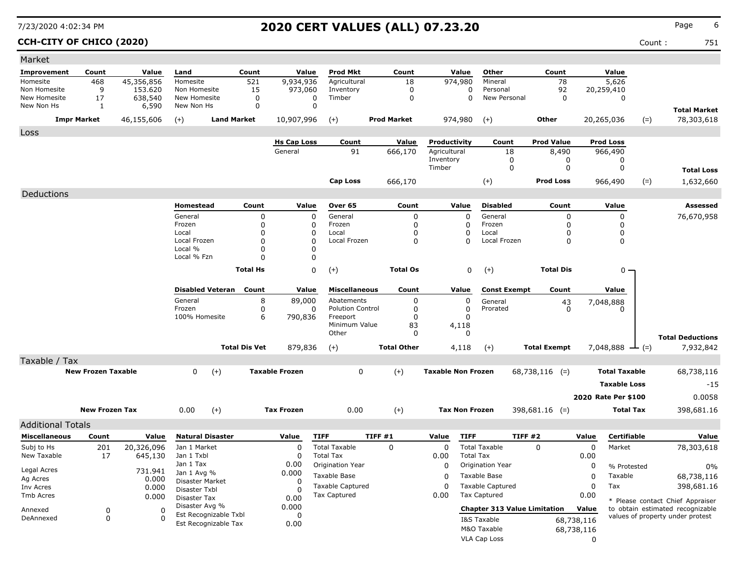# 2020 CERT VALUES (ALL) 07.23.20

7/23/2020 4:02:34 PM

**CCH-CITY OF CHICO (2020)** Count : 751

## Market

| Improvement | Count | Value | Land | Count | Value | Prod Mkt | Count | Value | Other | Count | Value | | |
|---|---|---|---|---|---|---|---|---|---|---|---|---|---|
| Homesite | 468 | 45,356,856 | Homesite | 521 | 9,934,936 | Agricultural | 18 | 974,980 | Mineral | 78 | 5,626 | | |
| Non Homesite | 9 | 153.620 | Non Homesite | 15 | 973,060 | Inventory | 0 | 0 | Personal | 92 | 20,259,410 | | |
| New Homesite | 17 | 638,540 | New Homesite | 0 | 0 | Timber | 0 | 0 | New Personal | 0 | 0 | | |
| New Non Hs | 1 | 6,590 | New Non Hs | 0 | 0 | | | | | | | | **Total Market** |
| **Impr Market** | | 46,155,606 | (+) **Land Market** | | 10,907,996 | (+) **Prod Market** | | 974,980 | (+) **Other** | | 20,265,036 | (=) | 78,303,618 |

## Loss

| Hs Cap Loss | Count | Value | Productivity | Count | Prod Value | Prod Loss | | |
|---|---|---|---|---|---|---|---|---|
| General | 91 | 666,170 | Agricultural | 18 | 8,490 | 966,490 | | |
| | | | Inventory | 0 | 0 | 0 | | |
| | | | Timber | 0 | 0 | 0 | | **Total Loss** |
| **Cap Loss** | | 666,170 | (+) | | **Prod Loss** | 966,490 | (=) | 1,632,660 |

## Deductions

| Homestead | Count | Value | Over 65 | Count | Value | Disabled | Count | Value | Assessed |
|---|---|---|---|---|---|---|---|---|---|
| General | 0 | 0 | General | 0 | 0 | General | 0 | 0 | 76,670,958 |
| Frozen | 0 | 0 | Frozen | 0 | 0 | Frozen | 0 | 0 | |
| Local | 0 | 0 | Local | 0 | 0 | Local | 0 | 0 | |
| Local Frozen | 0 | 0 | Local Frozen | 0 | 0 | Local Frozen | 0 | 0 | |
| Local % | 0 | 0 | | | | | | | |
| Local % Fzn | 0 | 0 | | | | | | | |
| **Total Hs** | | 0 | (+) **Total Os** | | 0 | (+) **Total Dis** | | 0 | |

| Disabled Veteran | Count | Value | Miscellaneous | Count | Value | Const Exempt | Count | Value | |
|---|---|---|---|---|---|---|---|---|---|
| General | 8 | 89,000 | Abatements | 0 | 0 | General | 43 | 7,048,888 | |
| Frozen | 0 | 0 | Polution Control | 0 | 0 | Prorated | 0 | 0 | |
| 100% Homesite | 6 | 790,836 | Freeport | 0 | 0 | | | | |
| | | | Minimum Value | 83 | 4,118 | | | | |
| | | | Other | 0 | 0 | | | | **Total Deductions** |
| **Total Dis Vet** | | 879,836 | (+) **Total Other** | | 4,118 | (+) **Total Exempt** | | 7,048,888 | (=) 7,932,842 |

## Taxable / Tax

| | | | | | | | |
|---|---|---|---|---|---|---|---|
| **New Frozen Taxable** | 0 | (+) **Taxable Frozen** | 0 | (+) **Taxable Non Frozen** | 68,738,116 (=) | **Total Taxable** | 68,738,116 |
| | | | | | | **Taxable Loss** | -15 |
| | | | | | | **2020 Rate Per $100** | 0.0058 |
| **New Frozen Tax** | 0.00 | (+) **Tax Frozen** | 0.00 | (+) **Tax Non Frozen** | 398,681.16 (=) | **Total Tax** | 398,681.16 |

## Additional Totals

| Miscellaneous | Count | Value | Natural Disaster | Value | TIFF | TIFF #1 | Value | TIFF | TIFF #2 | Value | Certifiable | Value |
|---|---|---|---|---|---|---|---|---|---|---|---|---|
| Subj to Hs | 201 | 20,326,096 | Jan 1 Market | 0 | Total Taxable | 0 | 0 | Total Taxable | 0 | 0 | Market | 78,303,618 |
| New Taxable | 17 | 645,130 | Jan 1 Txbl | 0 | Total Tax | | 0.00 | Total Tax | | 0.00 | | |
| | | | Jan 1 Tax | 0.00 | Origination Year | | 0 | Origination Year | | 0 | % Protested | 0% |
| Legal Acres | | 731.941 | Jan 1 Avg % | 0.000 | Taxable Base | | 0 | Taxable Base | | 0 | Taxable | 68,738,116 |
| Ag Acres | | 0.000 | Disaster Market | 0 | Taxable Captured | | 0 | Taxable Captured | | 0 | Tax | 398,681.16 |
| Inv Acres | | 0.000 | Disaster Txbl | 0 | Tax Captured | | 0.00 | Tax Captured | | 0.00 | | |
| Tmb Acres | | 0.000 | Disaster Tax | 0.00 | | | | | | | | |
| Annexed | 0 | 0 | Disaster Avg % | 0.000 | | | | **Chapter 313 Value Limitation** | | **Value** | | |
| DeAnnexed | 0 | 0 | Est Recognizable Txbl | 0 | | | | I&S Taxable | | 68,738,116 | | |
| | | | Est Recognizable Tax | 0.00 | | | | M&O Taxable | | 68,738,116 | | |
| | | | | | | | | VLA Cap Loss | | 0 | | |

\* Please contact Chief Appraiser to obtain estimated recognizable values of property under protest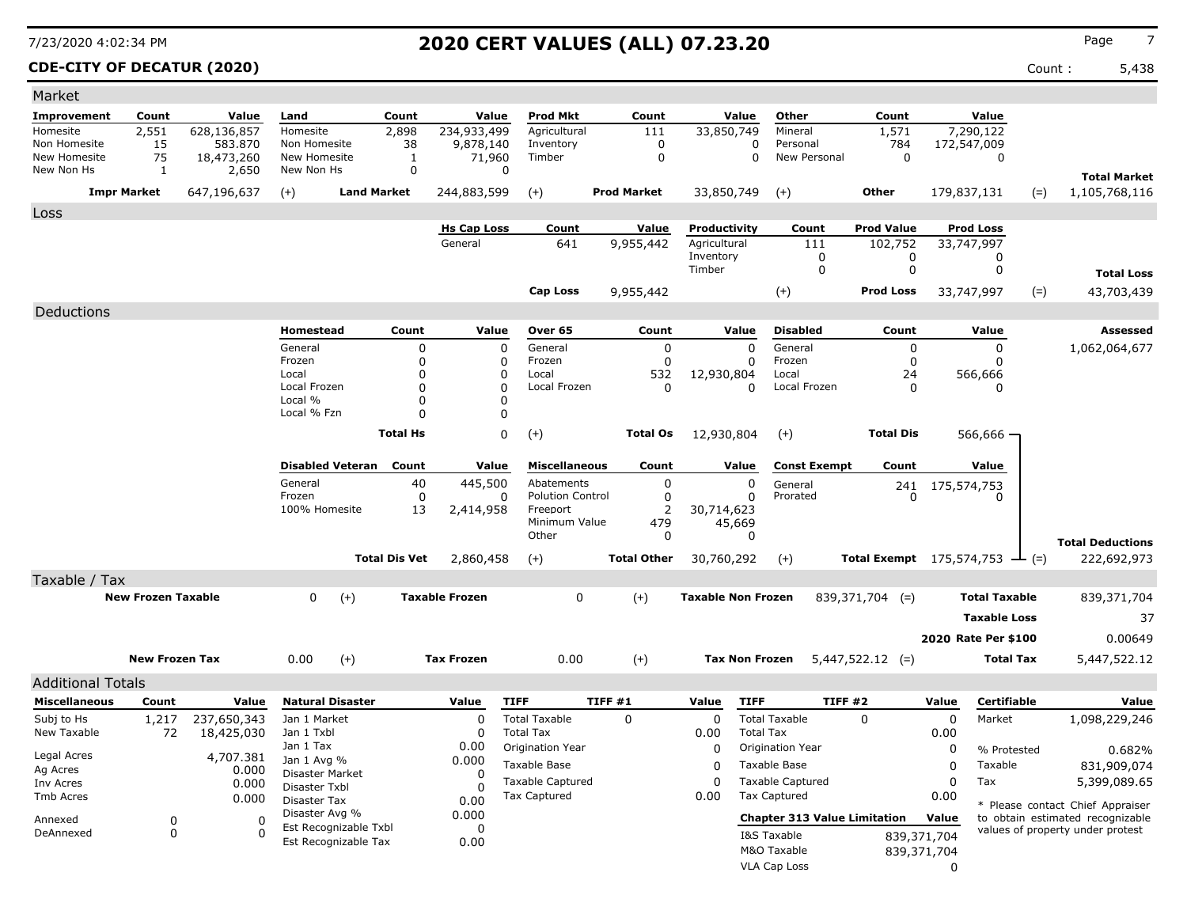# 2020 CERT VALUES (ALL) 07.23.20

7/23/2020 4:02:34 PM

**CDE-CITY OF DECATUR (2020)** — Count : 5,438

## Market

| Improvement | Count | Value | Land | Count | Value | Prod Mkt | Count | Value | Other | Count | Value | | |
|---|---|---|---|---|---|---|---|---|---|---|---|---|---|
| Homesite | 2,551 | 628,136,857 | Homesite | 2,898 | 234,933,499 | Agricultural | 111 | 33,850,749 | Mineral | 1,571 | 7,290,122 | | |
| Non Homesite | 15 | 583.870 | Non Homesite | 38 | 9,878,140 | Inventory | 0 | 0 | Personal | 784 | 172,547,009 | | |
| New Homesite | 75 | 18,473,260 | New Homesite | 1 | 71,960 | Timber | 0 | 0 | New Personal | 0 | 0 | | |
| New Non Hs | 1 | 2,650 | New Non Hs | 0 | 0 | | | | | | | | **Total Market** |
| **Impr Market** | | 647,196,637 | (+) **Land Market** | | 244,883,599 | (+) **Prod Market** | | 33,850,749 | (+) **Other** | | 179,837,131 | (=) | 1,105,768,116 |

## Loss

| Hs Cap Loss | Count | Value | Productivity | Count | Prod Value | Prod Loss | | |
|---|---|---|---|---|---|---|---|---|
| General | 641 | 9,955,442 | Agricultural | 111 | 102,752 | 33,747,997 | | |
| | | | Inventory | 0 | 0 | 0 | | |
| | | | Timber | 0 | 0 | 0 | | **Total Loss** |
| **Cap Loss** | | 9,955,442 | (+) | | **Prod Loss** | 33,747,997 | (=) | 43,703,439 |

## Deductions

| Homestead | Count | Value | Over 65 | Count | Value | Disabled | Count | Value | Assessed |
|---|---|---|---|---|---|---|---|---|---|
| General | 0 | 0 | General | 0 | 0 | General | 0 | 0 | 1,062,064,677 |
| Frozen | 0 | 0 | Frozen | 0 | 0 | Frozen | 0 | 0 | |
| Local | 0 | 0 | Local | 532 | 12,930,804 | Local | 24 | 566,666 | |
| Local Frozen | 0 | 0 | Local Frozen | 0 | 0 | Local Frozen | 0 | 0 | |
| Local % | 0 | 0 | | | | | | | |
| Local % Fzn | 0 | 0 | | | | | | | |
| **Total Hs** | | 0 | (+) **Total Os** | | 12,930,804 | (+) **Total Dis** | | 566,666 | |

| Disabled Veteran | Count | Value | Miscellaneous | Count | Value | Const Exempt | Count | Value | | |
|---|---|---|---|---|---|---|---|---|---|---|
| General | 40 | 445,500 | Abatements | 0 | 0 | General | 241 | 175,574,753 | | |
| Frozen | 0 | 0 | Polution Control | 0 | 0 | Prorated | 0 | 0 | | |
| 100% Homesite | 13 | 2,414,958 | Freeport | 2 | 30,714,623 | | | | | |
| | | | Minimum Value | 479 | 45,669 | | | | | |
| | | | Other | 0 | 0 | | | | | **Total Deductions** |
| **Total Dis Vet** | | 2,860,458 | (+) **Total Other** | | 30,760,292 | (+) **Total Exempt** | | 175,574,753 | (=) | 222,692,973 |

## Taxable / Tax

| New Frozen Taxable | | Taxable Frozen | | Taxable Non Frozen | | | |
|---|---|---|---|---|---|---|---|
| 0 | (+) | 0 | (+) | 839,371,704 | (=) | **Total Taxable** | 839,371,704 |
| | | | | | | **Taxable Loss** | 37 |
| | | | | | | **2020 Rate Per $100** | 0.00649 |

| New Frozen Tax | | Tax Frozen | | Tax Non Frozen | | | |
|---|---|---|---|---|---|---|---|
| 0.00 | (+) | 0.00 | (+) | 5,447,522.12 | (=) | **Total Tax** | 5,447,522.12 |

## Additional Totals

| Miscellaneous | Count | Value |
|---|---|---|
| Subj to Hs | 1,217 | 237,650,343 |
| New Taxable | 72 | 18,425,030 |
| Legal Acres | | 4,707.381 |
| Ag Acres | | 0.000 |
| Inv Acres | | 0.000 |
| Tmb Acres | | 0.000 |
| Annexed | 0 | 0 |
| DeAnnexed | 0 | 0 |

| Natural Disaster | Value |
|---|---|
| Jan 1 Market | 0 |
| Jan 1 Txbl | 0 |
| Jan 1 Tax | 0.00 |
| Jan 1 Avg % | 0.000 |
| Disaster Market | 0 |
| Disaster Txbl | 0 |
| Disaster Tax | 0.00 |
| Disaster Avg % | 0.000 |
| Est Recognizable Txbl | 0 |
| Est Recognizable Tax | 0.00 |

| TIFF | TIFF #1 | Value |
|---|---|---|
| Total Taxable | 0 | 0 |
| Total Tax | | 0.00 |
| Origination Year | | 0 |
| Taxable Base | | 0 |
| Taxable Captured | | 0 |
| Tax Captured | | 0.00 |

| TIFF | TIFF #2 | Value |
|---|---|---|
| Total Taxable | 0 | 0 |
| Total Tax | | 0.00 |
| Origination Year | | 0 |
| Taxable Base | | 0 |
| Taxable Captured | | 0 |
| Tax Captured | | 0.00 |

| Chapter 313 Value Limitation | Value |
|---|---|
| I&S Taxable | 839,371,704 |
| M&O Taxable | 839,371,704 |
| VLA Cap Loss | 0 |

| Certifiable | Value |
|---|---|
| Market | 1,098,229,246 |
| % Protested | 0.682% |
| Taxable | 831,909,074 |
| Tax | 5,399,089.65 |

* Please contact Chief Appraiser to obtain estimated recognizable values of property under protest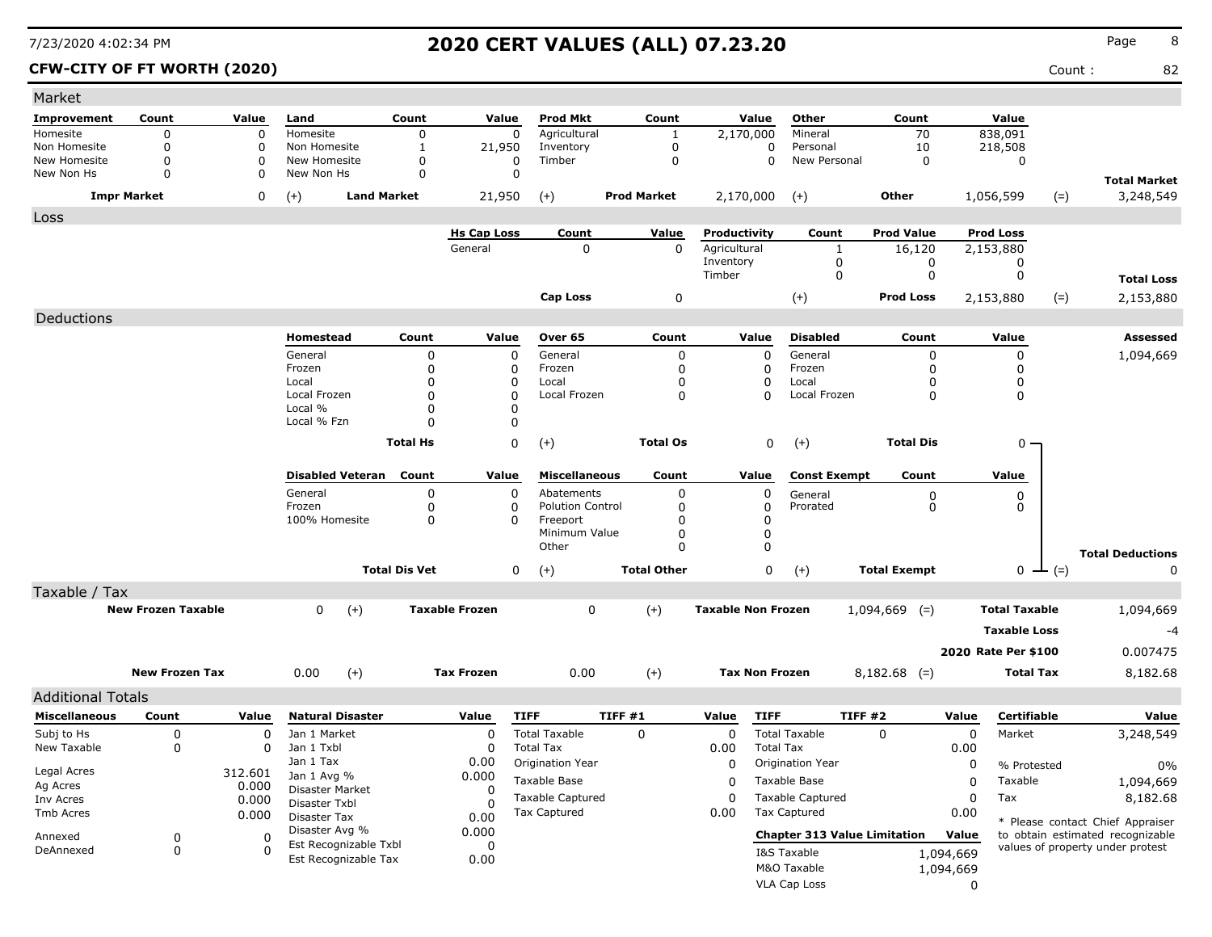# 2020 CERT VALUES (ALL) 07.23.20

7/23/2020 4:02:34 PM

**CFW-CITY OF FT WORTH (2020)** Count : 82

## Market

| Improvement | Count | Value | Land | Count | Value | Prod Mkt | Count | Value | Other | Count | Value | | |
|---|---|---|---|---|---|---|---|---|---|---|---|---|---|
| Homesite | 0 | 0 | Homesite | 0 | 0 | Agricultural | 1 | 2,170,000 | Mineral | 70 | 838,091 | | |
| Non Homesite | 0 | 0 | Non Homesite | 1 | 21,950 | Inventory | 0 | 0 | Personal | 10 | 218,508 | | |
| New Homesite | 0 | 0 | New Homesite | 0 | 0 | Timber | 0 | 0 | New Personal | 0 | 0 | | |
| New Non Hs | 0 | 0 | New Non Hs | 0 | 0 | | | | | | | | **Total Market** |
| **Impr Market** | | 0 | (+) **Land Market** | | 21,950 | (+) **Prod Market** | | 2,170,000 | (+) **Other** | | 1,056,599 | (=) | 3,248,549 |

## Loss

| Hs Cap Loss | Count | Value | Productivity | Count | Prod Value | Prod Loss | | |
|---|---|---|---|---|---|---|---|---|
| General | 0 | 0 | Agricultural | 1 | 16,120 | 2,153,880 | | |
| | | | Inventory | 0 | 0 | 0 | | |
| | | | Timber | 0 | 0 | 0 | | **Total Loss** |
| **Cap Loss** | | 0 | (+) | | **Prod Loss** | 2,153,880 | (=) | 2,153,880 |

## Deductions

| Homestead | Count | Value | Over 65 | Count | Value | Disabled | Count | Value | Assessed |
|---|---|---|---|---|---|---|---|---|---|
| General | 0 | 0 | General | 0 | 0 | General | 0 | 0 | 1,094,669 |
| Frozen | 0 | 0 | Frozen | 0 | 0 | Frozen | 0 | 0 | |
| Local | 0 | 0 | Local | 0 | 0 | Local | 0 | 0 | |
| Local Frozen | 0 | 0 | Local Frozen | 0 | 0 | Local Frozen | 0 | 0 | |
| Local % | 0 | 0 | | | | | | | |
| Local % Fzn | 0 | 0 | | | | | | | |
| **Total Hs** | | 0 | (+) **Total Os** | | 0 | (+) **Total Dis** | | 0 | |

| Disabled Veteran | Count | Value | Miscellaneous | Count | Value | Const Exempt | Count | Value | | |
|---|---|---|---|---|---|---|---|---|---|---|
| General | 0 | 0 | Abatements | 0 | 0 | General | 0 | 0 | | |
| Frozen | 0 | 0 | Polution Control | 0 | 0 | Prorated | 0 | 0 | | |
| 100% Homesite | 0 | 0 | Freeport | 0 | 0 | | | | | |
| | | | Minimum Value | 0 | 0 | | | | | |
| | | | Other | 0 | 0 | | | | | **Total Deductions** |
| **Total Dis Vet** | | 0 | (+) **Total Other** | | 0 | (+) **Total Exempt** | | 0 | (=) | 0 |

## Taxable / Tax

| | | | | | | | | |
|---|---|---|---|---|---|---|---|---|
| **New Frozen Taxable** | 0 | (+) | **Taxable Frozen** | 0 | (+) | **Taxable Non Frozen** | 1,094,669 (=) | **Total Taxable** 1,094,669 |
| | | | | | | | | **Taxable Loss** -4 |
| | | | | | | | | **2020 Rate Per $100** 0.007475 |
| **New Frozen Tax** | 0.00 | (+) | **Tax Frozen** | 0.00 | (+) | **Tax Non Frozen** | 8,182.68 (=) | **Total Tax** 8,182.68 |

## Additional Totals

| Miscellaneous | Count | Value |
|---|---|---|
| Subj to Hs | 0 | 0 |
| New Taxable | 0 | 0 |
| Legal Acres | | 312.601 |
| Ag Acres | | 0.000 |
| Inv Acres | | 0.000 |
| Tmb Acres | | 0.000 |
| Annexed | 0 | 0 |
| DeAnnexed | 0 | 0 |

| Natural Disaster | Value |
|---|---|
| Jan 1 Market | 0 |
| Jan 1 Txbl | 0 |
| Jan 1 Tax | 0.00 |
| Jan 1 Avg % | 0.000 |
| Disaster Market | 0 |
| Disaster Txbl | 0 |
| Disaster Tax | 0.00 |
| Disaster Avg % | 0.000 |
| Est Recognizable Txbl | 0 |
| Est Recognizable Tax | 0.00 |

| TIFF | TIFF #1 | Value |
|---|---|---|
| Total Taxable | 0 | 0 |
| Total Tax | | 0.00 |
| Origination Year | | 0 |
| Taxable Base | | 0 |
| Taxable Captured | | 0 |
| Tax Captured | | 0.00 |

| TIFF | TIFF #2 | Value |
|---|---|---|
| Total Taxable | 0 | 0 |
| Total Tax | | 0.00 |
| Origination Year | | 0 |
| Taxable Base | | 0 |
| Taxable Captured | | 0 |
| Tax Captured | | 0.00 |

| Chapter 313 Value Limitation | Value |
|---|---|
| I&S Taxable | 1,094,669 |
| M&O Taxable | 1,094,669 |
| VLA Cap Loss | 0 |

| Certifiable | Value |
|---|---|
| Market | 3,248,549 |
| % Protested | 0% |
| Taxable | 1,094,669 |
| Tax | 8,182.68 |

* Please contact Chief Appraiser to obtain estimated recognizable values of property under protest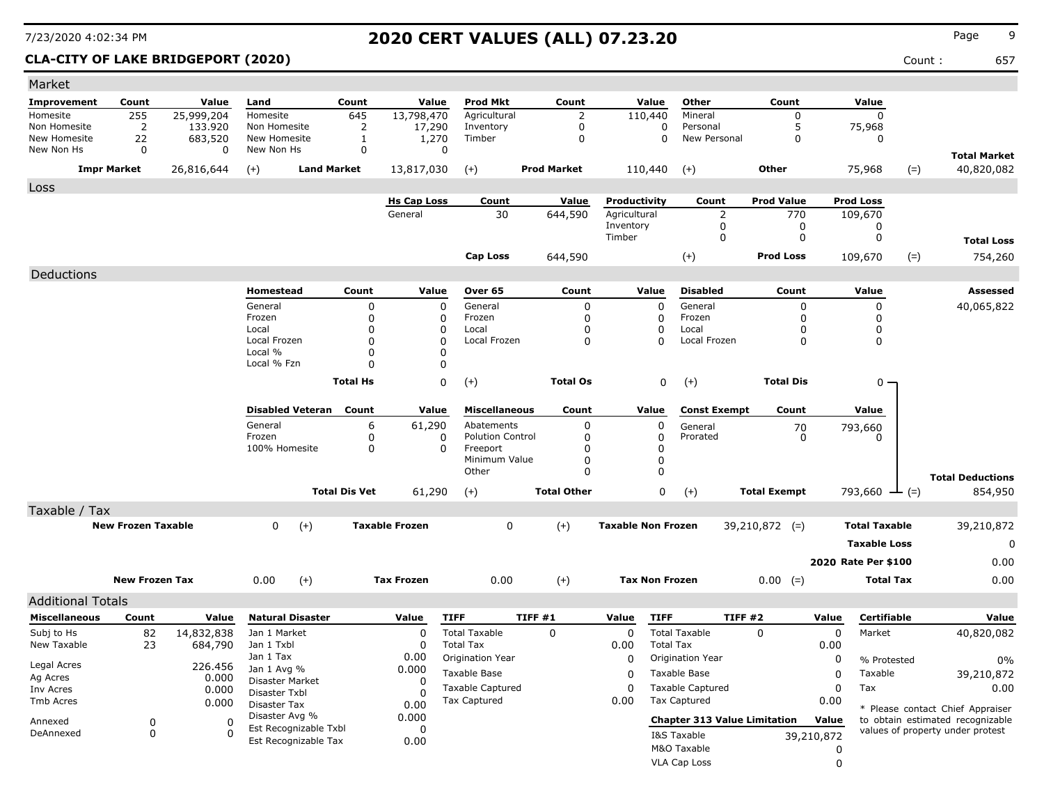# 2020 CERT VALUES (ALL) 07.23.20

7/23/2020 4:02:34 PM

**CLA-CITY OF LAKE BRIDGEPORT (2020)** Count : 657

## Market

| Improvement | Count | Value | Land | Count | Value | Prod Mkt | Count | Value | Other | Count | Value | | |
|---|---|---|---|---|---|---|---|---|---|---|---|---|---|
| Homesite | 255 | 25,999,204 | Homesite | 645 | 13,798,470 | Agricultural | 2 | 110,440 | Mineral | 0 | 0 | | |
| Non Homesite | 2 | 133.920 | Non Homesite | 2 | 17,290 | Inventory | 0 | 0 | Personal | 5 | 75,968 | | |
| New Homesite | 22 | 683,520 | New Homesite | 1 | 1,270 | Timber | 0 | 0 | New Personal | 0 | 0 | | |
| New Non Hs | 0 | 0 | New Non Hs | 0 | 0 | | | | | | | | **Total Market** |
| **Impr Market** | | 26,816,644 | (+) **Land Market** | | 13,817,030 | (+) **Prod Market** | | 110,440 | (+) **Other** | | 75,968 | (=) | 40,820,082 |

## Loss

| Hs Cap Loss | Count | Value | Productivity | Count | Prod Value | Prod Loss | | |
|---|---|---|---|---|---|---|---|---|
| General | 30 | 644,590 | Agricultural | 2 | 770 | 109,670 | | |
| | | | Inventory | 0 | 0 | 0 | | |
| | | | Timber | 0 | 0 | 0 | | **Total Loss** |
| **Cap Loss** | | 644,590 | (+) | | **Prod Loss** | 109,670 | (=) | 754,260 |

## Deductions

| Homestead | Count | Value | Over 65 | Count | Value | Disabled | Count | Value | Assessed |
|---|---|---|---|---|---|---|---|---|---|
| General | 0 | 0 | General | 0 | 0 | General | 0 | 0 | 40,065,822 |
| Frozen | 0 | 0 | Frozen | 0 | 0 | Frozen | 0 | 0 | |
| Local | 0 | 0 | Local | 0 | 0 | Local | 0 | 0 | |
| Local Frozen | 0 | 0 | Local Frozen | 0 | 0 | Local Frozen | 0 | 0 | |
| Local % | 0 | 0 | | | | | | | |
| Local % Fzn | 0 | 0 | | | | | | | |
| **Total Hs** | | 0 | (+) **Total Os** | | 0 | (+) **Total Dis** | | 0 | |

| Disabled Veteran | Count | Value | Miscellaneous | Count | Value | Const Exempt | Count | Value | | |
|---|---|---|---|---|---|---|---|---|---|---|
| General | 6 | 61,290 | Abatements | 0 | 0 | General | 70 | 793,660 | | |
| Frozen | 0 | 0 | Polution Control | 0 | 0 | Prorated | 0 | 0 | | |
| 100% Homesite | 0 | 0 | Freeport | 0 | 0 | | | | | |
| | | | Minimum Value | 0 | 0 | | | | | |
| | | | Other | 0 | 0 | | | | | **Total Deductions** |
| **Total Dis Vet** | | 61,290 | (+) **Total Other** | | 0 | (+) **Total Exempt** | | 793,660 | (=) | 854,950 |

## Taxable / Tax

| | | | | | | | | |
|---|---|---|---|---|---|---|---|---|
| **New Frozen Taxable** | 0 | (+) | **Taxable Frozen** | 0 | (+) | **Taxable Non Frozen** | 39,210,872 (=) | **Total Taxable** 39,210,872 |
| | | | | | | | | **Taxable Loss** 0 |
| | | | | | | | | **2020 Rate Per $100** 0.00 |
| **New Frozen Tax** | 0.00 | (+) | **Tax Frozen** | 0.00 | (+) | **Tax Non Frozen** | 0.00 (=) | **Total Tax** 0.00 |

## Additional Totals

| Miscellaneous | Count | Value | Natural Disaster | Value | TIFF | TIFF #1 | Value | TIFF | TIFF #2 | Value | Certifiable | Value |
|---|---|---|---|---|---|---|---|---|---|---|---|---|
| Subj to Hs | 82 | 14,832,838 | Jan 1 Market | 0 | Total Taxable | 0 | 0 | Total Taxable | 0 | 0 | Market | 40,820,082 |
| New Taxable | 23 | 684,790 | Jan 1 Txbl | 0 | Total Tax | | 0.00 | Total Tax | | 0.00 | | |
| Legal Acres | | 226.456 | Jan 1 Tax | 0.00 | Origination Year | | 0 | Origination Year | | 0 | % Protested | 0% |
| Ag Acres | | 0.000 | Jan 1 Avg % | 0.000 | Taxable Base | | 0 | Taxable Base | | 0 | Taxable | 39,210,872 |
| Inv Acres | | 0.000 | Disaster Market | 0 | Taxable Captured | | 0 | Taxable Captured | | 0 | Tax | 0.00 |
| Tmb Acres | | 0.000 | Disaster Txbl | 0 | Tax Captured | | 0.00 | Tax Captured | | 0.00 | | |
| | | | Disaster Tax | 0.00 | | | | | | | | |
| Annexed | 0 | 0 | Disaster Avg % | 0.000 | | | | **Chapter 313 Value Limitation** | | **Value** | | |
| DeAnnexed | 0 | 0 | Est Recognizable Txbl | 0 | | | | I&S Taxable | | 39,210,872 | | |
| | | | Est Recognizable Tax | 0.00 | | | | M&O Taxable | | 0 | | |
| | | | | | | | | VLA Cap Loss | | 0 | | |

* Please contact Chief Appraiser to obtain estimated recognizable values of property under protest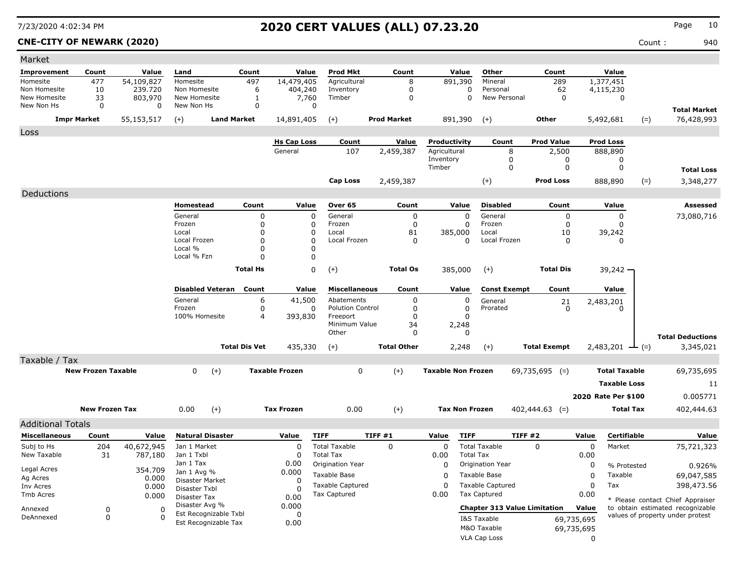# 2020 CERT VALUES (ALL) 07.23.20

7/23/2020 4:02:34 PM

**CNE-CITY OF NEWARK (2020)**

Count : 940

## Market

| Improvement | Count | Value | Land | Count | Value | Prod Mkt | Count | Value | Other | Count | Value | | |
|---|---|---|---|---|---|---|---|---|---|---|---|---|---|
| Homesite | 477 | 54,109,827 | Homesite | 497 | 14,479,405 | Agricultural | 8 | 891,390 | Mineral | 289 | 1,377,451 | | |
| Non Homesite | 10 | 239.720 | Non Homesite | 6 | 404,240 | Inventory | 0 | 0 | Personal | 62 | 4,115,230 | | |
| New Homesite | 33 | 803,970 | New Homesite | 1 | 7,760 | Timber | 0 | 0 | New Personal | 0 | 0 | | |
| New Non Hs | 0 | 0 | New Non Hs | 0 | 0 | | | | | | | | **Total Market** |
| **Impr Market** | | 55,153,517 | (+) | **Land Market** | 14,891,405 | (+) | **Prod Market** | 891,390 | (+) | **Other** | 5,492,681 | (=) | 76,428,993 |

## Loss

| Hs Cap Loss | Count | Value | Productivity | Count | Prod Value | Prod Loss | | |
|---|---|---|---|---|---|---|---|---|
| General | 107 | 2,459,387 | Agricultural | 8 | 2,500 | 888,890 | | |
| | | | Inventory | 0 | 0 | 0 | | |
| | | | Timber | 0 | 0 | 0 | | **Total Loss** |
| **Cap Loss** | | 2,459,387 | | (+) | **Prod Loss** | 888,890 | (=) | 3,348,277 |

## Deductions

| Homestead | Count | Value | Over 65 | Count | Value | Disabled | Count | Value | Assessed |
|---|---|---|---|---|---|---|---|---|---|
| General | 0 | 0 | General | 0 | 0 | General | 0 | 0 | 73,080,716 |
| Frozen | 0 | 0 | Frozen | 0 | 0 | Frozen | 0 | 0 | |
| Local | 0 | 0 | Local | 81 | 385,000 | Local | 10 | 39,242 | |
| Local Frozen | 0 | 0 | Local Frozen | 0 | 0 | Local Frozen | 0 | 0 | |
| Local % | 0 | 0 | | | | | | | |
| Local % Fzn | 0 | 0 | | | | | | | |
| **Total Hs** | | 0 | (+) **Total Os** | | 385,000 | (+) **Total Dis** | | 39,242 | |

| Disabled Veteran | Count | Value | Miscellaneous | Count | Value | Const Exempt | Count | Value | |
|---|---|---|---|---|---|---|---|---|---|
| General | 6 | 41,500 | Abatements | 0 | 0 | General | 21 | 2,483,201 | |
| Frozen | 0 | 0 | Polution Control | 0 | 0 | Prorated | 0 | 0 | |
| 100% Homesite | 4 | 393,830 | Freeport | 0 | 0 | | | | |
| | | | Minimum Value | 34 | 2,248 | | | | |
| | | | Other | 0 | 0 | | | | **Total Deductions** |
| **Total Dis Vet** | | 435,330 | (+) **Total Other** | | 2,248 | (+) **Total Exempt** | | 2,483,201 | (=) 3,345,021 |

## Taxable / Tax

| | | | | | | | | |
|---|---|---|---|---|---|---|---|---|
| **New Frozen Taxable** | 0 | (+) | **Taxable Frozen** | 0 | (+) | **Taxable Non Frozen** | 69,735,695 (=) | **Total Taxable** 69,735,695 |
| | | | | | | | | **Taxable Loss** 11 |
| | | | | | | | | **2020 Rate Per $100** 0.005771 |
| **New Frozen Tax** | 0.00 | (+) | **Tax Frozen** | 0.00 | (+) | **Tax Non Frozen** | 402,444.63 (=) | **Total Tax** 402,444.63 |

## Additional Totals

| Miscellaneous | Count | Value | Natural Disaster | Value | TIFF | TIFF #1 | Value | TIFF | TIFF #2 | Value | Certifiable | Value |
|---|---|---|---|---|---|---|---|---|---|---|---|---|
| Subj to Hs | 204 | 40,672,945 | Jan 1 Market | 0 | Total Taxable | 0 | 0 | Total Taxable | 0 | 0 | Market | 75,721,323 |
| New Taxable | 31 | 787,180 | Jan 1 Txbl | 0 | Total Tax | | 0.00 | Total Tax | | 0.00 | | |
| | | | Jan 1 Tax | 0.00 | Origination Year | | 0 | Origination Year | | 0 | % Protested | 0.926% |
| Legal Acres | | 354.709 | Jan 1 Avg % | 0.000 | Taxable Base | | 0 | Taxable Base | | 0 | Taxable | 69,047,585 |
| Ag Acres | | 0.000 | Disaster Market | 0 | Taxable Captured | | 0 | Taxable Captured | | 0 | Tax | 398,473.56 |
| Inv Acres | | 0.000 | Disaster Txbl | 0 | Tax Captured | | 0.00 | Tax Captured | | 0.00 | | |
| Tmb Acres | | 0.000 | Disaster Tax | 0.00 | | | | | | | | |
| Annexed | 0 | 0 | Disaster Avg % | 0.000 | | | | **Chapter 313 Value Limitation** | | **Value** | | |
| DeAnnexed | 0 | 0 | Est Recognizable Txbl | 0 | | | | I&S Taxable | | 69,735,695 | | |
| | | | Est Recognizable Tax | 0.00 | | | | M&O Taxable | | 69,735,695 | | |
| | | | | | | | | VLA Cap Loss | | 0 | | |

* Please contact Chief Appraiser to obtain estimated recognizable values of property under protest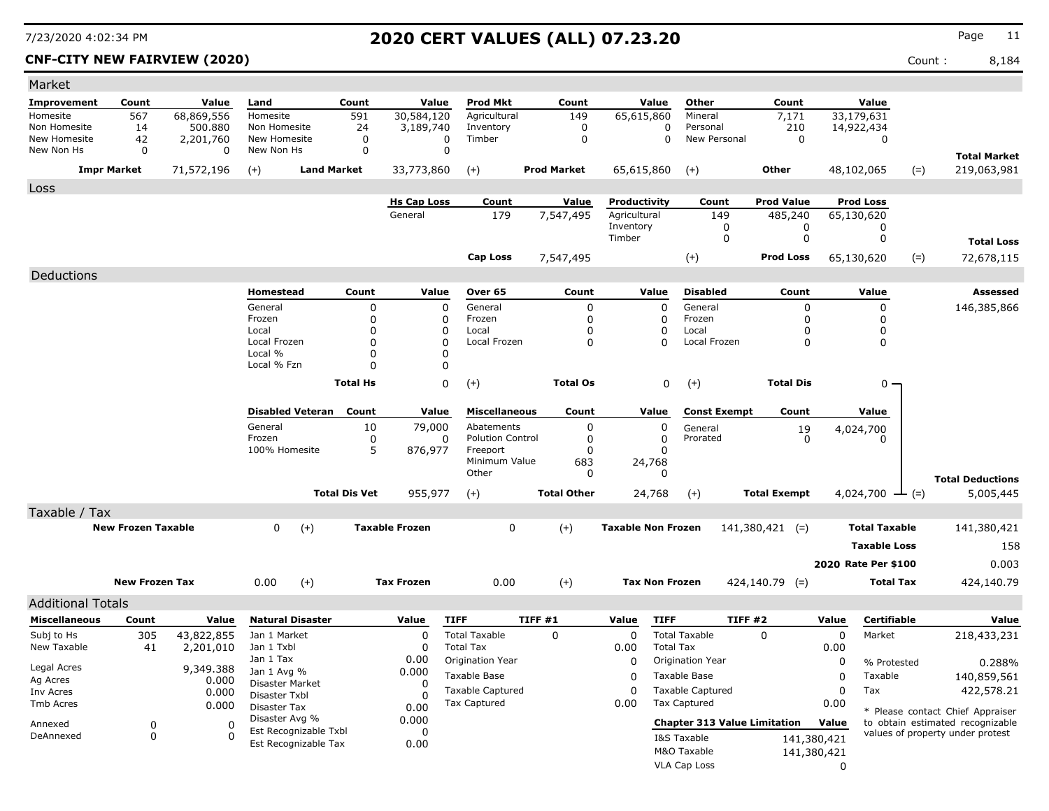7/23/2020 4:02:34 PM

# 2020 CERT VALUES (ALL) 07.23.20

**CNF-CITY NEW FAIRVIEW (2020)** Count : 8,184

## Market

| Improvement | Count | Value | Land | Count | Value | Prod Mkt | Count | Value | Other | Count | Value | | |
|---|---|---|---|---|---|---|---|---|---|---|---|---|---|
| Homesite | 567 | 68,869,556 | Homesite | 591 | 30,584,120 | Agricultural | 149 | 65,615,860 | Mineral | 7,171 | 33,179,631 | | |
| Non Homesite | 14 | 500.880 | Non Homesite | 24 | 3,189,740 | Inventory | 0 | 0 | Personal | 210 | 14,922,434 | | |
| New Homesite | 42 | 2,201,760 | New Homesite | 0 | 0 | Timber | 0 | 0 | New Personal | 0 | 0 | | |
| New Non Hs | 0 | 0 | New Non Hs | 0 | 0 | | | | | | | | **Total Market** |
| **Impr Market** | | 71,572,196 | (+) | **Land Market** | 33,773,860 | (+) | **Prod Market** | 65,615,860 | (+) | **Other** | 48,102,065 | (=) | 219,063,981 |

## Loss

| Hs Cap Loss | Count | Value | Productivity | Count | Prod Value | Prod Loss | | |
|---|---|---|---|---|---|---|---|---|
| General | 179 | 7,547,495 | Agricultural | 149 | 485,240 | 65,130,620 | | |
| | | | Inventory | 0 | 0 | 0 | | |
| | | | Timber | 0 | 0 | 0 | | **Total Loss** |
| **Cap Loss** | | 7,547,495 | (+) | | **Prod Loss** | 65,130,620 | (=) | 72,678,115 |

## Deductions

| Homestead | Count | Value | Over 65 | Count | Value | Disabled | Count | Value | Assessed |
|---|---|---|---|---|---|---|---|---|---|
| General | 0 | 0 | General | 0 | 0 | General | 0 | 0 | 146,385,866 |
| Frozen | 0 | 0 | Frozen | 0 | 0 | Frozen | 0 | 0 | |
| Local | 0 | 0 | Local | 0 | 0 | Local | 0 | 0 | |
| Local Frozen | 0 | 0 | Local Frozen | 0 | 0 | Local Frozen | 0 | 0 | |
| Local % | 0 | 0 | | | | | | | |
| Local % Fzn | 0 | 0 | | | | | | | |
| **Total Hs** | | 0 | (+) **Total Os** | | 0 | (+) **Total Dis** | | 0 | |

| Disabled Veteran | Count | Value | Miscellaneous | Count | Value | Const Exempt | Count | Value | | |
|---|---|---|---|---|---|---|---|---|---|---|
| General | 10 | 79,000 | Abatements | 0 | 0 | General | 19 | 4,024,700 | | |
| Frozen | 0 | 0 | Polution Control | 0 | 0 | Prorated | 0 | 0 | | |
| 100% Homesite | 5 | 876,977 | Freeport | 0 | 0 | | | | | |
| | | | Minimum Value | 683 | 24,768 | | | | | |
| | | | Other | 0 | 0 | | | | | **Total Deductions** |
| **Total Dis Vet** | | 955,977 | (+) **Total Other** | | 24,768 | (+) **Total Exempt** | | 4,024,700 | (=) | 5,005,445 |

## Taxable / Tax

| | | | | | | | |
|---|---|---|---|---|---|---|---|
| **New Frozen Taxable** | 0 (+) | **Taxable Frozen** | 0 (+) | **Taxable Non Frozen** | 141,380,421 (=) | **Total Taxable** | 141,380,421 |
| | | | | | | **Taxable Loss** | 158 |
| | | | | | | **2020 Rate Per $100** | 0.003 |
| **New Frozen Tax** | 0.00 (+) | **Tax Frozen** | 0.00 (+) | **Tax Non Frozen** | 424,140.79 (=) | **Total Tax** | 424,140.79 |

## Additional Totals

| Miscellaneous | Count | Value |
|---|---|---|
| Subj to Hs | 305 | 43,822,855 |
| New Taxable | 41 | 2,201,010 |
| Legal Acres | | 9,349.388 |
| Ag Acres | | 0.000 |
| Inv Acres | | 0.000 |
| Tmb Acres | | 0.000 |
| Annexed | 0 | 0 |
| DeAnnexed | 0 | 0 |

| Natural Disaster | Value |
|---|---|
| Jan 1 Market | 0 |
| Jan 1 Txbl | 0 |
| Jan 1 Tax | 0.00 |
| Jan 1 Avg % | 0.000 |
| Disaster Market | 0 |
| Disaster Txbl | 0 |
| Disaster Tax | 0.00 |
| Disaster Avg % | 0.000 |
| Est Recognizable Txbl | 0 |
| Est Recognizable Tax | 0.00 |

| TIFF | TIFF #1 | Value |
|---|---|---|
| Total Taxable | 0 | 0 |
| Total Tax | | 0.00 |
| Origination Year | | 0 |
| Taxable Base | | 0 |
| Taxable Captured | | 0 |
| Tax Captured | | 0.00 |

| TIFF | TIFF #2 | Value |
|---|---|---|
| Total Taxable | 0 | 0 |
| Total Tax | | 0.00 |
| Origination Year | | 0 |
| Taxable Base | | 0 |
| Taxable Captured | | 0 |
| Tax Captured | | 0.00 |

| Chapter 313 Value Limitation | Value |
|---|---|
| I&S Taxable | 141,380,421 |
| M&O Taxable | 141,380,421 |
| VLA Cap Loss | 0 |

| Certifiable | Value |
|---|---|
| Market | 218,433,231 |
| % Protested | 0.288% |
| Taxable | 140,859,561 |
| Tax | 422,578.21 |

* Please contact Chief Appraiser to obtain estimated recognizable values of property under protest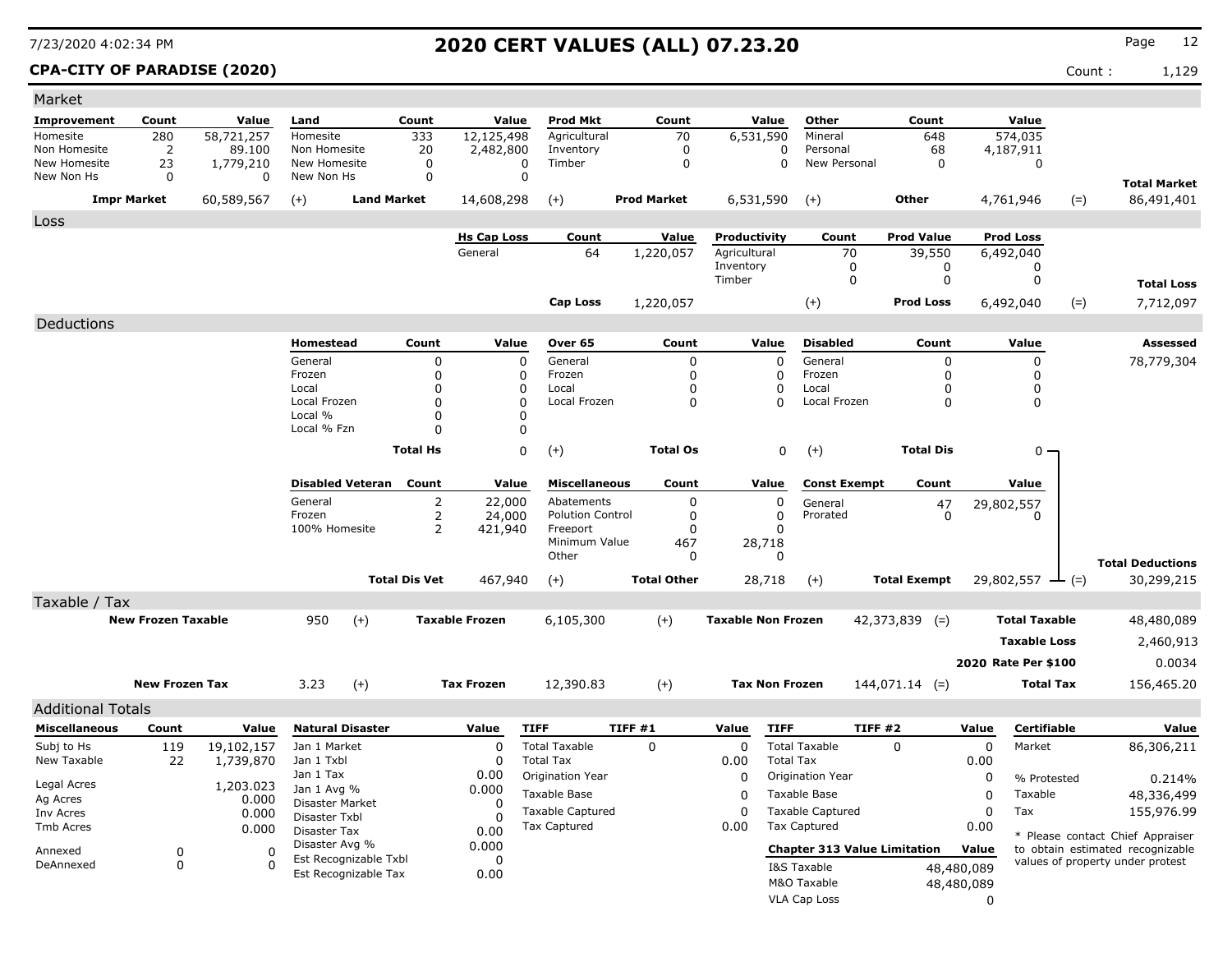# 2020 CERT VALUES (ALL) 07.23.20

**CPA-CITY OF PARADISE (2020)** Count : 1,129

## Market

| Improvement | Count | Value | Land | Count | Value | Prod Mkt | Count | Value | Other | Count | Value | | |
|---|---|---|---|---|---|---|---|---|---|---|---|---|---|
| Homesite | 280 | 58,721,257 | Homesite | 333 | 12,125,498 | Agricultural | 70 | 6,531,590 | Mineral | 648 | 574,035 | | |
| Non Homesite | 2 | 89.100 | Non Homesite | 20 | 2,482,800 | Inventory | 0 | 0 | Personal | 68 | 4,187,911 | | |
| New Homesite | 23 | 1,779,210 | New Homesite | 0 | 0 | Timber | 0 | 0 | New Personal | 0 | 0 | | |
| New Non Hs | 0 | 0 | New Non Hs | 0 | 0 | | | | | | | | **Total Market** |
| **Impr Market** | | 60,589,567 | (+) | **Land Market** | 14,608,298 | (+) | **Prod Market** | 6,531,590 | (+) | **Other** | 4,761,946 | (=) | 86,491,401 |

## Loss

| Hs Cap Loss | Count | Value | Productivity | Count | Prod Value | Prod Loss | | |
|---|---|---|---|---|---|---|---|---|
| General | 64 | 1,220,057 | Agricultural | 70 | 39,550 | 6,492,040 | | |
| | | | Inventory | 0 | 0 | 0 | | |
| | | | Timber | 0 | 0 | 0 | | **Total Loss** |
| **Cap Loss** | | 1,220,057 | (+) | | **Prod Loss** | 6,492,040 | (=) | 7,712,097 |

## Deductions

| Homestead | Count | Value | Over 65 | Count | Value | Disabled | Count | Value | Assessed |
|---|---|---|---|---|---|---|---|---|---|
| General | 0 | 0 | General | 0 | 0 | General | 0 | 0 | 78,779,304 |
| Frozen | 0 | 0 | Frozen | 0 | 0 | Frozen | 0 | 0 | |
| Local | 0 | 0 | Local | 0 | 0 | Local | 0 | 0 | |
| Local Frozen | 0 | 0 | Local Frozen | 0 | 0 | Local Frozen | 0 | 0 | |
| Local % | 0 | 0 | | | | | | | |
| Local % Fzn | 0 | 0 | | | | | | | |
| **Total Hs** | | 0 | (+) | **Total Os** | 0 | (+) | **Total Dis** | 0 | |

| Disabled Veteran | Count | Value | Miscellaneous | Count | Value | Const Exempt | Count | Value | | |
|---|---|---|---|---|---|---|---|---|---|---|
| General | 2 | 22,000 | Abatements | 0 | 0 | General | 47 | 29,802,557 | | |
| Frozen | 2 | 24,000 | Polution Control | 0 | 0 | Prorated | 0 | 0 | | |
| 100% Homesite | 2 | 421,940 | Freeport | 0 | 0 | | | | | |
| | | | Minimum Value | 467 | 28,718 | | | | | |
| | | | Other | 0 | 0 | | | | | **Total Deductions** |
| **Total Dis Vet** | | 467,940 | (+) | **Total Other** | 28,718 | (+) | **Total Exempt** | 29,802,557 | (=) | 30,299,215 |

## Taxable / Tax

| | | | | | | | | | |
|---|---|---|---|---|---|---|---|---|---|
| **New Frozen Taxable** | 950 | (+) | **Taxable Frozen** | 6,105,300 | (+) | **Taxable Non Frozen** | 42,373,839 | (=) | **Total Taxable** 48,480,089 |
| | | | | | | | | | **Taxable Loss** 2,460,913 |
| | | | | | | | | | **2020 Rate Per $100** 0.0034 |
| **New Frozen Tax** | 3.23 | (+) | **Tax Frozen** | 12,390.83 | (+) | **Tax Non Frozen** | 144,071.14 | (=) | **Total Tax** 156,465.20 |

## Additional Totals

| Miscellaneous | Count | Value |
|---|---|---|
| Subj to Hs | 119 | 19,102,157 |
| New Taxable | 22 | 1,739,870 |
| Legal Acres | | 1,203.023 |
| Ag Acres | | 0.000 |
| Inv Acres | | 0.000 |
| Tmb Acres | | 0.000 |
| Annexed | 0 | 0 |
| DeAnnexed | 0 | 0 |

| Natural Disaster | Value |
|---|---|
| Jan 1 Market | 0 |
| Jan 1 Txbl | 0 |
| Jan 1 Tax | 0.00 |
| Jan 1 Avg % | 0.000 |
| Disaster Market | 0 |
| Disaster Txbl | 0 |
| Disaster Tax | 0.00 |
| Disaster Avg % | 0.000 |
| Est Recognizable Txbl | 0 |
| Est Recognizable Tax | 0.00 |

| TIFF | TIFF #1 | Value |
|---|---|---|
| Total Taxable | 0 | 0 |
| Total Tax | | 0.00 |
| Origination Year | | 0 |
| Taxable Base | | 0 |
| Taxable Captured | | 0 |
| Tax Captured | | 0.00 |

| TIFF | TIFF #2 | Value |
|---|---|---|
| Total Taxable | 0 | 0 |
| Total Tax | | 0.00 |
| Origination Year | | 0 |
| Taxable Base | | 0 |
| Taxable Captured | | 0 |
| Tax Captured | | 0.00 |

| Chapter 313 Value Limitation | Value |
|---|---|
| I&S Taxable | 48,480,089 |
| M&O Taxable | 48,480,089 |
| VLA Cap Loss | 0 |

| Certifiable | Value |
|---|---|
| Market | 86,306,211 |
| % Protested | 0.214% |
| Taxable | 48,336,499 |
| Tax | 155,976.99 |

* Please contact Chief Appraiser to obtain estimated recognizable values of property under protest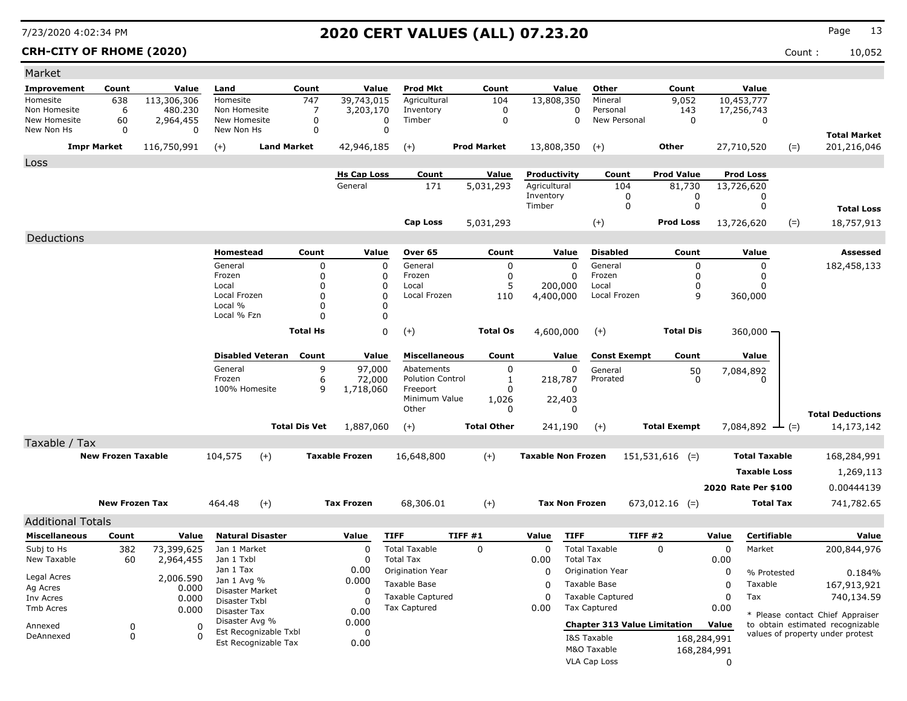# 2020 CERT VALUES (ALL) 07.23.20

7/23/2020 4:02:34 PM

**CRH-CITY OF RHOME (2020)** — Count : 10,052

## Market

| Improvement | Count | Value | Land | Count | Value | Prod Mkt | Count | Value | Other | Count | Value | | |
|---|---|---|---|---|---|---|---|---|---|---|---|---|---|
| Homesite | 638 | 113,306,306 | Homesite | 747 | 39,743,015 | Agricultural | 104 | 13,808,350 | Mineral | 9,052 | 10,453,777 | | |
| Non Homesite | 6 | 480.230 | Non Homesite | 7 | 3,203,170 | Inventory | 0 | 0 | Personal | 143 | 17,256,743 | | |
| New Homesite | 60 | 2,964,455 | New Homesite | 0 | 0 | Timber | 0 | 0 | New Personal | 0 | 0 | | |
| New Non Hs | 0 | 0 | New Non Hs | 0 | 0 | | | | | | | | **Total Market** |
| **Impr Market** | | 116,750,991 | (+) **Land Market** | | 42,946,185 | (+) **Prod Market** | | 13,808,350 | (+) **Other** | | 27,710,520 | (=) | 201,216,046 |

## Loss

| Hs Cap Loss | Count | Value | Productivity | Count | Prod Value | Prod Loss | | |
|---|---|---|---|---|---|---|---|---|
| General | 171 | 5,031,293 | Agricultural | 104 | 81,730 | 13,726,620 | | |
| | | | Inventory | 0 | 0 | 0 | | |
| | | | Timber | 0 | 0 | 0 | | **Total Loss** |
| **Cap Loss** | | 5,031,293 | (+) | | **Prod Loss** | 13,726,620 | (=) | 18,757,913 |

## Deductions

| Homestead | Count | Value | Over 65 | Count | Value | Disabled | Count | Value | **Assessed** |
|---|---|---|---|---|---|---|---|---|---|
| General | 0 | 0 | General | 0 | 0 | General | 0 | 0 | 182,458,133 |
| Frozen | 0 | 0 | Frozen | 0 | 0 | Frozen | 0 | 0 | |
| Local | 0 | 0 | Local | 5 | 200,000 | Local | 0 | 0 | |
| Local Frozen | 0 | 0 | Local Frozen | 110 | 4,400,000 | Local Frozen | 9 | 360,000 | |
| Local % | 0 | 0 | | | | | | | |
| Local % Fzn | 0 | 0 | | | | | | | |
| **Total Hs** | | 0 | (+) **Total Os** | | 4,600,000 | (+) **Total Dis** | | 360,000 | |

| Disabled Veteran | Count | Value | Miscellaneous | Count | Value | Const Exempt | Count | Value | | |
|---|---|---|---|---|---|---|---|---|---|---|
| General | 9 | 97,000 | Abatements | 0 | 0 | General | 50 | 7,084,892 | | |
| Frozen | 6 | 72,000 | Polution Control | 1 | 218,787 | Prorated | 0 | 0 | | |
| 100% Homesite | 9 | 1,718,060 | Freeport | 0 | 0 | | | | | |
| | | | Minimum Value | 1,026 | 22,403 | | | | | |
| | | | Other | 0 | 0 | | | | | **Total Deductions** |
| **Total Dis Vet** | | 1,887,060 | (+) **Total Other** | | 241,190 | (+) **Total Exempt** | | 7,084,892 | (=) | 14,173,142 |

## Taxable / Tax

| New Frozen Taxable | | Taxable Frozen | | Taxable Non Frozen | | | |
|---|---|---|---|---|---|---|---|
| 104,575 | (+) | 16,648,800 | (+) | 151,531,616 | (=) | **Total Taxable** | 168,284,991 |
| | | | | | | **Taxable Loss** | 1,269,113 |
| | | | | | | **2020 Rate Per $100** | 0.00444139 |
| **New Frozen Tax** 464.48 | (+) | **Tax Frozen** 68,306.01 | (+) | **Tax Non Frozen** 673,012.16 | (=) | **Total Tax** | 741,782.65 |

## Additional Totals

| Miscellaneous | Count | Value | Natural Disaster | Value | TIFF | TIFF #1 | Value | TIFF | TIFF #2 | Value | Certifiable | Value |
|---|---|---|---|---|---|---|---|---|---|---|---|---|
| Subj to Hs | 382 | 73,399,625 | Jan 1 Market | 0 | Total Taxable | 0 | 0 | Total Taxable | 0 | 0 | Market | 200,844,976 |
| New Taxable | 60 | 2,964,455 | Jan 1 Txbl | 0 | Total Tax | | 0.00 | Total Tax | | 0.00 | | |
| | | | Jan 1 Tax | 0.00 | Origination Year | | 0 | Origination Year | | 0 | % Protested | 0.184% |
| Legal Acres | | 2,006.590 | Jan 1 Avg % | 0.000 | Taxable Base | | 0 | Taxable Base | | 0 | Taxable | 167,913,921 |
| Ag Acres | | 0.000 | Disaster Market | 0 | Taxable Captured | | 0 | Taxable Captured | | 0 | Tax | 740,134.59 |
| Inv Acres | | 0.000 | Disaster Txbl | 0 | Tax Captured | | 0.00 | Tax Captured | | 0.00 | | |
| Tmb Acres | | 0.000 | Disaster Tax | 0.00 | | | | | | | | |
| Annexed | 0 | 0 | Disaster Avg % | 0.000 | | | | **Chapter 313 Value Limitation** | | **Value** | | |
| DeAnnexed | 0 | 0 | Est Recognizable Txbl | 0 | | | | I&S Taxable | | 168,284,991 | | |
| | | | Est Recognizable Tax | 0.00 | | | | M&O Taxable | | 168,284,991 | | |
| | | | | | | | | VLA Cap Loss | | 0 | | |

* Please contact Chief Appraiser to obtain estimated recognizable values of property under protest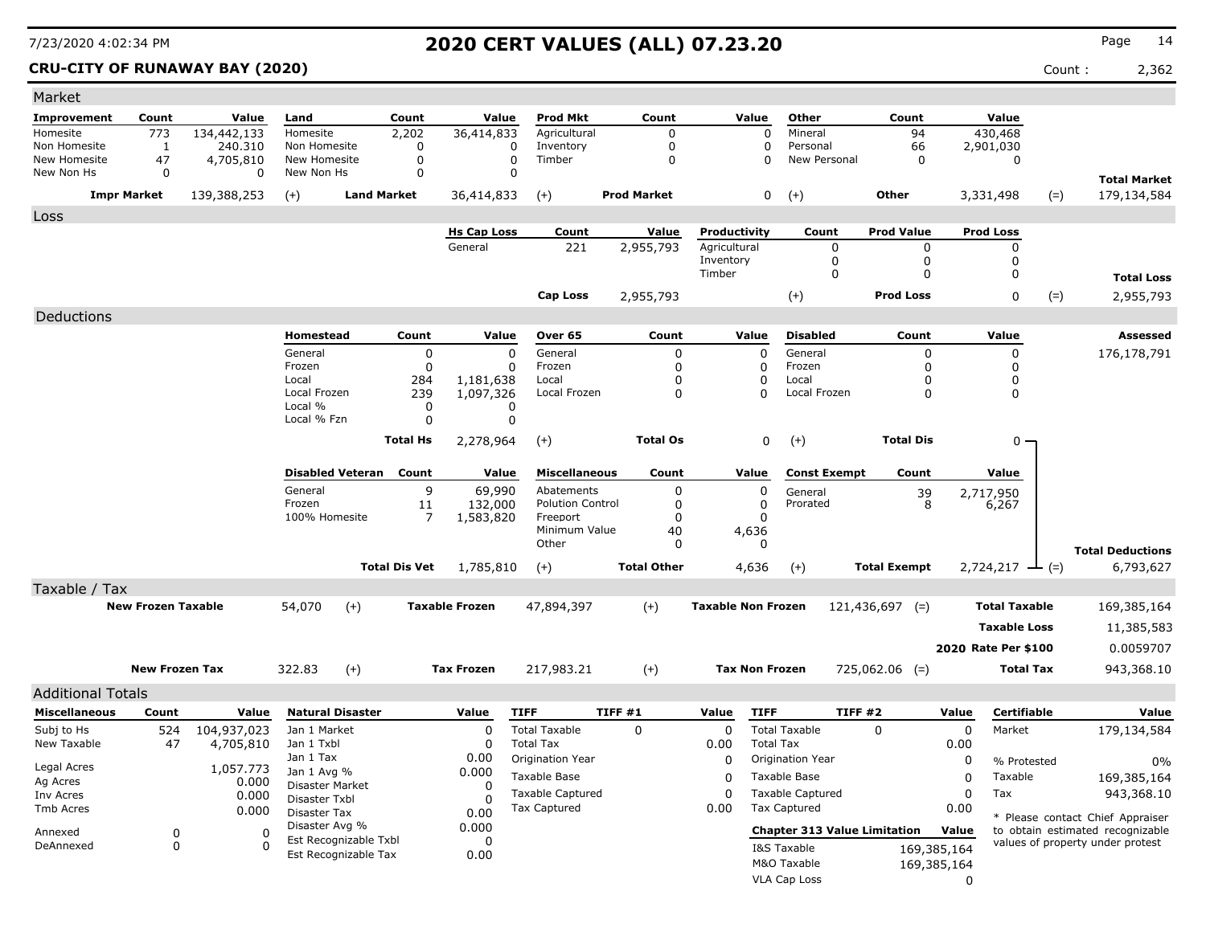# 2020 CERT VALUES (ALL) 07.23.20

7/23/2020 4:02:34 PM

**CRU-CITY OF RUNAWAY BAY (2020)** Count : 2,362

## Market

| Improvement | Count | Value | Land | Count | Value | Prod Mkt | Count | Value | Other | Count | Value | | |
|---|---|---|---|---|---|---|---|---|---|---|---|---|---|
| Homesite | 773 | 134,442,133 | Homesite | 2,202 | 36,414,833 | Agricultural | 0 | 0 | Mineral | 94 | 430,468 | | |
| Non Homesite | 1 | 240.310 | Non Homesite | 0 | 0 | Inventory | 0 | 0 | Personal | 66 | 2,901,030 | | |
| New Homesite | 47 | 4,705,810 | New Homesite | 0 | 0 | Timber | 0 | 0 | New Personal | 0 | 0 | | |
| New Non Hs | 0 | 0 | New Non Hs | 0 | 0 | | | | | | | | **Total Market** |
| **Impr Market** | | 139,388,253 | (+) | **Land Market** | 36,414,833 | (+) | **Prod Market** | 0 | (+) | **Other** | 3,331,498 | (=) | 179,134,584 |

## Loss

| Hs Cap Loss | Count | Value | Productivity | Count | Prod Value | Prod Loss | | |
|---|---|---|---|---|---|---|---|---|
| General | 221 | 2,955,793 | Agricultural | 0 | 0 | 0 | | |
| | | | Inventory | 0 | 0 | 0 | | |
| | | | Timber | 0 | 0 | 0 | | **Total Loss** |
| **Cap Loss** | | 2,955,793 | | (+) | **Prod Loss** | 0 | (=) | 2,955,793 |

## Deductions

| Homestead | Count | Value | Over 65 | Count | Value | Disabled | Count | Value | Assessed |
|---|---|---|---|---|---|---|---|---|---|
| General | 0 | 0 | General | 0 | 0 | General | 0 | 0 | 176,178,791 |
| Frozen | 0 | 0 | Frozen | 0 | 0 | Frozen | 0 | 0 | |
| Local | 284 | 1,181,638 | Local | 0 | 0 | Local | 0 | 0 | |
| Local Frozen | 239 | 1,097,326 | Local Frozen | 0 | 0 | Local Frozen | 0 | 0 | |
| Local % | 0 | 0 | | | | | | | |
| Local % Fzn | 0 | 0 | | | | | | | |
| | **Total Hs** | 2,278,964 | (+) | **Total Os** | 0 | (+) | **Total Dis** | 0 | |

| Disabled Veteran | Count | Value | Miscellaneous | Count | Value | Const Exempt | Count | Value | | |
|---|---|---|---|---|---|---|---|---|---|---|
| General | 9 | 69,990 | Abatements | 0 | 0 | General | 39 | 2,717,950 | | |
| Frozen | 11 | 132,000 | Polution Control | 0 | 0 | Prorated | 8 | 6,267 | | |
| 100% Homesite | 7 | 1,583,820 | Freeport | 0 | 0 | | | | | |
| | | | Minimum Value | 40 | 4,636 | | | | | |
| | | | Other | 0 | 0 | | | | | **Total Deductions** |
| | **Total Dis Vet** | 1,785,810 | (+) | **Total Other** | 4,636 | (+) | **Total Exempt** | 2,724,217 | (=) | 6,793,627 |

## Taxable / Tax

| | | | | | | | | | |
|---|---|---|---|---|---|---|---|---|---|
| **New Frozen Taxable** | 54,070 | (+) | **Taxable Frozen** | 47,894,397 | (+) | **Taxable Non Frozen** | 121,436,697 | (=) | **Total Taxable** 169,385,164 |
| | | | | | | | | | **Taxable Loss** 11,385,583 |
| | | | | | | | | | **2020 Rate Per $100** 0.0059707 |
| **New Frozen Tax** | 322.83 | (+) | **Tax Frozen** | 217,983.21 | (+) | **Tax Non Frozen** | 725,062.06 | (=) | **Total Tax** 943,368.10 |

## Additional Totals

| Miscellaneous | Count | Value |
|---|---|---|
| Subj to Hs | 524 | 104,937,023 |
| New Taxable | 47 | 4,705,810 |
| Legal Acres | | 1,057.773 |
| Ag Acres | | 0.000 |
| Inv Acres | | 0.000 |
| Tmb Acres | | 0.000 |
| Annexed | 0 | 0 |
| DeAnnexed | 0 | 0 |

| Natural Disaster | Value |
|---|---|
| Jan 1 Market | 0 |
| Jan 1 Txbl | 0 |
| Jan 1 Tax | 0.00 |
| Jan 1 Avg % | 0.000 |
| Disaster Market | 0 |
| Disaster Txbl | 0 |
| Disaster Tax | 0.00 |
| Disaster Avg % | 0.000 |
| Est Recognizable Txbl | 0 |
| Est Recognizable Tax | 0.00 |

| TIFF | TIFF #1 | Value |
|---|---|---|
| Total Taxable | 0 | 0 |
| Total Tax | | 0.00 |
| Origination Year | | 0 |
| Taxable Base | | 0 |
| Taxable Captured | | 0 |
| Tax Captured | | 0.00 |

| TIFF | TIFF #2 | Value |
|---|---|---|
| Total Taxable | 0 | 0 |
| Total Tax | | 0.00 |
| Origination Year | | 0 |
| Taxable Base | | 0 |
| Taxable Captured | | 0 |
| Tax Captured | | 0.00 |

| Chapter 313 Value Limitation | Value |
|---|---|
| I&S Taxable | 169,385,164 |
| M&O Taxable | 169,385,164 |
| VLA Cap Loss | 0 |

| Certifiable | Value |
|---|---|
| Market | 179,134,584 |
| % Protested | 0% |
| Taxable | 169,385,164 |
| Tax | 943,368.10 |

* Please contact Chief Appraiser to obtain estimated recognizable values of property under protest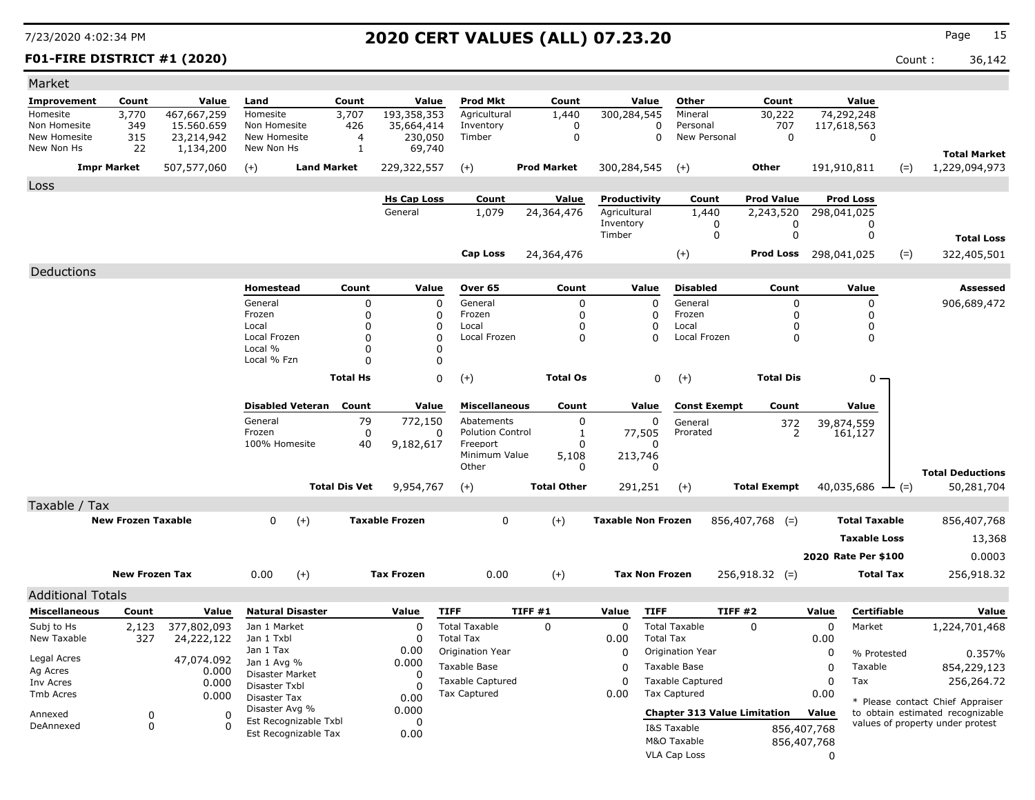# 2020 CERT VALUES (ALL) 07.23.20

7/23/2020 4:02:34 PM

**F01-FIRE DISTRICT #1 (2020)**

Count : 36,142

## Market

| Improvement | Count | Value | Land | Count | Value | Prod Mkt | Count | Value | Other | Count | Value | | |
|---|---|---|---|---|---|---|---|---|---|---|---|---|---|
| Homesite | 3,770 | 467,667,259 | Homesite | 3,707 | 193,358,353 | Agricultural | 1,440 | 300,284,545 | Mineral | 30,222 | 74,292,248 | | |
| Non Homesite | 349 | 15.560.659 | Non Homesite | 426 | 35,664,414 | Inventory | 0 | 0 | Personal | 707 | 117,618,563 | | |
| New Homesite | 315 | 23,214,942 | New Homesite | 4 | 230,050 | Timber | 0 | 0 | New Personal | 0 | 0 | | |
| New Non Hs | 22 | 1,134,200 | New Non Hs | 1 | 69,740 | | | | | | | | **Total Market** |
| **Impr Market** | | 507,577,060 | (+) **Land Market** | | 229,322,557 | (+) | **Prod Market** | 300,284,545 | (+) | **Other** | 191,910,811 | (=) | 1,229,094,973 |

## Loss

| Hs Cap Loss | Count | Value | Productivity | Count | Prod Value | Prod Loss | | |
|---|---|---|---|---|---|---|---|---|
| General | 1,079 | 24,364,476 | Agricultural | 1,440 | 2,243,520 | 298,041,025 | | |
| | | | Inventory | 0 | 0 | 0 | | |
| | | | Timber | 0 | 0 | 0 | | **Total Loss** |
| **Cap Loss** | | 24,364,476 | | (+) | **Prod Loss** | 298,041,025 | (=) | 322,405,501 |

## Deductions

| Homestead | Count | Value | Over 65 | Count | Value | Disabled | Count | Value | Assessed |
|---|---|---|---|---|---|---|---|---|---|
| General | 0 | 0 | General | 0 | 0 | General | 0 | 0 | 906,689,472 |
| Frozen | 0 | 0 | Frozen | 0 | 0 | Frozen | 0 | 0 | |
| Local | 0 | 0 | Local | 0 | 0 | Local | 0 | 0 | |
| Local Frozen | 0 | 0 | Local Frozen | 0 | 0 | Local Frozen | 0 | 0 | |
| Local % | 0 | 0 | | | | | | | |
| Local % Fzn | 0 | 0 | | | | | | | |
| | **Total Hs** | 0 | (+) | **Total Os** | 0 | (+) | **Total Dis** | 0 | |

| Disabled Veteran | Count | Value | Miscellaneous | Count | Value | Const Exempt | Count | Value | | |
|---|---|---|---|---|---|---|---|---|---|---|
| General | 79 | 772,150 | Abatements | 0 | 0 | General | 372 | 39,874,559 | | |
| Frozen | 0 | 0 | Polution Control | 1 | 77,505 | Prorated | 2 | 161,127 | | |
| 100% Homesite | 40 | 9,182,617 | Freeport | 0 | 0 | | | | | |
| | | | Minimum Value | 5,108 | 213,746 | | | | | |
| | | | Other | 0 | 0 | | | | | **Total Deductions** |
| | **Total Dis Vet** | 9,954,767 | (+) | **Total Other** | 291,251 | (+) | **Total Exempt** | 40,035,686 | (=) | 50,281,704 |

## Taxable / Tax

| | | | | | | | | |
|---|---|---|---|---|---|---|---|---|
| **New Frozen Taxable** | 0 | (+) | **Taxable Frozen** | 0 | (+) | **Taxable Non Frozen** | 856,407,768 (=) | **Total Taxable** 856,407,768 |
| | | | | | | | | **Taxable Loss** 13,368 |
| | | | | | | | | **2020 Rate Per $100** 0.0003 |
| **New Frozen Tax** | 0.00 | (+) | **Tax Frozen** | 0.00 | (+) | **Tax Non Frozen** | 256,918.32 (=) | **Total Tax** 256,918.32 |

## Additional Totals

| Miscellaneous | Count | Value |
|---|---|---|
| Subj to Hs | 2,123 | 377,802,093 |
| New Taxable | 327 | 24,222,122 |
| Legal Acres | | 47,074.092 |
| Ag Acres | | 0.000 |
| Inv Acres | | 0.000 |
| Tmb Acres | | 0.000 |
| Annexed | 0 | 0 |
| DeAnnexed | 0 | 0 |

| Natural Disaster | Value |
|---|---|
| Jan 1 Market | 0 |
| Jan 1 Txbl | 0 |
| Jan 1 Tax | 0.00 |
| Jan 1 Avg % | 0.000 |
| Disaster Market | 0 |
| Disaster Txbl | 0 |
| Disaster Tax | 0.00 |
| Disaster Avg % | 0.000 |
| Est Recognizable Txbl | 0 |
| Est Recognizable Tax | 0.00 |

| TIFF | TIFF #1 | Value |
|---|---|---|
| Total Taxable | 0 | 0 |
| Total Tax | | 0.00 |
| Origination Year | | 0 |
| Taxable Base | | 0 |
| Taxable Captured | | 0 |
| Tax Captured | | 0.00 |

| TIFF | TIFF #2 | Value |
|---|---|---|
| Total Taxable | 0 | 0 |
| Total Tax | | 0.00 |
| Origination Year | | 0 |
| Taxable Base | | 0 |
| Taxable Captured | | 0 |
| Tax Captured | | 0.00 |

| Chapter 313 Value Limitation | Value |
|---|---|
| I&S Taxable | 856,407,768 |
| M&O Taxable | 856,407,768 |
| VLA Cap Loss | 0 |

| Certifiable | Value |
|---|---|
| Market | 1,224,701,468 |
| % Protested | 0.357% |
| Taxable | 854,229,123 |
| Tax | 256,264.72 |

* Please contact Chief Appraiser to obtain estimated recognizable values of property under protest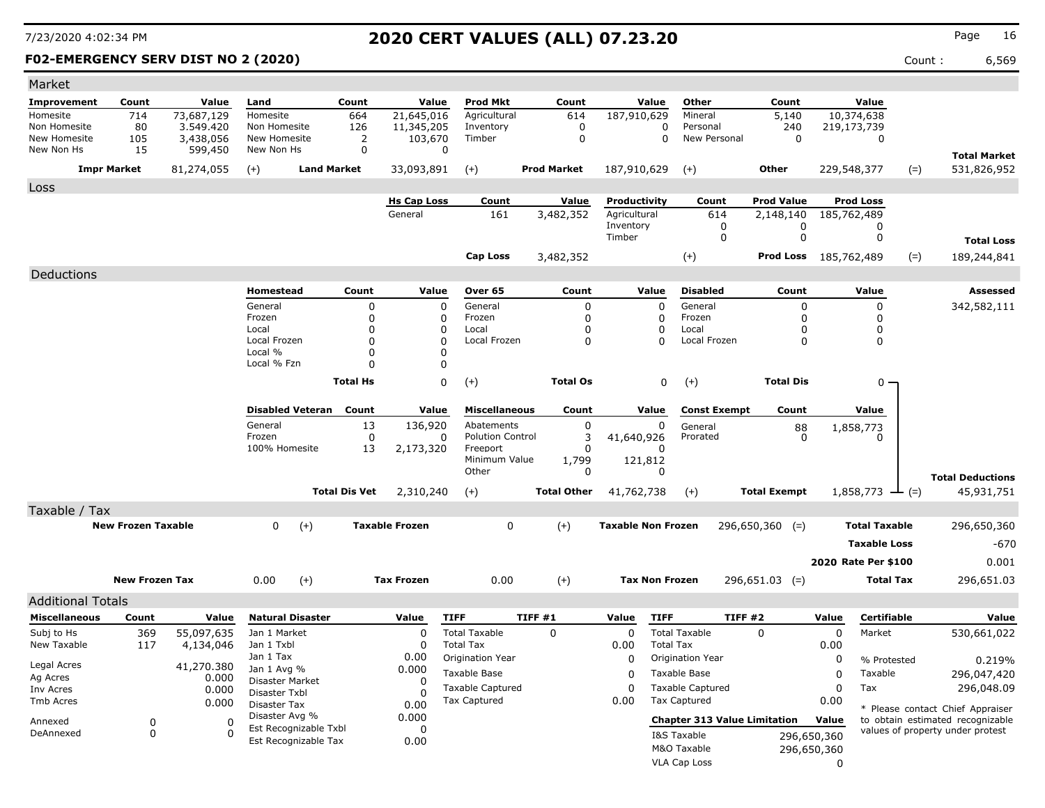# 2020 CERT VALUES (ALL) 07.23.20

7/23/2020 4:02:34 PM

**F02-EMERGENCY SERV DIST NO 2 (2020)** Count : 6,569

## Market

| Improvement | Count | Value | Land | Count | Value | Prod Mkt | Count | Value | Other | Count | Value | | |
|---|---|---|---|---|---|---|---|---|---|---|---|---|---|
| Homesite | 714 | 73,687,129 | Homesite | 664 | 21,645,016 | Agricultural | 614 | 187,910,629 | Mineral | 5,140 | 10,374,638 | | |
| Non Homesite | 80 | 3.549.420 | Non Homesite | 126 | 11,345,205 | Inventory | 0 | 0 | Personal | 240 | 219,173,739 | | |
| New Homesite | 105 | 3,438,056 | New Homesite | 2 | 103,670 | Timber | 0 | 0 | New Personal | 0 | 0 | | |
| New Non Hs | 15 | 599,450 | New Non Hs | 0 | 0 | | | | | | | | **Total Market** |
| **Impr Market** | | 81,274,055 | (+) **Land Market** | | 33,093,891 | (+) **Prod Market** | | 187,910,629 | (+) **Other** | | 229,548,377 | (=) | 531,826,952 |

## Loss

| Hs Cap Loss | Count | Value | Productivity | Count | Prod Value | Prod Loss | | |
|---|---|---|---|---|---|---|---|---|
| General | 161 | 3,482,352 | Agricultural | 614 | 2,148,140 | 185,762,489 | | |
| | | | Inventory | 0 | 0 | 0 | | |
| | | | Timber | 0 | 0 | 0 | | **Total Loss** |
| **Cap Loss** | | 3,482,352 | (+) | | **Prod Loss** | 185,762,489 | (=) | 189,244,841 |

## Deductions

| Homestead | Count | Value | Over 65 | Count | Value | Disabled | Count | Value | Assessed |
|---|---|---|---|---|---|---|---|---|---|
| General | 0 | 0 | General | 0 | 0 | General | 0 | 0 | 342,582,111 |
| Frozen | 0 | 0 | Frozen | 0 | 0 | Frozen | 0 | 0 | |
| Local | 0 | 0 | Local | 0 | 0 | Local | 0 | 0 | |
| Local Frozen | 0 | 0 | Local Frozen | 0 | 0 | Local Frozen | 0 | 0 | |
| Local % | 0 | 0 | | | | | | | |
| Local % Fzn | 0 | 0 | | | | | | | |
| **Total Hs** | | 0 | (+) **Total Os** | | 0 | (+) **Total Dis** | | 0 | |

| Disabled Veteran | Count | Value | Miscellaneous | Count | Value | Const Exempt | Count | Value | | |
|---|---|---|---|---|---|---|---|---|---|---|
| General | 13 | 136,920 | Abatements | 0 | 0 | General | 88 | 1,858,773 | | |
| Frozen | 0 | 0 | Polution Control | 3 | 41,640,926 | Prorated | 0 | 0 | | |
| 100% Homesite | 13 | 2,173,320 | Freeport | 0 | 0 | | | | | |
| | | | Minimum Value | 1,799 | 121,812 | | | | | |
| | | | Other | 0 | 0 | | | | | **Total Deductions** |
| **Total Dis Vet** | | 2,310,240 | (+) **Total Other** | | 41,762,738 | (+) **Total Exempt** | | 1,858,773 | (=) | 45,931,751 |

## Taxable / Tax

| | | | | | | | |
|---|---|---|---|---|---|---|---|
| **New Frozen Taxable** | 0 | (+) **Taxable Frozen** | 0 | (+) **Taxable Non Frozen** | 296,650,360 | (=) **Total Taxable** | 296,650,360 |
| | | | | | | **Taxable Loss** | -670 |
| | | | | | | **2020 Rate Per $100** | 0.001 |
| **New Frozen Tax** | 0.00 | (+) **Tax Frozen** | 0.00 | (+) **Tax Non Frozen** | 296,651.03 | (=) **Total Tax** | 296,651.03 |

## Additional Totals

| Miscellaneous | Count | Value |
|---|---|---|
| Subj to Hs | 369 | 55,097,635 |
| New Taxable | 117 | 4,134,046 |
| Legal Acres | | 41,270.380 |
| Ag Acres | | 0.000 |
| Inv Acres | | 0.000 |
| Tmb Acres | | 0.000 |
| Annexed | 0 | 0 |
| DeAnnexed | 0 | 0 |

| Natural Disaster | Value |
|---|---|
| Jan 1 Market | 0 |
| Jan 1 Txbl | 0 |
| Jan 1 Tax | 0.00 |
| Jan 1 Avg % | 0.000 |
| Disaster Market | 0 |
| Disaster Txbl | 0 |
| Disaster Tax | 0.00 |
| Disaster Avg % | 0.000 |
| Est Recognizable Txbl | 0 |
| Est Recognizable Tax | 0.00 |

| TIFF | TIFF #1 | Value |
|---|---|---|
| Total Taxable | 0 | 0 |
| Total Tax | | 0.00 |
| Origination Year | | 0 |
| Taxable Base | | 0 |
| Taxable Captured | | 0 |
| Tax Captured | | 0.00 |

| TIFF | TIFF #2 | Value |
|---|---|---|
| Total Taxable | 0 | 0 |
| Total Tax | | 0.00 |
| Origination Year | | 0 |
| Taxable Base | | 0 |
| Taxable Captured | | 0 |
| Tax Captured | | 0.00 |

| Chapter 313 Value Limitation | Value |
|---|---|
| I&S Taxable | 296,650,360 |
| M&O Taxable | 296,650,360 |
| VLA Cap Loss | 0 |

| Certifiable | Value |
|---|---|
| Market | 530,661,022 |
| % Protested | 0.219% |
| Taxable | 296,047,420 |
| Tax | 296,048.09 |

* Please contact Chief Appraiser to obtain estimated recognizable values of property under protest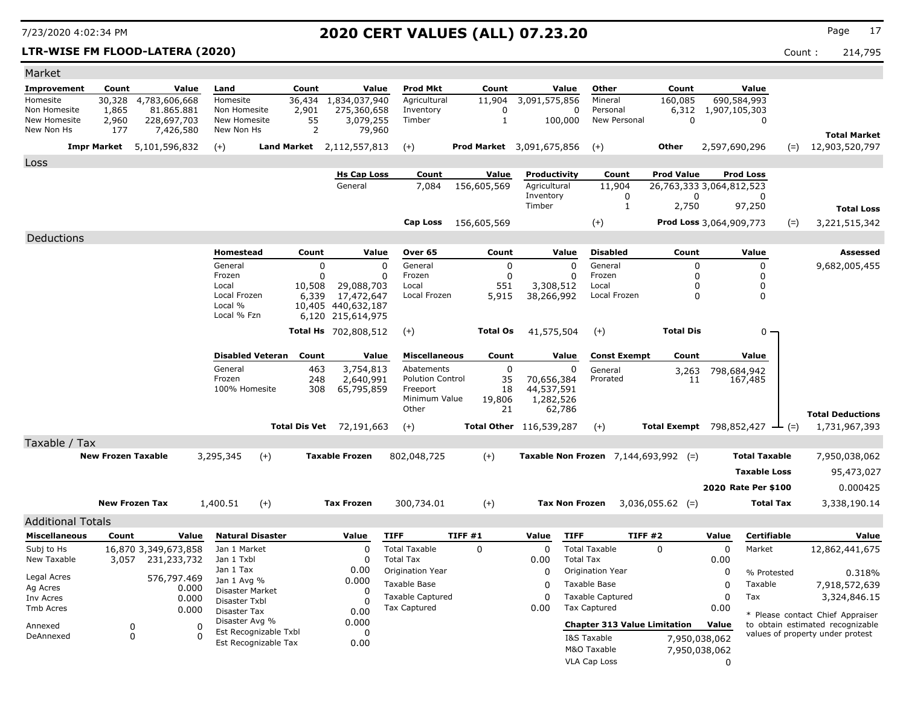# 2020 CERT VALUES (ALL) 07.23.20

**LTR-WISE FM FLOOD-LATERA (2020)**

Count : 214,795

## Market

| Improvement | Count | Value | Land | Count | Value | Prod Mkt | Count | Value | Other | Count | Value | | |
|---|---|---|---|---|---|---|---|---|---|---|---|---|---|
| Homesite | 30,328 | 4,783,606,668 | Homesite | 36,434 | 1,834,037,940 | Agricultural | 11,904 | 3,091,575,856 | Mineral | 160,085 | 690,584,993 | | |
| Non Homesite | 1,865 | 81.865.881 | Non Homesite | 2,901 | 275,360,658 | Inventory | 0 | 0 | Personal | 6,312 | 1,907,105,303 | | |
| New Homesite | 2,960 | 228,697,703 | New Homesite | 55 | 3,079,255 | Timber | 1 | 100,000 | New Personal | 0 | 0 | | |
| New Non Hs | 177 | 7,426,580 | New Non Hs | 2 | 79,960 | | | | | | | | **Total Market** |
| **Impr Market** | | 5,101,596,832 | (+) **Land Market** | | 2,112,557,813 | (+) **Prod Market** | | 3,091,675,856 | (+) **Other** | | 2,597,690,296 | (=) | 12,903,520,797 |

## Loss

| Hs Cap Loss | Count | Value | Productivity | Count | Prod Value | Prod Loss | | |
|---|---|---|---|---|---|---|---|---|
| General | 7,084 | 156,605,569 | Agricultural | 11,904 | 26,763,333 | 3,064,812,523 | | |
| | | | Inventory | 0 | 0 | 0 | | |
| | | | Timber | 1 | 2,750 | 97,250 | | **Total Loss** |
| **Cap Loss** | | 156,605,569 | (+) | | **Prod Loss** | 3,064,909,773 | (=) | 3,221,515,342 |

## Deductions

| Homestead | Count | Value | Over 65 | Count | Value | Disabled | Count | Value | **Assessed** |
|---|---|---|---|---|---|---|---|---|---|
| General | 0 | 0 | General | 0 | 0 | General | 0 | 0 | 9,682,005,455 |
| Frozen | 0 | 0 | Frozen | 0 | 0 | Frozen | 0 | 0 | |
| Local | 10,508 | 29,088,703 | Local | 551 | 3,308,512 | Local | 0 | 0 | |
| Local Frozen | 6,339 | 17,472,647 | Local Frozen | 5,915 | 38,266,992 | Local Frozen | 0 | 0 | |
| Local % | 10,405 | 440,632,187 | | | | | | | |
| Local % Fzn | 6,120 | 215,614,975 | | | | | | | |
| **Total Hs** | | 702,808,512 | (+) **Total Os** | | 41,575,504 | (+) **Total Dis** | | 0 | |

| Disabled Veteran | Count | Value | Miscellaneous | Count | Value | Const Exempt | Count | Value | |
|---|---|---|---|---|---|---|---|---|---|
| General | 463 | 3,754,813 | Abatements | 0 | 0 | General | 3,263 | 798,684,942 | |
| Frozen | 248 | 2,640,991 | Polution Control | 35 | 70,656,384 | Prorated | 11 | 167,485 | |
| 100% Homesite | 308 | 65,795,859 | Freeport | 18 | 44,537,591 | | | | |
| | | | Minimum Value | 19,806 | 1,282,526 | | | | |
| | | | Other | 21 | 62,786 | | | | **Total Deductions** |
| **Total Dis Vet** | | 72,191,663 | (+) **Total Other** | | 116,539,287 | (+) **Total Exempt** | | 798,852,427 | (=) 1,731,967,393 |

## Taxable / Tax

| | | | | | | | |
|---|---|---|---|---|---|---|---|
| **New Frozen Taxable** | 3,295,345 (+) | **Taxable Frozen** | 802,048,725 (+) | **Taxable Non Frozen** | 7,144,693,992 (=) | **Total Taxable** | 7,950,038,062 |
| | | | | | | **Taxable Loss** | 95,473,027 |
| | | | | | | **2020 Rate Per $100** | 0.000425 |
| **New Frozen Tax** | 1,400.51 (+) | **Tax Frozen** | 300,734.01 (+) | **Tax Non Frozen** | 3,036,055.62 (=) | **Total Tax** | 3,338,190.14 |

## Additional Totals

| Miscellaneous | Count | Value |
|---|---|---|
| Subj to Hs | 16,870 | 3,349,673,858 |
| New Taxable | 3,057 | 231,233,732 |
| Legal Acres | | 576,797.469 |
| Ag Acres | | 0.000 |
| Inv Acres | | 0.000 |
| Tmb Acres | | 0.000 |
| Annexed | 0 | 0 |
| DeAnnexed | 0 | 0 |

| Natural Disaster | Value |
|---|---|
| Jan 1 Market | 0 |
| Jan 1 Txbl | 0 |
| Jan 1 Tax | 0.00 |
| Jan 1 Avg % | 0.000 |
| Disaster Market | 0 |
| Disaster Txbl | 0 |
| Disaster Tax | 0.00 |
| Disaster Avg % | 0.000 |
| Est Recognizable Txbl | 0 |
| Est Recognizable Tax | 0.00 |

| TIFF | TIFF #1 | Value |
|---|---|---|
| Total Taxable | 0 | 0 |
| Total Tax | | 0.00 |
| Origination Year | | 0 |
| Taxable Base | | 0 |
| Taxable Captured | | 0 |
| Tax Captured | | 0.00 |

| TIFF | TIFF #2 | Value |
|---|---|---|
| Total Taxable | 0 | 0 |
| Total Tax | | 0.00 |
| Origination Year | | 0 |
| Taxable Base | | 0 |
| Taxable Captured | | 0 |
| Tax Captured | | 0.00 |

| Chapter 313 Value Limitation | Value |
|---|---|
| I&S Taxable | 7,950,038,062 |
| M&O Taxable | 7,950,038,062 |
| VLA Cap Loss | 0 |

| Certifiable | Value |
|---|---|
| Market | 12,862,441,675 |
| % Protested | 0.318% |
| Taxable | 7,918,572,639 |
| Tax | 3,324,846.15 |

* Please contact Chief Appraiser to obtain estimated recognizable values of property under protest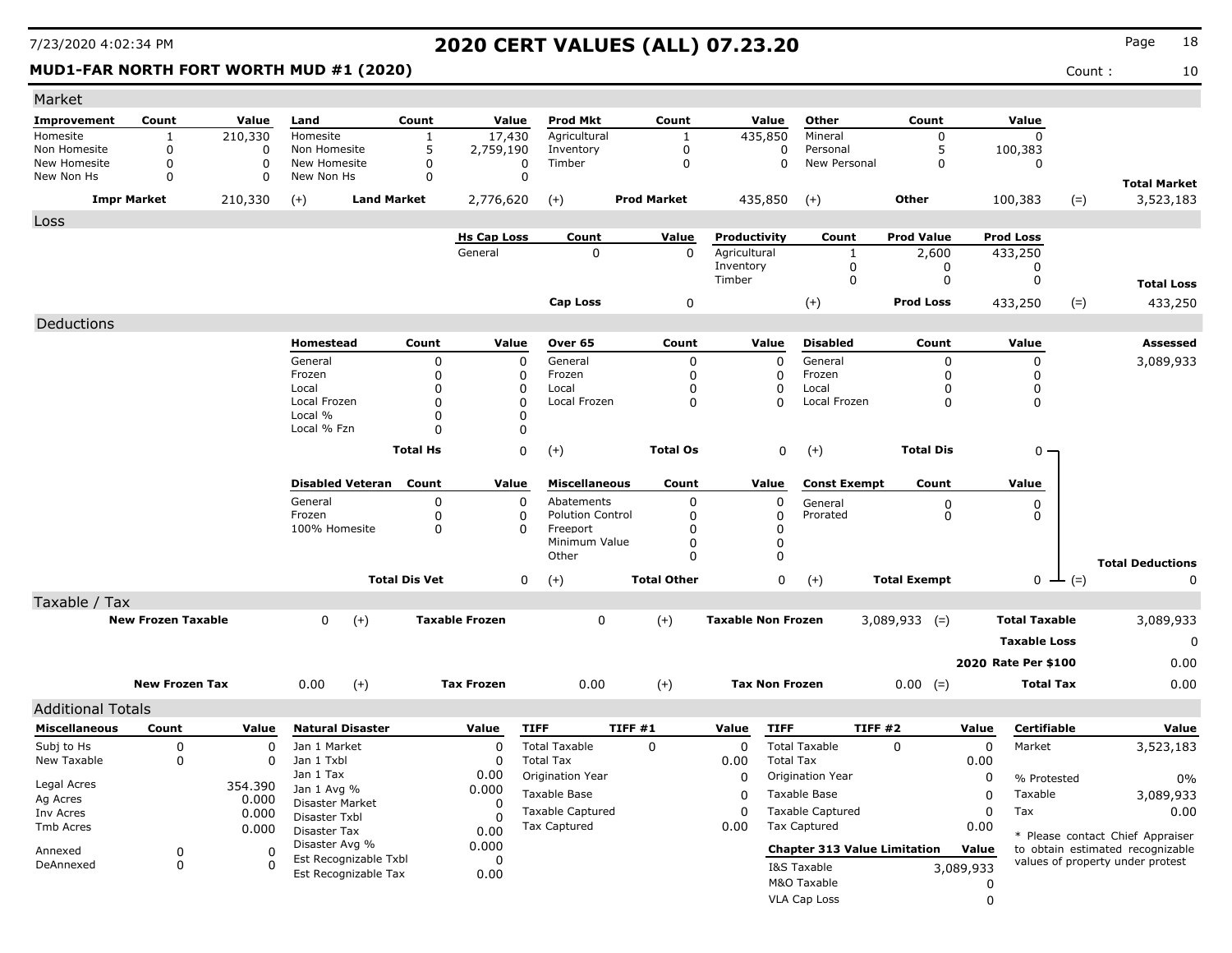# 2020 CERT VALUES (ALL) 07.23.20

**MUD1-FAR NORTH FORT WORTH MUD #1 (2020)**

Count : 10

## Market

| Improvement | Count | Value | Land | Count | Value | Prod Mkt | Count | Value | Other | Count | Value | | |
|---|---|---|---|---|---|---|---|---|---|---|---|---|---|
| Homesite | 1 | 210,330 | Homesite | 1 | 17,430 | Agricultural | 1 | 435,850 | Mineral | 0 | 0 | | |
| Non Homesite | 0 | 0 | Non Homesite | 5 | 2,759,190 | Inventory | 0 | 0 | Personal | 5 | 100,383 | | |
| New Homesite | 0 | 0 | New Homesite | 0 | 0 | Timber | 0 | 0 | New Personal | 0 | 0 | | |
| New Non Hs | 0 | 0 | New Non Hs | 0 | 0 | | | | | | | | **Total Market** |
| **Impr Market** | | 210,330 | (+) **Land Market** | | 2,776,620 | (+) **Prod Market** | | 435,850 | (+) **Other** | | 100,383 | (=) | 3,523,183 |

## Loss

| Hs Cap Loss | Count | Value | Productivity | Count | Prod Value | Prod Loss | | |
|---|---|---|---|---|---|---|---|---|
| General | 0 | 0 | Agricultural | 1 | 2,600 | 433,250 | | |
| | | | Inventory | 0 | 0 | 0 | | |
| | | | Timber | 0 | 0 | 0 | | **Total Loss** |
| **Cap Loss** | | 0 | (+) | | **Prod Loss** | 433,250 | (=) | 433,250 |

## Deductions

| Homestead | Count | Value | Over 65 | Count | Value | Disabled | Count | Value | Assessed |
|---|---|---|---|---|---|---|---|---|---|
| General | 0 | 0 | General | 0 | 0 | General | 0 | 0 | 3,089,933 |
| Frozen | 0 | 0 | Frozen | 0 | 0 | Frozen | 0 | 0 | |
| Local | 0 | 0 | Local | 0 | 0 | Local | 0 | 0 | |
| Local Frozen | 0 | 0 | Local Frozen | 0 | 0 | Local Frozen | 0 | 0 | |
| Local % | 0 | 0 | | | | | | | |
| Local % Fzn | 0 | 0 | | | | | | | |
| **Total Hs** | | 0 | (+) **Total Os** | | 0 | (+) **Total Dis** | | 0 | |

| Disabled Veteran | Count | Value | Miscellaneous | Count | Value | Const Exempt | Count | Value | | |
|---|---|---|---|---|---|---|---|---|---|---|
| General | 0 | 0 | Abatements | 0 | 0 | General | 0 | 0 | | |
| Frozen | 0 | 0 | Polution Control | 0 | 0 | Prorated | 0 | 0 | | |
| 100% Homesite | 0 | 0 | Freeport | 0 | 0 | | | | | |
| | | | Minimum Value | 0 | 0 | | | | | |
| | | | Other | 0 | 0 | | | | | **Total Deductions** |
| **Total Dis Vet** | | 0 | (+) **Total Other** | | 0 | (+) **Total Exempt** | | 0 | (=) | 0 |

## Taxable / Tax

| | | | | | | | | |
|---|---|---|---|---|---|---|---|---|
| **New Frozen Taxable** | 0 | (+) | **Taxable Frozen** | 0 | (+) | **Taxable Non Frozen** | 3,089,933 (=) | **Total Taxable** 3,089,933 |
| | | | | | | | | **Taxable Loss** 0 |
| | | | | | | | | **2020 Rate Per $100** 0.00 |
| **New Frozen Tax** | 0.00 | (+) | **Tax Frozen** | 0.00 | (+) | **Tax Non Frozen** | 0.00 (=) | **Total Tax** 0.00 |

## Additional Totals

| Miscellaneous | Count | Value | Natural Disaster | Value | TIFF | TIFF #1 | Value | TIFF | TIFF #2 | Value | Certifiable | Value |
|---|---|---|---|---|---|---|---|---|---|---|---|---|
| Subj to Hs | 0 | 0 | Jan 1 Market | 0 | Total Taxable | 0 | 0 | Total Taxable | 0 | 0 | Market | 3,523,183 |
| New Taxable | 0 | 0 | Jan 1 Txbl | 0 | Total Tax | | 0.00 | Total Tax | | 0.00 | | |
| | | | Jan 1 Tax | 0.00 | Origination Year | | 0 | Origination Year | | 0 | % Protested | 0% |
| Legal Acres | | 354.390 | Jan 1 Avg % | 0.000 | Taxable Base | | 0 | Taxable Base | | 0 | Taxable | 3,089,933 |
| Ag Acres | | 0.000 | Disaster Market | 0 | Taxable Captured | | 0 | Taxable Captured | | 0 | Tax | 0.00 |
| Inv Acres | | 0.000 | Disaster Txbl | 0 | Tax Captured | | 0.00 | Tax Captured | | 0.00 | | |
| Tmb Acres | | 0.000 | Disaster Tax | 0.00 | | | | | | | | |
| Annexed | 0 | 0 | Disaster Avg % | 0.000 | | | | **Chapter 313 Value Limitation** | | **Value** | | |
| DeAnnexed | 0 | 0 | Est Recognizable Txbl | 0 | | | | I&S Taxable | | 3,089,933 | | |
| | | | Est Recognizable Tax | 0.00 | | | | M&O Taxable | | 0 | | |
| | | | | | | | | VLA Cap Loss | | 0 | | |

* Please contact Chief Appraiser to obtain estimated recognizable values of property under protest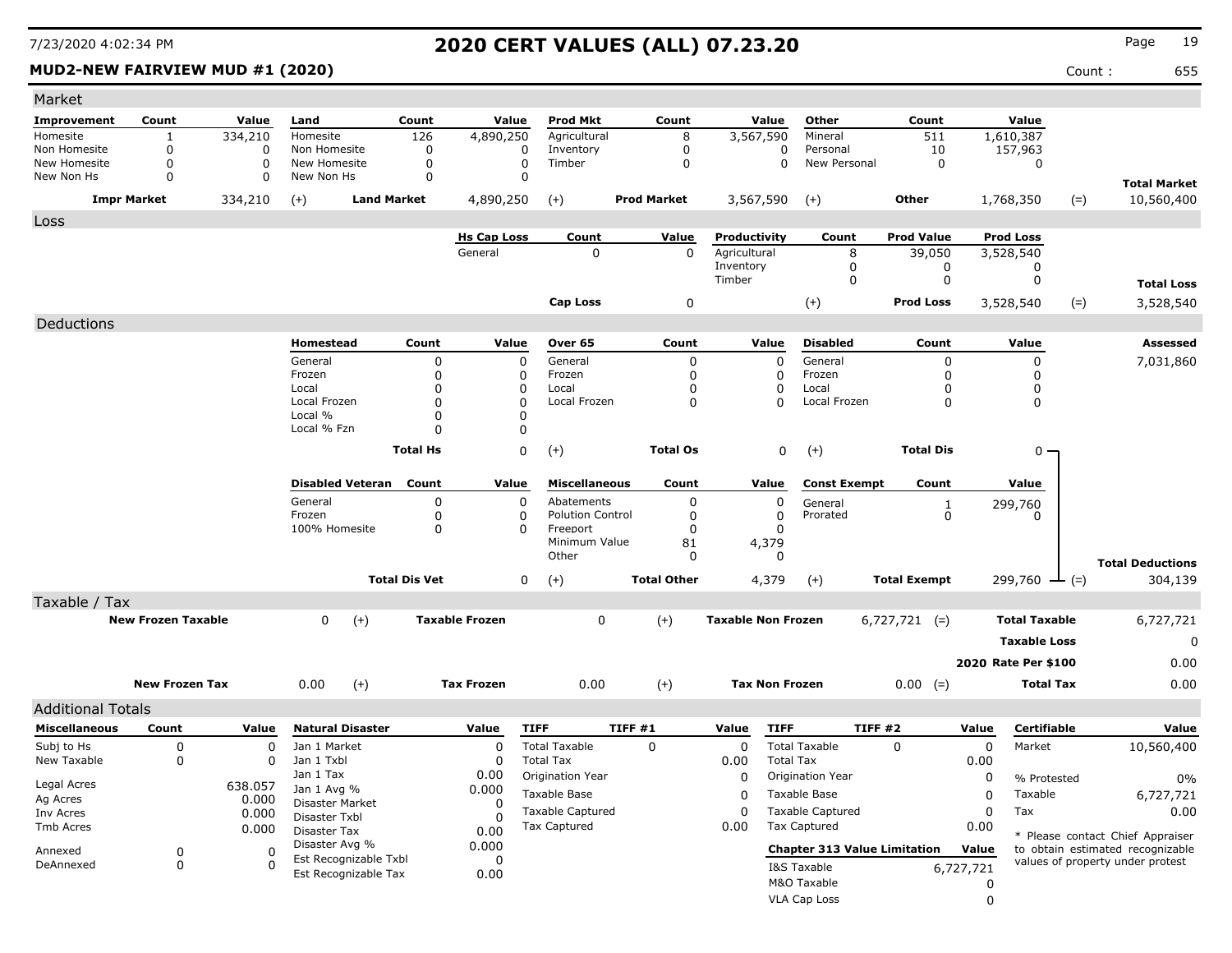# 2020 CERT VALUES (ALL) 07.23.20

7/23/2020 4:02:34 PM

**MUD2-NEW FAIRVIEW MUD #1 (2020)**

Count : 655

## Market

| Improvement | Count | Value | Land | Count | Value | Prod Mkt | Count | Value | Other | Count | Value | | |
|---|---|---|---|---|---|---|---|---|---|---|---|---|---|
| Homesite | 1 | 334,210 | Homesite | 126 | 4,890,250 | Agricultural | 8 | 3,567,590 | Mineral | 511 | 1,610,387 | | |
| Non Homesite | 0 | 0 | Non Homesite | 0 | 0 | Inventory | 0 | 0 | Personal | 10 | 157,963 | | |
| New Homesite | 0 | 0 | New Homesite | 0 | 0 | Timber | 0 | 0 | New Personal | 0 | 0 | | |
| New Non Hs | 0 | 0 | New Non Hs | 0 | 0 | | | | | | | | **Total Market** |
| **Impr Market** | | 334,210 | (+) **Land Market** | | 4,890,250 | (+) **Prod Market** | | 3,567,590 | (+) **Other** | | 1,768,350 | (=) | 10,560,400 |

## Loss

| Hs Cap Loss | Count | Value | Productivity | Count | Prod Value | Prod Loss | | |
|---|---|---|---|---|---|---|---|---|
| General | 0 | 0 | Agricultural | 8 | 39,050 | 3,528,540 | | |
| | | | Inventory | 0 | 0 | 0 | | |
| | | | Timber | 0 | 0 | 0 | | **Total Loss** |
| **Cap Loss** | | 0 | (+) **Prod Loss** | | | 3,528,540 | (=) | 3,528,540 |

## Deductions

| Homestead | Count | Value | Over 65 | Count | Value | Disabled | Count | Value | Assessed |
|---|---|---|---|---|---|---|---|---|---|
| General | 0 | 0 | General | 0 | 0 | General | 0 | 0 | 7,031,860 |
| Frozen | 0 | 0 | Frozen | 0 | 0 | Frozen | 0 | 0 | |
| Local | 0 | 0 | Local | 0 | 0 | Local | 0 | 0 | |
| Local Frozen | 0 | 0 | Local Frozen | 0 | 0 | Local Frozen | 0 | 0 | |
| Local % | 0 | 0 | | | | | | | |
| Local % Fzn | 0 | 0 | | | | | | | |
| **Total Hs** | | 0 | (+) **Total Os** | | 0 | (+) **Total Dis** | | 0 | |

| Disabled Veteran | Count | Value | Miscellaneous | Count | Value | Const Exempt | Count | Value | |
|---|---|---|---|---|---|---|---|---|---|
| General | 0 | 0 | Abatements | 0 | 0 | General | 1 | 299,760 | |
| Frozen | 0 | 0 | Polution Control | 0 | 0 | Prorated | 0 | 0 | |
| 100% Homesite | 0 | 0 | Freeport | 0 | 0 | | | | |
| | | | Minimum Value | 81 | 4,379 | | | | |
| | | | Other | 0 | 0 | | | | **Total Deductions** |
| **Total Dis Vet** | | 0 | (+) **Total Other** | | 4,379 | (+) **Total Exempt** | | 299,760 (=) | 304,139 |

## Taxable / Tax

| | | | | | | | |
|---|---|---|---|---|---|---|---|
| **New Frozen Taxable** | 0 | (+) **Taxable Frozen** | 0 | (+) **Taxable Non Frozen** | 6,727,721 (=) | **Total Taxable** | 6,727,721 |
| | | | | | | **Taxable Loss** | 0 |
| | | | | | | **2020 Rate Per $100** | 0.00 |
| **New Frozen Tax** | 0.00 | (+) **Tax Frozen** | 0.00 | (+) **Tax Non Frozen** | 0.00 (=) | **Total Tax** | 0.00 |

## Additional Totals

| Miscellaneous | Count | Value | Natural Disaster | Value | TIFF | TIFF #1 | Value | TIFF | TIFF #2 | Value | Certifiable | Value |
|---|---|---|---|---|---|---|---|---|---|---|---|---|
| Subj to Hs | 0 | 0 | Jan 1 Market | 0 | Total Taxable | 0 | 0 | Total Taxable | 0 | 0 | Market | 10,560,400 |
| New Taxable | 0 | 0 | Jan 1 Txbl | 0 | Total Tax | | 0.00 | Total Tax | | 0.00 | | |
| | | | Jan 1 Tax | 0.00 | Origination Year | | 0 | Origination Year | | 0 | % Protested | 0% |
| Legal Acres | | 638.057 | Jan 1 Avg % | 0.000 | Taxable Base | | 0 | Taxable Base | | 0 | Taxable | 6,727,721 |
| Ag Acres | | 0.000 | Disaster Market | 0 | Taxable Captured | | 0 | Taxable Captured | | 0 | Tax | 0.00 |
| Inv Acres | | 0.000 | Disaster Txbl | 0 | Tax Captured | | 0.00 | Tax Captured | | 0.00 | | |
| Tmb Acres | | 0.000 | Disaster Tax | 0.00 | | | | | | | | |
| Annexed | 0 | 0 | Disaster Avg % | 0.000 | | | | **Chapter 313 Value Limitation** | | **Value** | | |
| DeAnnexed | 0 | 0 | Est Recognizable Txbl | 0 | | | | I&S Taxable | | 6,727,721 | | |
| | | | Est Recognizable Tax | 0.00 | | | | M&O Taxable | | 0 | | |
| | | | | | | | | VLA Cap Loss | | 0 | | |

* Please contact Chief Appraiser to obtain estimated recognizable values of property under protest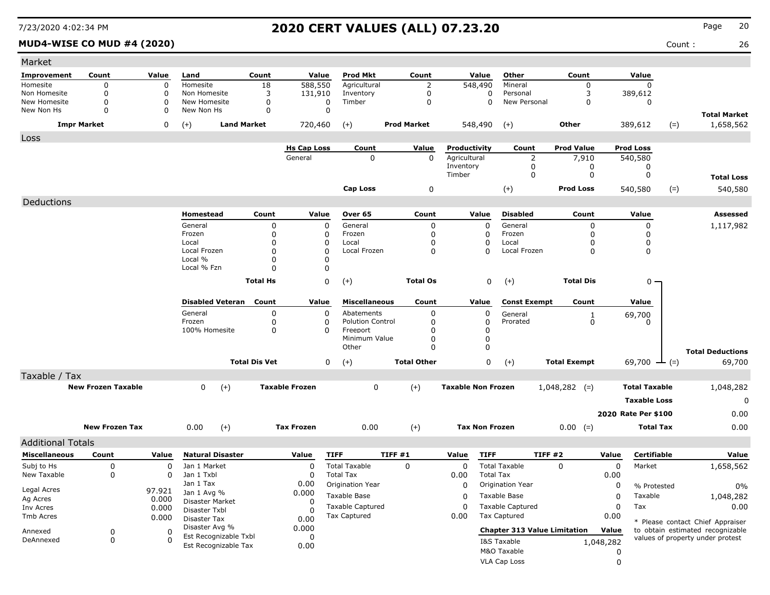# 2020 CERT VALUES (ALL) 07.23.20

7/23/2020 4:02:34 PM

**MUD4-WISE CO MUD #4 (2020)**

Count : 26

## Market

| Improvement | Count | Value | Land | Count | Value | Prod Mkt | Count | Value | Other | Count | Value | | |
|---|---|---|---|---|---|---|---|---|---|---|---|---|---|
| Homesite | 0 | 0 | Homesite | 18 | 588,550 | Agricultural | 2 | 548,490 | Mineral | 0 | 0 | | |
| Non Homesite | 0 | 0 | Non Homesite | 3 | 131,910 | Inventory | 0 | 0 | Personal | 3 | 389,612 | | |
| New Homesite | 0 | 0 | New Homesite | 0 | 0 | Timber | 0 | 0 | New Personal | 0 | 0 | | |
| New Non Hs | 0 | 0 | New Non Hs | 0 | 0 | | | | | | | | **Total Market** |
| **Impr Market** | | 0 | (+) **Land Market** | | 720,460 | (+) **Prod Market** | | 548,490 | (+) **Other** | | 389,612 | (=) | 1,658,562 |

## Loss

| Hs Cap Loss | Count | Value | Productivity | Count | Prod Value | Prod Loss | | |
|---|---|---|---|---|---|---|---|---|
| General | 0 | 0 | Agricultural | 2 | 7,910 | 540,580 | | |
| | | | Inventory | 0 | 0 | 0 | | |
| | | | Timber | 0 | 0 | 0 | | **Total Loss** |
| **Cap Loss** | | 0 | (+) | | **Prod Loss** | 540,580 | (=) | 540,580 |

## Deductions

| Homestead | Count | Value | Over 65 | Count | Value | Disabled | Count | Value | Assessed |
|---|---|---|---|---|---|---|---|---|---|
| General | 0 | 0 | General | 0 | 0 | General | 0 | 0 | 1,117,982 |
| Frozen | 0 | 0 | Frozen | 0 | 0 | Frozen | 0 | 0 | |
| Local | 0 | 0 | Local | 0 | 0 | Local | 0 | 0 | |
| Local Frozen | 0 | 0 | Local Frozen | 0 | 0 | Local Frozen | 0 | 0 | |
| Local % | 0 | 0 | | | | | | | |
| Local % Fzn | 0 | 0 | | | | | | | |
| **Total Hs** | | 0 | (+) **Total Os** | | 0 | (+) **Total Dis** | | 0 | |

| Disabled Veteran | Count | Value | Miscellaneous | Count | Value | Const Exempt | Count | Value | | |
|---|---|---|---|---|---|---|---|---|---|---|
| General | 0 | 0 | Abatements | 0 | 0 | General | 1 | 69,700 | | |
| Frozen | 0 | 0 | Polution Control | 0 | 0 | Prorated | 0 | 0 | | |
| 100% Homesite | 0 | 0 | Freeport | 0 | 0 | | | | | |
| | | | Minimum Value | 0 | 0 | | | | | |
| | | | Other | 0 | 0 | | | | | **Total Deductions** |
| **Total Dis Vet** | | 0 | (+) **Total Other** | | 0 | (+) **Total Exempt** | | 69,700 | (=) | 69,700 |

## Taxable / Tax

| | | | | | | | | |
|---|---|---|---|---|---|---|---|---|
| **New Frozen Taxable** | 0 | (+) **Taxable Frozen** | 0 | (+) **Taxable Non Frozen** | 1,048,282 | (=) | **Total Taxable** | 1,048,282 |
| | | | | | | | **Taxable Loss** | 0 |
| | | | | | | | **2020 Rate Per $100** | 0.00 |
| **New Frozen Tax** | 0.00 | (+) **Tax Frozen** | 0.00 | (+) **Tax Non Frozen** | 0.00 | (=) | **Total Tax** | 0.00 |

## Additional Totals

| Miscellaneous | Count | Value |
|---|---|---|
| Subj to Hs | 0 | 0 |
| New Taxable | 0 | 0 |
| Legal Acres | | 97.921 |
| Ag Acres | | 0.000 |
| Inv Acres | | 0.000 |
| Tmb Acres | | 0.000 |
| Annexed | 0 | 0 |
| DeAnnexed | 0 | 0 |

| Natural Disaster | Value |
|---|---|
| Jan 1 Market | 0 |
| Jan 1 Txbl | 0 |
| Jan 1 Tax | 0.00 |
| Jan 1 Avg % | 0.000 |
| Disaster Market | 0 |
| Disaster Txbl | 0 |
| Disaster Tax | 0.00 |
| Disaster Avg % | 0.000 |
| Est Recognizable Txbl | 0 |
| Est Recognizable Tax | 0.00 |

| TIFF | TIFF #1 | Value |
|---|---|---|
| Total Taxable | 0 | 0 |
| Total Tax | | 0.00 |
| Origination Year | | 0 |
| Taxable Base | | 0 |
| Taxable Captured | | 0 |
| Tax Captured | | 0.00 |

| TIFF | TIFF #2 | Value |
|---|---|---|
| Total Taxable | 0 | 0 |
| Total Tax | | 0.00 |
| Origination Year | | 0 |
| Taxable Base | | 0 |
| Taxable Captured | | 0 |
| Tax Captured | | 0.00 |

| Chapter 313 Value Limitation | Value |
|---|---|
| I&S Taxable | 1,048,282 |
| M&O Taxable | 0 |
| VLA Cap Loss | 0 |

| Certifiable | Value |
|---|---|
| Market | 1,658,562 |
| % Protested | 0% |
| Taxable | 1,048,282 |
| Tax | 0.00 |

* Please contact Chief Appraiser to obtain estimated recognizable values of property under protest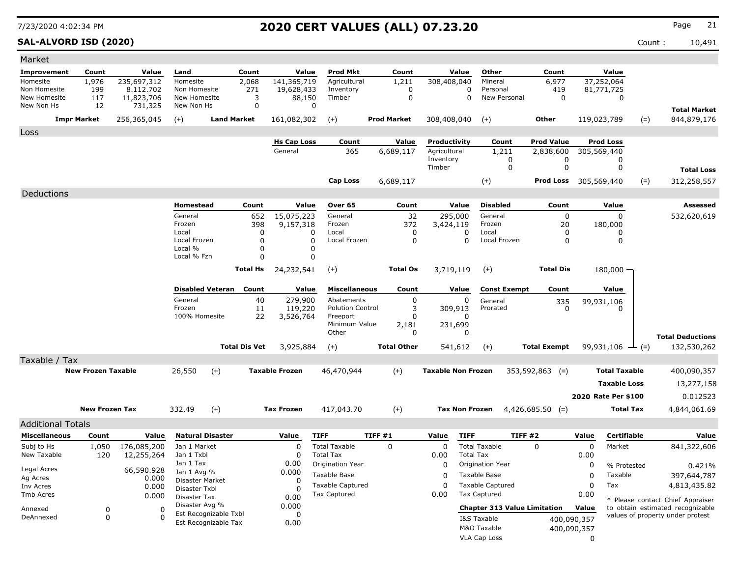# 2020 CERT VALUES (ALL) 07.23.20

7/23/2020 4:02:34 PM

**SAL-ALVORD ISD (2020)**

Count : 10,491

## Market

| Improvement | Count | Value | Land | Count | Value | Prod Mkt | Count | Value | Other | Count | Value | | |
|---|---|---|---|---|---|---|---|---|---|---|---|---|---|
| Homesite | 1,976 | 235,697,312 | Homesite | 2,068 | 141,365,719 | Agricultural | 1,211 | 308,408,040 | Mineral | 6,977 | 37,252,064 | | |
| Non Homesite | 199 | 8.112.702 | Non Homesite | 271 | 19,628,433 | Inventory | 0 | 0 | Personal | 419 | 81,771,725 | | |
| New Homesite | 117 | 11,823,706 | New Homesite | 3 | 88,150 | Timber | 0 | 0 | New Personal | 0 | 0 | | |
| New Non Hs | 12 | 731,325 | New Non Hs | 0 | 0 | | | | | | | | **Total Market** |
| **Impr Market** | | 256,365,045 | (+) | **Land Market** | 161,082,302 | (+) | **Prod Market** | 308,408,040 | (+) | **Other** | 119,023,789 | (=) | 844,879,176 |

## Loss

| Hs Cap Loss | Count | Value | Productivity | Count | Prod Value | Prod Loss | | |
|---|---|---|---|---|---|---|---|---|
| General | 365 | 6,689,117 | Agricultural | 1,211 | 2,838,600 | 305,569,440 | | |
| | | | Inventory | 0 | 0 | 0 | | |
| | | | Timber | 0 | 0 | 0 | | **Total Loss** |
| **Cap Loss** | | 6,689,117 | | (+) | **Prod Loss** | 305,569,440 | (=) | 312,258,557 |

## Deductions

| Homestead | Count | Value | Over 65 | Count | Value | Disabled | Count | Value | Assessed |
|---|---|---|---|---|---|---|---|---|---|
| General | 652 | 15,075,223 | General | 32 | 295,000 | General | 0 | 0 | 532,620,619 |
| Frozen | 398 | 9,157,318 | Frozen | 372 | 3,424,119 | Frozen | 20 | 180,000 | |
| Local | 0 | 0 | Local | 0 | 0 | Local | 0 | 0 | |
| Local Frozen | 0 | 0 | Local Frozen | 0 | 0 | Local Frozen | 0 | 0 | |
| Local % | 0 | 0 | | | | | | | |
| Local % Fzn | 0 | 0 | | | | | | | |
| **Total Hs** | | 24,232,541 | (+) | **Total Os** | 3,719,119 | (+) | **Total Dis** | 180,000 | |

| Disabled Veteran | Count | Value | Miscellaneous | Count | Value | Const Exempt | Count | Value | | Total Deductions |
|---|---|---|---|---|---|---|---|---|---|---|
| General | 40 | 279,900 | Abatements | 0 | 0 | General | 335 | 99,931,106 | | |
| Frozen | 11 | 119,220 | Polution Control | 3 | 309,913 | Prorated | 0 | 0 | | |
| 100% Homesite | 22 | 3,526,764 | Freeport | 0 | 0 | | | | | |
| | | | Minimum Value | 2,181 | 231,699 | | | | | |
| | | | Other | 0 | 0 | | | | | |
| **Total Dis Vet** | | 3,925,884 | (+) | **Total Other** | 541,612 | (+) | **Total Exempt** | 99,931,106 | (=) | 132,530,262 |

## Taxable / Tax

| | | | | | | | | | |
|---|---|---|---|---|---|---|---|---|---|
| **New Frozen Taxable** | 26,550 | (+) | **Taxable Frozen** | 46,470,944 | (+) | **Taxable Non Frozen** | 353,592,863 (=) | **Total Taxable** | 400,090,357 |
| | | | | | | | | **Taxable Loss** | 13,277,158 |
| | | | | | | | | **2020 Rate Per $100** | 0.012523 |
| **New Frozen Tax** | 332.49 | (+) | **Tax Frozen** | 417,043.70 | (+) | **Tax Non Frozen** | 4,426,685.50 (=) | **Total Tax** | 4,844,061.69 |

## Additional Totals

| Miscellaneous | Count | Value |
|---|---|---|
| Subj to Hs | 1,050 | 176,085,200 |
| New Taxable | 120 | 12,255,264 |
| Legal Acres | | 66,590.928 |
| Ag Acres | | 0.000 |
| Inv Acres | | 0.000 |
| Tmb Acres | | 0.000 |
| Annexed | 0 | 0 |
| DeAnnexed | 0 | 0 |

| Natural Disaster | Value |
|---|---|
| Jan 1 Market | 0 |
| Jan 1 Txbl | 0 |
| Jan 1 Tax | 0.00 |
| Jan 1 Avg % | 0.000 |
| Disaster Market | 0 |
| Disaster Txbl | 0 |
| Disaster Tax | 0.00 |
| Disaster Avg % | 0.000 |
| Est Recognizable Txbl | 0 |
| Est Recognizable Tax | 0.00 |

| TIFF | TIFF #1 | Value |
|---|---|---|
| Total Taxable | 0 | 0 |
| Total Tax | | 0.00 |
| Origination Year | | 0 |
| Taxable Base | | 0 |
| Taxable Captured | | 0 |
| Tax Captured | | 0.00 |

| TIFF | TIFF #2 | Value |
|---|---|---|
| Total Taxable | 0 | 0 |
| Total Tax | | 0.00 |
| Origination Year | | 0 |
| Taxable Base | | 0 |
| Taxable Captured | | 0 |
| Tax Captured | | 0.00 |

| Chapter 313 Value Limitation | Value |
|---|---|
| I&S Taxable | 400,090,357 |
| M&O Taxable | 400,090,357 |
| VLA Cap Loss | 0 |

| Certifiable | Value |
|---|---|
| Market | 841,322,606 |
| % Protested | 0.421% |
| Taxable | 397,644,787 |
| Tax | 4,813,435.82 |

* Please contact Chief Appraiser to obtain estimated recognizable values of property under protest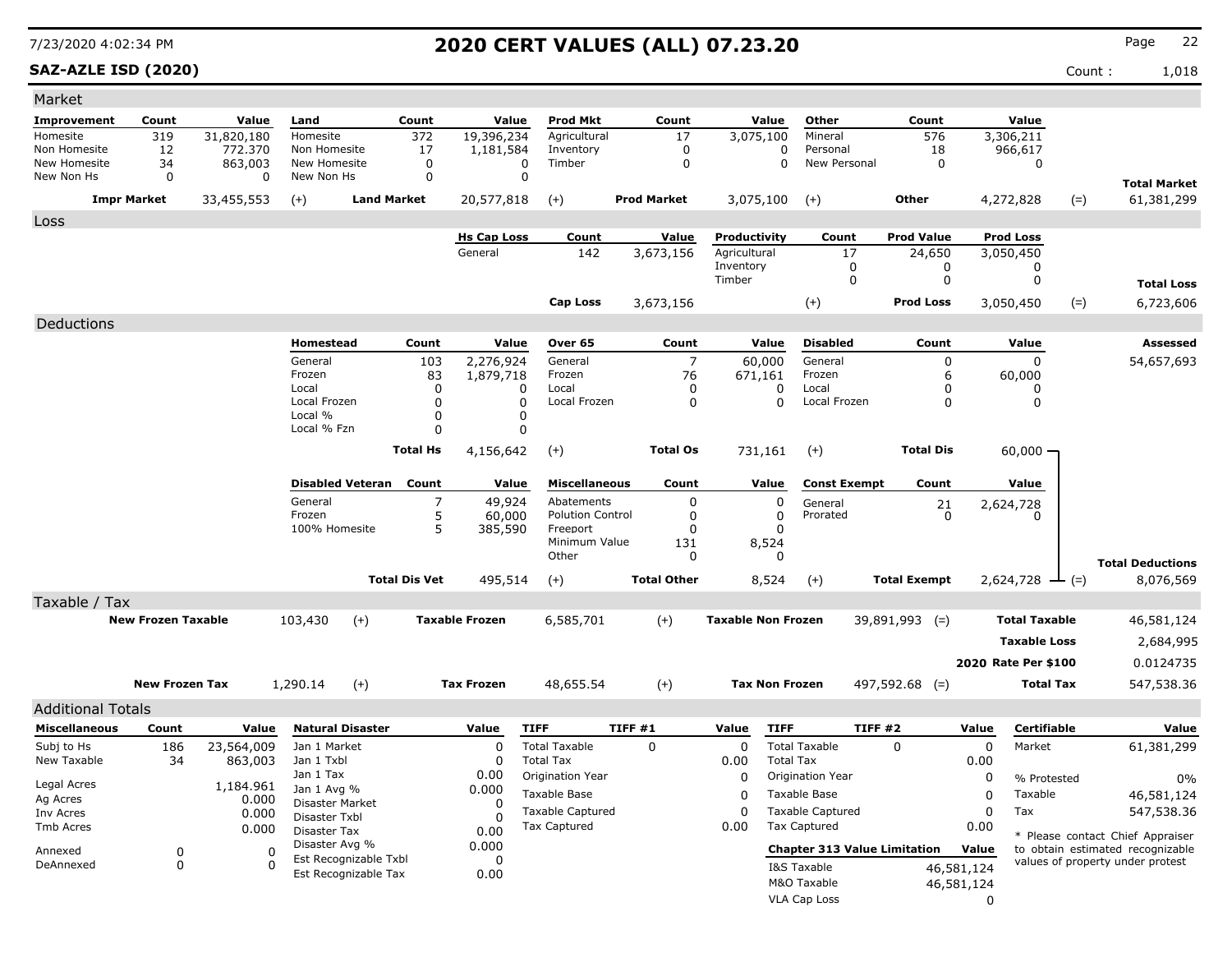# 2020 CERT VALUES (ALL) 07.23.20

**SAZ-AZLE ISD (2020)**

Count : 1,018

## Market

| Improvement | Count | Value | Land | Count | Value | Prod Mkt | Count | Value | Other | Count | Value | | |
|---|---|---|---|---|---|---|---|---|---|---|---|---|---|
| Homesite | 319 | 31,820,180 | Homesite | 372 | 19,396,234 | Agricultural | 17 | 3,075,100 | Mineral | 576 | 3,306,211 | | |
| Non Homesite | 12 | 772.370 | Non Homesite | 17 | 1,181,584 | Inventory | 0 | 0 | Personal | 18 | 966,617 | | |
| New Homesite | 34 | 863,003 | New Homesite | 0 | 0 | Timber | 0 | 0 | New Personal | 0 | 0 | | |
| New Non Hs | 0 | 0 | New Non Hs | 0 | 0 | | | | | | | | **Total Market** |
| **Impr Market** | | 33,455,553 | (+) | **Land Market** | 20,577,818 | (+) | **Prod Market** | 3,075,100 | (+) | **Other** | 4,272,828 | (=) | 61,381,299 |

## Loss

| Hs Cap Loss | Count | Value | Productivity | Count | Prod Value | Prod Loss | | |
|---|---|---|---|---|---|---|---|---|
| General | 142 | 3,673,156 | Agricultural | 17 | 24,650 | 3,050,450 | | |
| | | | Inventory | 0 | 0 | 0 | | |
| | | | Timber | 0 | 0 | 0 | | **Total Loss** |
| **Cap Loss** | | 3,673,156 | (+) | | **Prod Loss** | 3,050,450 | (=) | 6,723,606 |

## Deductions

| Homestead | Count | Value | Over 65 | Count | Value | Disabled | Count | Value | Assessed |
|---|---|---|---|---|---|---|---|---|---|
| General | 103 | 2,276,924 | General | 7 | 60,000 | General | 0 | 0 | 54,657,693 |
| Frozen | 83 | 1,879,718 | Frozen | 76 | 671,161 | Frozen | 6 | 60,000 | |
| Local | 0 | 0 | Local | 0 | 0 | Local | 0 | 0 | |
| Local Frozen | 0 | 0 | Local Frozen | 0 | 0 | Local Frozen | 0 | 0 | |
| Local % | 0 | 0 | | | | | | | |
| Local % Fzn | 0 | 0 | | | | | | | |
| **Total Hs** | | 4,156,642 | (+) | **Total Os** | 731,161 | (+) | **Total Dis** | 60,000 | |

| Disabled Veteran | Count | Value | Miscellaneous | Count | Value | Const Exempt | Count | Value | | |
|---|---|---|---|---|---|---|---|---|---|---|
| General | 7 | 49,924 | Abatements | 0 | 0 | General | 21 | 2,624,728 | | |
| Frozen | 5 | 60,000 | Polution Control | 0 | 0 | Prorated | 0 | 0 | | |
| 100% Homesite | 5 | 385,590 | Freeport | 0 | 0 | | | | | |
| | | | Minimum Value | 131 | 8,524 | | | | | |
| | | | Other | 0 | 0 | | | | | **Total Deductions** |
| **Total Dis Vet** | | 495,514 | (+) | **Total Other** | 8,524 | (+) | **Total Exempt** | 2,624,728 | (=) | 8,076,569 |

## Taxable / Tax

| | | | | | | | | | |
|---|---|---|---|---|---|---|---|---|---|
| **New Frozen Taxable** | 103,430 | (+) | **Taxable Frozen** | 6,585,701 | (+) | **Taxable Non Frozen** | 39,891,993 (=) | **Total Taxable** | 46,581,124 |
| | | | | | | | | **Taxable Loss** | 2,684,995 |
| | | | | | | | | **2020 Rate Per $100** | 0.0124735 |
| **New Frozen Tax** | 1,290.14 | (+) | **Tax Frozen** | 48,655.54 | (+) | **Tax Non Frozen** | 497,592.68 (=) | **Total Tax** | 547,538.36 |

## Additional Totals

| Miscellaneous | Count | Value |
|---|---|---|
| Subj to Hs | 186 | 23,564,009 |
| New Taxable | 34 | 863,003 |
| Legal Acres | | 1,184.961 |
| Ag Acres | | 0.000 |
| Inv Acres | | 0.000 |
| Tmb Acres | | 0.000 |
| Annexed | 0 | 0 |
| DeAnnexed | 0 | 0 |

| Natural Disaster | Value |
|---|---|
| Jan 1 Market | 0 |
| Jan 1 Txbl | 0 |
| Jan 1 Tax | 0.00 |
| Jan 1 Avg % | 0.000 |
| Disaster Market | 0 |
| Disaster Txbl | 0 |
| Disaster Tax | 0.00 |
| Disaster Avg % | 0.000 |
| Est Recognizable Txbl | 0 |
| Est Recognizable Tax | 0.00 |

| TIFF | TIFF #1 | Value |
|---|---|---|
| Total Taxable | 0 | 0 |
| Total Tax | | 0.00 |
| Origination Year | | 0 |
| Taxable Base | | 0 |
| Taxable Captured | | 0 |
| Tax Captured | | 0.00 |

| TIFF | TIFF #2 | Value |
|---|---|---|
| Total Taxable | 0 | 0 |
| Total Tax | | 0.00 |
| Origination Year | | 0 |
| Taxable Base | | 0 |
| Taxable Captured | | 0 |
| Tax Captured | | 0.00 |

| Chapter 313 Value Limitation | Value |
|---|---|
| I&S Taxable | 46,581,124 |
| M&O Taxable | 46,581,124 |
| VLA Cap Loss | 0 |

| Certifiable | Value |
|---|---|
| Market | 61,381,299 |
| % Protested | 0% |
| Taxable | 46,581,124 |
| Tax | 547,538.36 |

* Please contact Chief Appraiser to obtain estimated recognizable values of property under protest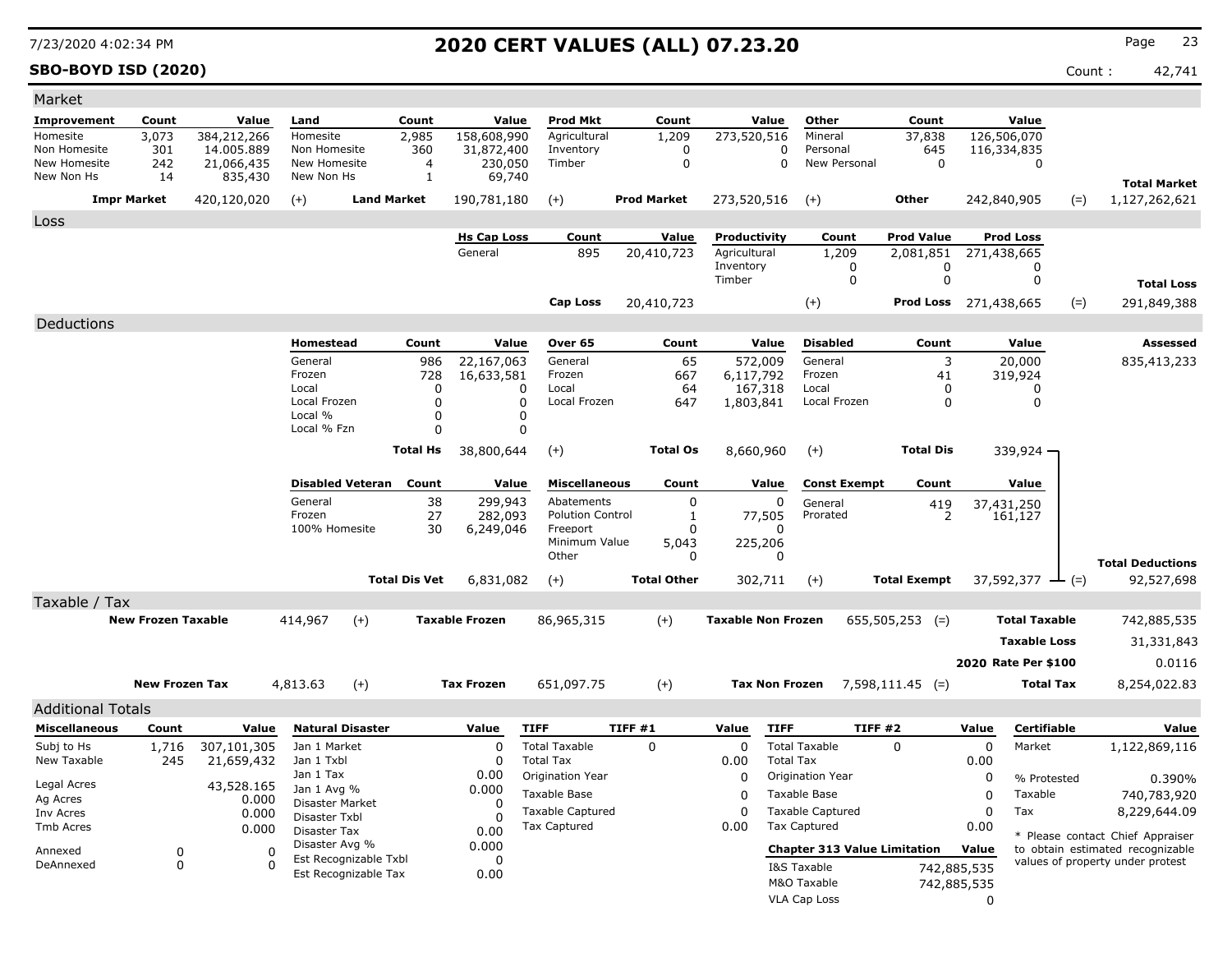# 2020 CERT VALUES (ALL) 07.23.20

7/23/2020 4:02:34 PM

**SBO-BOYD ISD (2020)**

Count : 42,741

## Market

| Improvement | Count | Value | Land | Count | Value | Prod Mkt | Count | Value | Other | Count | Value |
|---|---|---|---|---|---|---|---|---|---|---|---|
| Homesite | 3,073 | 384,212,266 | Homesite | 2,985 | 158,608,990 | Agricultural | 1,209 | 273,520,516 | Mineral | 37,838 | 126,506,070 |
| Non Homesite | 301 | 14.005.889 | Non Homesite | 360 | 31,872,400 | Inventory | 0 | 0 | Personal | 645 | 116,334,835 |
| New Homesite | 242 | 21,066,435 | New Homesite | 4 | 230,050 | Timber | 0 | 0 | New Personal | 0 | 0 |
| New Non Hs | 14 | 835,430 | New Non Hs | 1 | 69,740 | | | | | | |

| Impr Market | | Land Market | | Prod Market | | Other | | Total Market |
|---|---|---|---|---|---|---|---|---|
| 420,120,020 | (+) | 190,781,180 | (+) | 273,520,516 | (+) | 242,840,905 | (=) | 1,127,262,621 |

## Loss

| Hs Cap Loss | Count | Value | Productivity | Count | Prod Value | Prod Loss |
|---|---|---|---|---|---|---|
| General | 895 | 20,410,723 | Agricultural | 1,209 | 2,081,851 | 271,438,665 |
| | | | Inventory | 0 | 0 | 0 |
| | | | Timber | 0 | 0 | 0 |

| Cap Loss | | Prod Loss | | Total Loss |
|---|---|---|---|---|
| 20,410,723 | (+) | 271,438,665 | (=) | 291,849,388 |

## Deductions

| Homestead | Count | Value | Over 65 | Count | Value | Disabled | Count | Value |
|---|---|---|---|---|---|---|---|---|
| General | 986 | 22,167,063 | General | 65 | 572,009 | General | 3 | 20,000 |
| Frozen | 728 | 16,633,581 | Frozen | 667 | 6,117,792 | Frozen | 41 | 319,924 |
| Local | 0 | 0 | Local | 64 | 167,318 | Local | 0 | 0 |
| Local Frozen | 0 | 0 | Local Frozen | 647 | 1,803,841 | Local Frozen | 0 | 0 |
| Local % | 0 | 0 | | | | | | |
| Local % Fzn | 0 | 0 | | | | | | |
| **Total Hs** | | 38,800,644 | (+) **Total Os** | | 8,660,960 | (+) **Total Dis** | | 339,924 |

**Assessed:** 835,413,233

| Disabled Veteran | Count | Value | Miscellaneous | Count | Value | Const Exempt | Count | Value |
|---|---|---|---|---|---|---|---|---|
| General | 38 | 299,943 | Abatements | 0 | 0 | General | 419 | 37,431,250 |
| Frozen | 27 | 282,093 | Polution Control | 1 | 77,505 | Prorated | 2 | 161,127 |
| 100% Homesite | 30 | 6,249,046 | Freeport | 0 | 0 | | | |
| | | | Minimum Value | 5,043 | 225,206 | | | |
| | | | Other | 0 | 0 | | | |
| **Total Dis Vet** | | 6,831,082 | (+) **Total Other** | | 302,711 | (+) **Total Exempt** | | 37,592,377 |

**Total Deductions** (=) 92,527,698

## Taxable / Tax

| New Frozen Taxable | | Taxable Frozen | | Taxable Non Frozen | | Total Taxable |
|---|---|---|---|---|---|---|
| 414,967 | (+) | 86,965,315 | (+) | 655,505,253 | (=) | 742,885,535 |

| | |
|---|---|
| Taxable Loss | 31,331,843 |
| 2020 Rate Per $100 | 0.0116 |

| New Frozen Tax | | Tax Frozen | | Tax Non Frozen | | Total Tax |
|---|---|---|---|---|---|---|
| 4,813.63 | (+) | 651,097.75 | (+) | 7,598,111.45 | (=) | 8,254,022.83 |

## Additional Totals

| Miscellaneous | Count | Value |
|---|---|---|
| Subj to Hs | 1,716 | 307,101,305 |
| New Taxable | 245 | 21,659,432 |
| Legal Acres | | 43,528.165 |
| Ag Acres | | 0.000 |
| Inv Acres | | 0.000 |
| Tmb Acres | | 0.000 |
| Annexed | 0 | 0 |
| DeAnnexed | 0 | 0 |

| Natural Disaster | Value |
|---|---|
| Jan 1 Market | 0 |
| Jan 1 Txbl | 0 |
| Jan 1 Tax | 0.00 |
| Jan 1 Avg % | 0.000 |
| Disaster Market | 0 |
| Disaster Txbl | 0 |
| Disaster Tax | 0.00 |
| Disaster Avg % | 0.000 |
| Est Recognizable Txbl | 0 |
| Est Recognizable Tax | 0.00 |

| TIFF | TIFF #1 | Value |
|---|---|---|
| Total Taxable | 0 | 0 |
| Total Tax | | 0.00 |
| Origination Year | | 0 |
| Taxable Base | | 0 |
| Taxable Captured | | 0 |
| Tax Captured | | 0.00 |

| TIFF | TIFF #2 | Value |
|---|---|---|
| Total Taxable | 0 | 0 |
| Total Tax | | 0.00 |
| Origination Year | | 0 |
| Taxable Base | | 0 |
| Taxable Captured | | 0 |
| Tax Captured | | 0.00 |

| Chapter 313 Value Limitation | Value |
|---|---|
| I&S Taxable | 742,885,535 |
| M&O Taxable | 742,885,535 |
| VLA Cap Loss | 0 |

| Certifiable | Value |
|---|---|
| Market | 1,122,869,116 |
| % Protested | 0.390% |
| Taxable | 740,783,920 |
| Tax | 8,229,644.09 |

* Please contact Chief Appraiser to obtain estimated recognizable values of property under protest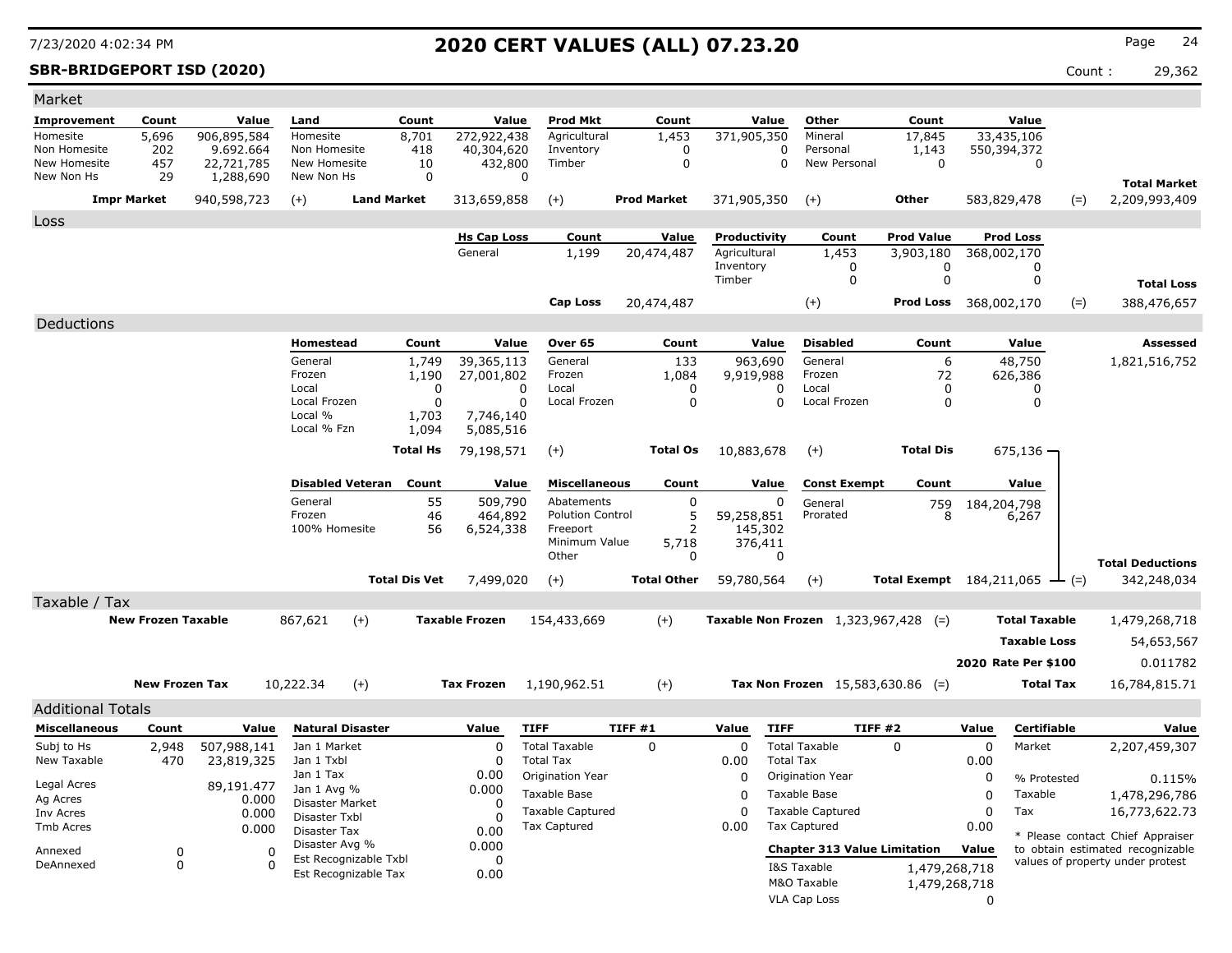# 2020 CERT VALUES (ALL) 07.23.20

7/23/2020 4:02:34 PM

**SBR-BRIDGEPORT ISD (2020)** Count : 29,362

## Market

| Improvement | Count | Value | Land | Count | Value | Prod Mkt | Count | Value | Other | Count | Value | | |
|---|---|---|---|---|---|---|---|---|---|---|---|---|---|
| Homesite | 5,696 | 906,895,584 | Homesite | 8,701 | 272,922,438 | Agricultural | 1,453 | 371,905,350 | Mineral | 17,845 | 33,435,106 | | |
| Non Homesite | 202 | 9.692.664 | Non Homesite | 418 | 40,304,620 | Inventory | 0 | 0 | Personal | 1,143 | 550,394,372 | | |
| New Homesite | 457 | 22,721,785 | New Homesite | 10 | 432,800 | Timber | 0 | 0 | New Personal | 0 | 0 | | |
| New Non Hs | 29 | 1,288,690 | New Non Hs | 0 | 0 | | | | | | | | **Total Market** |
| **Impr Market** | | 940,598,723 | (+) **Land Market** | | 313,659,858 | (+) **Prod Market** | | 371,905,350 | (+) **Other** | | 583,829,478 | (=) | 2,209,993,409 |

## Loss

| Hs Cap Loss | Count | Value | Productivity | Count | Prod Value | Prod Loss | | |
|---|---|---|---|---|---|---|---|---|
| General | 1,199 | 20,474,487 | Agricultural | 1,453 | 3,903,180 | 368,002,170 | | |
| | | | Inventory | 0 | 0 | 0 | | |
| | | | Timber | 0 | 0 | 0 | | **Total Loss** |
| **Cap Loss** | | 20,474,487 | (+) | | **Prod Loss** | 368,002,170 | (=) | 388,476,657 |

## Deductions

| Homestead | Count | Value | Over 65 | Count | Value | Disabled | Count | Value | Assessed |
|---|---|---|---|---|---|---|---|---|---|
| General | 1,749 | 39,365,113 | General | 133 | 963,690 | General | 6 | 48,750 | 1,821,516,752 |
| Frozen | 1,190 | 27,001,802 | Frozen | 1,084 | 9,919,988 | Frozen | 72 | 626,386 | |
| Local | 0 | 0 | Local | 0 | 0 | Local | 0 | 0 | |
| Local Frozen | 0 | 0 | Local Frozen | 0 | 0 | Local Frozen | 0 | 0 | |
| Local % | 1,703 | 7,746,140 | | | | | | | |
| Local % Fzn | 1,094 | 5,085,516 | | | | | | | |
| **Total Hs** | | 79,198,571 | (+) **Total Os** | | 10,883,678 | (+) **Total Dis** | | 675,136 | |

| Disabled Veteran | Count | Value | Miscellaneous | Count | Value | Const Exempt | Count | Value | | |
|---|---|---|---|---|---|---|---|---|---|---|
| General | 55 | 509,790 | Abatements | 0 | 0 | General | 759 | 184,204,798 | | |
| Frozen | 46 | 464,892 | Polution Control | 5 | 59,258,851 | Prorated | 8 | 6,267 | | |
| 100% Homesite | 56 | 6,524,338 | Freeport | 2 | 145,302 | | | | | |
| | | | Minimum Value | 5,718 | 376,411 | | | | | |
| | | | Other | 0 | 0 | | | | | **Total Deductions** |
| **Total Dis Vet** | | 7,499,020 | (+) **Total Other** | | 59,780,564 | (+) **Total Exempt** | | 184,211,065 | (=) | 342,248,034 |

## Taxable / Tax

| | | | | | | | |
|---|---|---|---|---|---|---|---|
| **New Frozen Taxable** | 867,621 | (+) **Taxable Frozen** | 154,433,669 | (+) **Taxable Non Frozen** | 1,323,967,428 (=) | **Total Taxable** | 1,479,268,718 |
| | | | | | | **Taxable Loss** | 54,653,567 |
| | | | | | | **2020 Rate Per $100** | 0.011782 |
| **New Frozen Tax** | 10,222.34 | (+) **Tax Frozen** | 1,190,962.51 | (+) **Tax Non Frozen** | 15,583,630.86 (=) | **Total Tax** | 16,784,815.71 |

## Additional Totals

| Miscellaneous | Count | Value |
|---|---|---|
| Subj to Hs | 2,948 | 507,988,141 |
| New Taxable | 470 | 23,819,325 |
| Legal Acres | | 89,191.477 |
| Ag Acres | | 0.000 |
| Inv Acres | | 0.000 |
| Tmb Acres | | 0.000 |
| Annexed | 0 | 0 |
| DeAnnexed | 0 | 0 |

| Natural Disaster | Value |
|---|---|
| Jan 1 Market | 0 |
| Jan 1 Txbl | 0 |
| Jan 1 Tax | 0.00 |
| Jan 1 Avg % | 0.000 |
| Disaster Market | 0 |
| Disaster Txbl | 0 |
| Disaster Tax | 0.00 |
| Disaster Avg % | 0.000 |
| Est Recognizable Txbl | 0 |
| Est Recognizable Tax | 0.00 |

| TIFF | TIFF #1 | Value |
|---|---|---|
| Total Taxable | 0 | 0 |
| Total Tax | | 0.00 |
| Origination Year | | 0 |
| Taxable Base | | 0 |
| Taxable Captured | | 0 |
| Tax Captured | | 0.00 |

| TIFF | TIFF #2 | Value |
|---|---|---|
| Total Taxable | 0 | 0 |
| Total Tax | | 0.00 |
| Origination Year | | 0 |
| Taxable Base | | 0 |
| Taxable Captured | | 0 |
| Tax Captured | | 0.00 |

| Chapter 313 Value Limitation | Value |
|---|---|
| I&S Taxable | 1,479,268,718 |
| M&O Taxable | 1,479,268,718 |
| VLA Cap Loss | 0 |

| Certifiable | Value |
|---|---|
| Market | 2,207,459,307 |
| % Protested | 0.115% |
| Taxable | 1,478,296,786 |
| Tax | 16,773,622.73 |

* Please contact Chief Appraiser to obtain estimated recognizable values of property under protest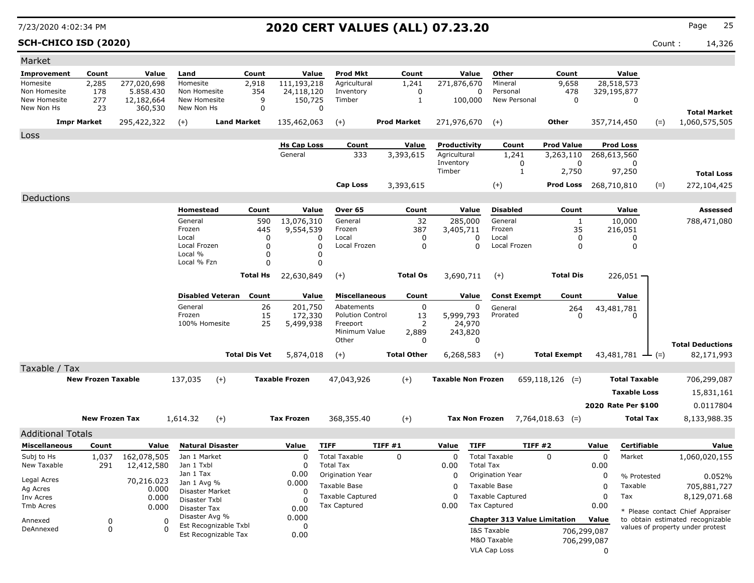# 2020 CERT VALUES (ALL) 07.23.20

**SCH-CHICO ISD (2020)**

Count : 14,326

## Market

| Improvement | Count | Value | Land | Count | Value | Prod Mkt | Count | Value | Other | Count | Value | | |
|---|---|---|---|---|---|---|---|---|---|---|---|---|---|
| Homesite | 2,285 | 277,020,698 | Homesite | 2,918 | 111,193,218 | Agricultural | 1,241 | 271,876,670 | Mineral | 9,658 | 28,518,573 | | |
| Non Homesite | 178 | 5.858.430 | Non Homesite | 354 | 24,118,120 | Inventory | 0 | 0 | Personal | 478 | 329,195,877 | | |
| New Homesite | 277 | 12,182,664 | New Homesite | 9 | 150,725 | Timber | 1 | 100,000 | New Personal | 0 | 0 | | |
| New Non Hs | 23 | 360,530 | New Non Hs | 0 | 0 | | | | | | | | **Total Market** |
| **Impr Market** | | 295,422,322 | (+) **Land Market** | | 135,462,063 | (+) **Prod Market** | | 271,976,670 | (+) **Other** | | 357,714,450 | (=) | 1,060,575,505 |

## Loss

| Hs Cap Loss | Count | Value | Productivity | Count | Prod Value | Prod Loss | | |
|---|---|---|---|---|---|---|---|---|
| General | 333 | 3,393,615 | Agricultural | 1,241 | 3,263,110 | 268,613,560 | | |
| | | | Inventory | 0 | 0 | 0 | | |
| | | | Timber | 1 | 2,750 | 97,250 | | **Total Loss** |
| **Cap Loss** | | 3,393,615 | (+) | | **Prod Loss** | 268,710,810 | (=) | 272,104,425 |

## Deductions

| Homestead | Count | Value | Over 65 | Count | Value | Disabled | Count | Value | Assessed |
|---|---|---|---|---|---|---|---|---|---|
| General | 590 | 13,076,310 | General | 32 | 285,000 | General | 1 | 10,000 | 788,471,080 |
| Frozen | 445 | 9,554,539 | Frozen | 387 | 3,405,711 | Frozen | 35 | 216,051 | |
| Local | 0 | 0 | Local | 0 | 0 | Local | 0 | 0 | |
| Local Frozen | 0 | 0 | Local Frozen | 0 | 0 | Local Frozen | 0 | 0 | |
| Local % | 0 | 0 | | | | | | | |
| Local % Fzn | 0 | 0 | | | | | | | |
| **Total Hs** | | 22,630,849 | (+) **Total Os** | | 3,690,711 | (+) **Total Dis** | | 226,051 | |

| Disabled Veteran | Count | Value | Miscellaneous | Count | Value | Const Exempt | Count | Value | | |
|---|---|---|---|---|---|---|---|---|---|---|
| General | 26 | 201,750 | Abatements | 0 | 0 | General | 264 | 43,481,781 | | |
| Frozen | 15 | 172,330 | Polution Control | 13 | 5,999,793 | Prorated | 0 | 0 | | |
| 100% Homesite | 25 | 5,499,938 | Freeport | 2 | 24,970 | | | | | |
| | | | Minimum Value | 2,889 | 243,820 | | | | | |
| | | | Other | 0 | 0 | | | | | **Total Deductions** |
| **Total Dis Vet** | | 5,874,018 | (+) **Total Other** | | 6,268,583 | (+) **Total Exempt** | | 43,481,781 | (=) | 82,171,993 |

## Taxable / Tax

| | | | | | | | |
|---|---|---|---|---|---|---|---|
| **New Frozen Taxable** | 137,035 | (+) **Taxable Frozen** | 47,043,926 | (+) **Taxable Non Frozen** | 659,118,126 (=) | **Total Taxable** | 706,299,087 |
| | | | | | | **Taxable Loss** | 15,831,161 |
| | | | | | | **2020 Rate Per $100** | 0.0117804 |
| **New Frozen Tax** | 1,614.32 | (+) **Tax Frozen** | 368,355.40 | (+) **Tax Non Frozen** | 7,764,018.63 (=) | **Total Tax** | 8,133,988.35 |

## Additional Totals

| Miscellaneous | Count | Value |
|---|---|---|
| Subj to Hs | 1,037 | 162,078,505 |
| New Taxable | 291 | 12,412,580 |
| Legal Acres | | 70,216.023 |
| Ag Acres | | 0.000 |
| Inv Acres | | 0.000 |
| Tmb Acres | | 0.000 |
| Annexed | 0 | 0 |
| DeAnnexed | 0 | 0 |

| Natural Disaster | Value |
|---|---|
| Jan 1 Market | 0 |
| Jan 1 Txbl | 0 |
| Jan 1 Tax | 0.00 |
| Jan 1 Avg % | 0.000 |
| Disaster Market | 0 |
| Disaster Txbl | 0 |
| Disaster Tax | 0.00 |
| Disaster Avg % | 0.000 |
| Est Recognizable Txbl | 0 |
| Est Recognizable Tax | 0.00 |

| TIFF | TIFF #1 | Value |
|---|---|---|
| Total Taxable | 0 | 0 |
| Total Tax | | 0.00 |
| Origination Year | | 0 |
| Taxable Base | | 0 |
| Taxable Captured | | 0 |
| Tax Captured | | 0.00 |

| TIFF | TIFF #2 | Value |
|---|---|---|
| Total Taxable | 0 | 0 |
| Total Tax | | 0.00 |
| Origination Year | | 0 |
| Taxable Base | | 0 |
| Taxable Captured | | 0 |
| Tax Captured | | 0.00 |

| Chapter 313 Value Limitation | Value |
|---|---|
| I&S Taxable | 706,299,087 |
| M&O Taxable | 706,299,087 |
| VLA Cap Loss | 0 |

| Certifiable | Value |
|---|---|
| Market | 1,060,020,155 |
| % Protested | 0.052% |
| Taxable | 705,881,727 |
| Tax | 8,129,071.68 |

* Please contact Chief Appraiser to obtain estimated recognizable values of property under protest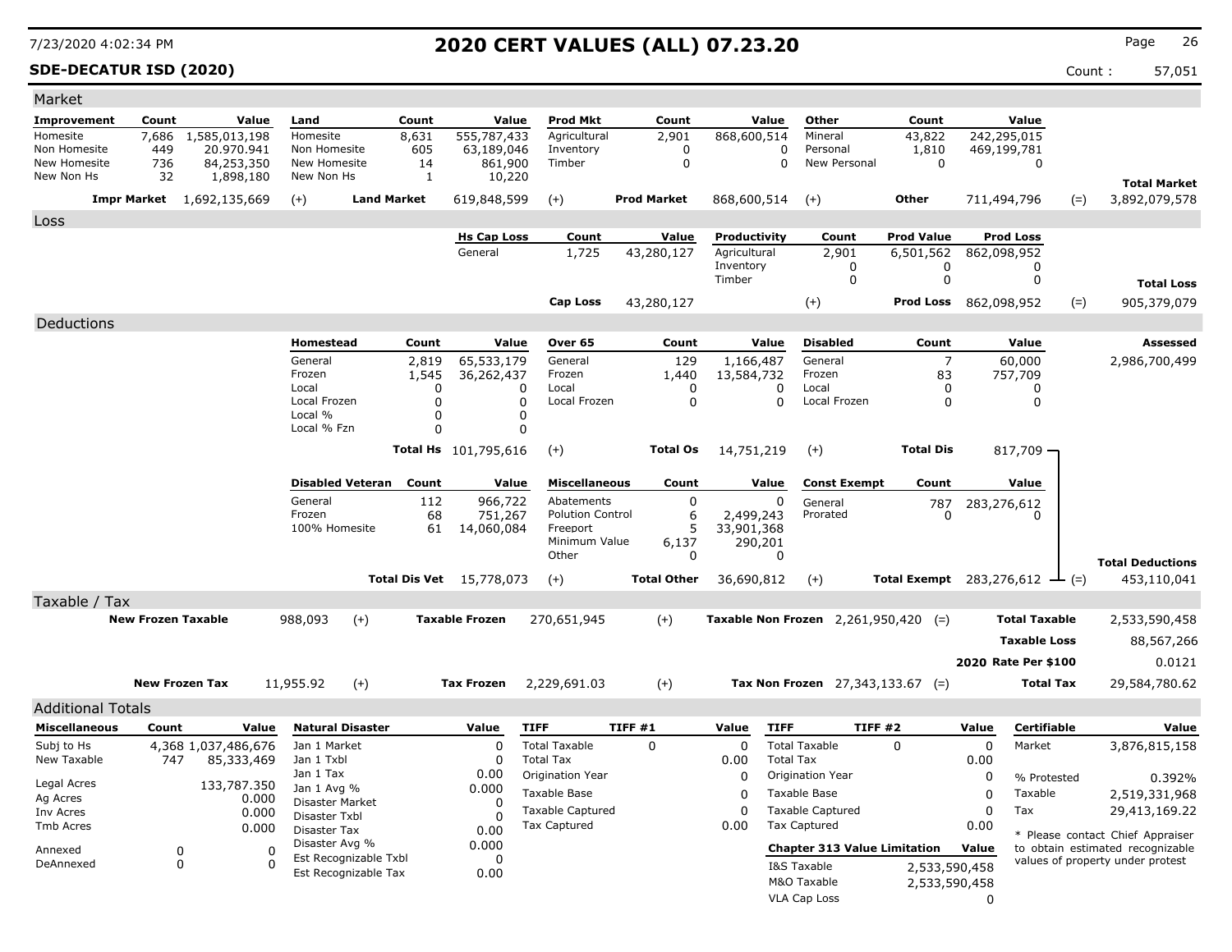# 2020 CERT VALUES (ALL) 07.23.20

7/23/2020 4:02:34 PM

**SDE-DECATUR ISD (2020)** Count : 57,051

## Market

| Improvement | Count | Value | Land | Count | Value | Prod Mkt | Count | Value | Other | Count | Value | | |
|---|---|---|---|---|---|---|---|---|---|---|---|---|---|
| Homesite | 7,686 | 1,585,013,198 | Homesite | 8,631 | 555,787,433 | Agricultural | 2,901 | 868,600,514 | Mineral | 43,822 | 242,295,015 | | |
| Non Homesite | 449 | 20.970.941 | Non Homesite | 605 | 63,189,046 | Inventory | 0 | 0 | Personal | 1,810 | 469,199,781 | | |
| New Homesite | 736 | 84,253,350 | New Homesite | 14 | 861,900 | Timber | 0 | 0 | New Personal | 0 | 0 | | |
| New Non Hs | 32 | 1,898,180 | New Non Hs | 1 | 10,220 | | | | | | | | **Total Market** |
| **Impr Market** | | 1,692,135,669 | (+) **Land Market** | | 619,848,599 | (+) **Prod Market** | | 868,600,514 | (+) **Other** | | 711,494,796 | (=) | 3,892,079,578 |

## Loss

| Hs Cap Loss | Count | Value | Productivity | Count | Prod Value | Prod Loss | | |
|---|---|---|---|---|---|---|---|---|
| General | 1,725 | 43,280,127 | Agricultural | 2,901 | 6,501,562 | 862,098,952 | | |
| | | | Inventory | 0 | 0 | 0 | | |
| | | | Timber | 0 | 0 | 0 | | **Total Loss** |
| **Cap Loss** | | 43,280,127 | (+) | | **Prod Loss** | 862,098,952 | (=) | 905,379,079 |

## Deductions

| Homestead | Count | Value | Over 65 | Count | Value | Disabled | Count | Value | Assessed |
|---|---|---|---|---|---|---|---|---|---|
| General | 2,819 | 65,533,179 | General | 129 | 1,166,487 | General | 7 | 60,000 | 2,986,700,499 |
| Frozen | 1,545 | 36,262,437 | Frozen | 1,440 | 13,584,732 | Frozen | 83 | 757,709 | |
| Local | 0 | 0 | Local | 0 | 0 | Local | 0 | 0 | |
| Local Frozen | 0 | 0 | Local Frozen | 0 | 0 | Local Frozen | 0 | 0 | |
| Local % | 0 | 0 | | | | | | | |
| Local % Fzn | 0 | 0 | | | | | | | |
| **Total Hs** | | 101,795,616 | (+) **Total Os** | | 14,751,219 | (+) **Total Dis** | | 817,709 | |

| Disabled Veteran | Count | Value | Miscellaneous | Count | Value | Const Exempt | Count | Value | | |
|---|---|---|---|---|---|---|---|---|---|---|
| General | 112 | 966,722 | Abatements | 0 | 0 | General | 787 | 283,276,612 | | |
| Frozen | 68 | 751,267 | Polution Control | 6 | 2,499,243 | Prorated | 0 | 0 | | |
| 100% Homesite | 61 | 14,060,084 | Freeport | 5 | 33,901,368 | | | | | |
| | | | Minimum Value | 6,137 | 290,201 | | | | | |
| | | | Other | 0 | 0 | | | | | **Total Deductions** |
| **Total Dis Vet** | | 15,778,073 | (+) **Total Other** | | 36,690,812 | (+) **Total Exempt** | | 283,276,612 | (=) | 453,110,041 |

## Taxable / Tax

| | | | | | | | |
|---|---|---|---|---|---|---|---|
| **New Frozen Taxable** | 988,093 | (+) **Taxable Frozen** | 270,651,945 | (+) **Taxable Non Frozen** | 2,261,950,420 | (=) **Total Taxable** | 2,533,590,458 |
| | | | | | | **Taxable Loss** | 88,567,266 |
| | | | | | | **2020 Rate Per $100** | 0.0121 |
| **New Frozen Tax** | 11,955.92 | (+) **Tax Frozen** | 2,229,691.03 | (+) **Tax Non Frozen** | 27,343,133.67 | (=) **Total Tax** | 29,584,780.62 |

## Additional Totals

| Miscellaneous | Count | Value |
|---|---|---|
| Subj to Hs | 4,368 | 1,037,486,676 |
| New Taxable | 747 | 85,333,469 |
| Legal Acres | | 133,787.350 |
| Ag Acres | | 0.000 |
| Inv Acres | | 0.000 |
| Tmb Acres | | 0.000 |
| Annexed | 0 | 0 |
| DeAnnexed | 0 | 0 |

| Natural Disaster | Value |
|---|---|
| Jan 1 Market | 0 |
| Jan 1 Txbl | 0 |
| Jan 1 Tax | 0.00 |
| Jan 1 Avg % | 0.000 |
| Disaster Market | 0 |
| Disaster Txbl | 0 |
| Disaster Tax | 0.00 |
| Disaster Avg % | 0.000 |
| Est Recognizable Txbl | 0 |
| Est Recognizable Tax | 0.00 |

| TIFF | TIFF #1 | Value |
|---|---|---|
| Total Taxable | 0 | 0 |
| Total Tax | | 0.00 |
| Origination Year | | 0 |
| Taxable Base | | 0 |
| Taxable Captured | | 0 |
| Tax Captured | | 0.00 |

| TIFF | TIFF #2 | Value |
|---|---|---|
| Total Taxable | 0 | 0 |
| Total Tax | | 0.00 |
| Origination Year | | 0 |
| Taxable Base | | 0 |
| Taxable Captured | | 0 |
| Tax Captured | | 0.00 |

| Chapter 313 Value Limitation | Value |
|---|---|
| I&S Taxable | 2,533,590,458 |
| M&O Taxable | 2,533,590,458 |
| VLA Cap Loss | 0 |

| Certifiable | Value |
|---|---|
| Market | 3,876,815,158 |
| % Protested | 0.392% |
| Taxable | 2,519,331,968 |
| Tax | 29,413,169.22 |

* Please contact Chief Appraiser to obtain estimated recognizable values of property under protest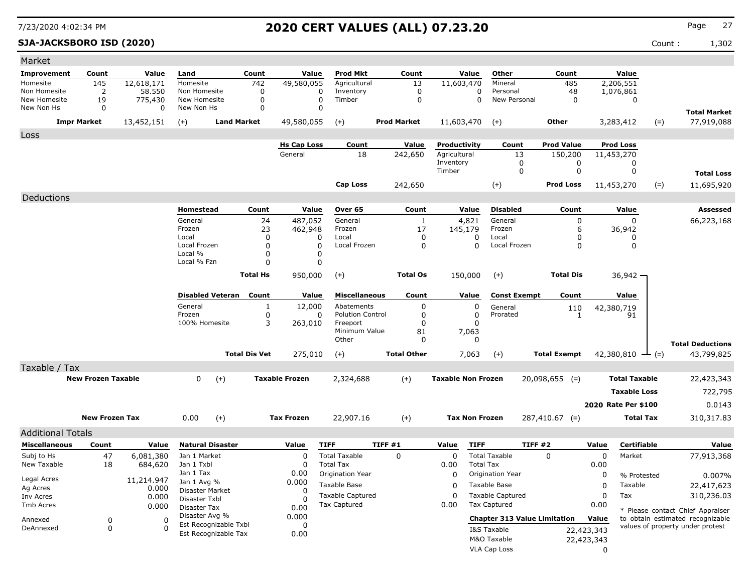# 2020 CERT VALUES (ALL) 07.23.20

**SJA-JACKSBORO ISD (2020)**

Count : 1,302

## Market

| Improvement | Count | Value | Land | Count | Value | Prod Mkt | Count | Value | Other | Count | Value | | |
|---|---|---|---|---|---|---|---|---|---|---|---|---|---|
| Homesite | 145 | 12,618,171 | Homesite | 742 | 49,580,055 | Agricultural | 13 | 11,603,470 | Mineral | 485 | 2,206,551 | | |
| Non Homesite | 2 | 58.550 | Non Homesite | 0 | 0 | Inventory | 0 | 0 | Personal | 48 | 1,076,861 | | |
| New Homesite | 19 | 775,430 | New Homesite | 0 | 0 | Timber | 0 | 0 | New Personal | 0 | 0 | | |
| New Non Hs | 0 | 0 | New Non Hs | 0 | 0 | | | | | | | | **Total Market** |
| **Impr Market** | | 13,452,151 | (+) | **Land Market** | 49,580,055 | (+) | **Prod Market** | 11,603,470 | (+) | **Other** | 3,283,412 | (=) | 77,919,088 |

## Loss

| Hs Cap Loss | Count | Value | Productivity | Count | Prod Value | Prod Loss | | |
|---|---|---|---|---|---|---|---|---|
| General | 18 | 242,650 | Agricultural | 13 | 150,200 | 11,453,270 | | |
| | | | Inventory | 0 | 0 | 0 | | |
| | | | Timber | 0 | 0 | 0 | | **Total Loss** |
| **Cap Loss** | | 242,650 | (+) | | **Prod Loss** | 11,453,270 | (=) | 11,695,920 |

## Deductions

| Homestead | Count | Value | Over 65 | Count | Value | Disabled | Count | Value | | **Assessed** |
|---|---|---|---|---|---|---|---|---|---|---|
| General | 24 | 487,052 | General | 1 | 4,821 | General | 0 | 0 | | 66,223,168 |
| Frozen | 23 | 462,948 | Frozen | 17 | 145,179 | Frozen | 6 | 36,942 | | |
| Local | 0 | 0 | Local | 0 | 0 | Local | 0 | 0 | | |
| Local Frozen | 0 | 0 | Local Frozen | 0 | 0 | Local Frozen | 0 | 0 | | |
| Local % | 0 | 0 | | | | | | | | |
| Local % Fzn | 0 | 0 | | | | | | | | |
| | **Total Hs** | 950,000 | (+) | **Total Os** | 150,000 | (+) | **Total Dis** | 36,942 | | |

| Disabled Veteran | Count | Value | Miscellaneous | Count | Value | Const Exempt | Count | Value | | |
|---|---|---|---|---|---|---|---|---|---|---|
| General | 1 | 12,000 | Abatements | 0 | 0 | General | 110 | 42,380,719 | | |
| Frozen | 0 | 0 | Polution Control | 0 | 0 | Prorated | 1 | 91 | | |
| 100% Homesite | 3 | 263,010 | Freeport | 0 | 0 | | | | | |
| | | | Minimum Value | 81 | 7,063 | | | | | |
| | | | Other | 0 | 0 | | | | | **Total Deductions** |
| | **Total Dis Vet** | 275,010 | (+) | **Total Other** | 7,063 | (+) | **Total Exempt** | 42,380,810 | (=) | 43,799,825 |

## Taxable / Tax

| | | | | | | | | |
|---|---|---|---|---|---|---|---|---|
| **New Frozen Taxable** | 0 | (+) | **Taxable Frozen** | 2,324,688 | (+) | **Taxable Non Frozen** | 20,098,655 (=) | **Total Taxable** 22,423,343 |
| | | | | | | | | **Taxable Loss** 722,795 |
| | | | | | | | | **2020 Rate Per $100** 0.0143 |
| **New Frozen Tax** | 0.00 | (+) | **Tax Frozen** | 22,907.16 | (+) | **Tax Non Frozen** | 287,410.67 (=) | **Total Tax** 310,317.83 |

## Additional Totals

| Miscellaneous | Count | Value |
|---|---|---|
| Subj to Hs | 47 | 6,081,380 |
| New Taxable | 18 | 684,620 |
| Legal Acres | | 11,214.947 |
| Ag Acres | | 0.000 |
| Inv Acres | | 0.000 |
| Tmb Acres | | 0.000 |
| Annexed | 0 | 0 |
| DeAnnexed | 0 | 0 |

| Natural Disaster | Value |
|---|---|
| Jan 1 Market | 0 |
| Jan 1 Txbl | 0 |
| Jan 1 Tax | 0.00 |
| Jan 1 Avg % | 0.000 |
| Disaster Market | 0 |
| Disaster Txbl | 0 |
| Disaster Tax | 0.00 |
| Disaster Avg % | 0.000 |
| Est Recognizable Txbl | 0 |
| Est Recognizable Tax | 0.00 |

| TIFF | TIFF #1 | Value |
|---|---|---|
| Total Taxable | 0 | 0 |
| Total Tax | | 0.00 |
| Origination Year | | 0 |
| Taxable Base | | 0 |
| Taxable Captured | | 0 |
| Tax Captured | | 0.00 |

| TIFF | TIFF #2 | Value |
|---|---|---|
| Total Taxable | 0 | 0 |
| Total Tax | | 0.00 |
| Origination Year | | 0 |
| Taxable Base | | 0 |
| Taxable Captured | | 0 |
| Tax Captured | | 0.00 |

| Chapter 313 Value Limitation | Value |
|---|---|
| I&S Taxable | 22,423,343 |
| M&O Taxable | 22,423,343 |
| VLA Cap Loss | 0 |

| Certifiable | Value |
|---|---|
| Market | 77,913,368 |
| % Protested | 0.007% |
| Taxable | 22,417,623 |
| Tax | 310,236.03 |

* Please contact Chief Appraiser to obtain estimated recognizable values of property under protest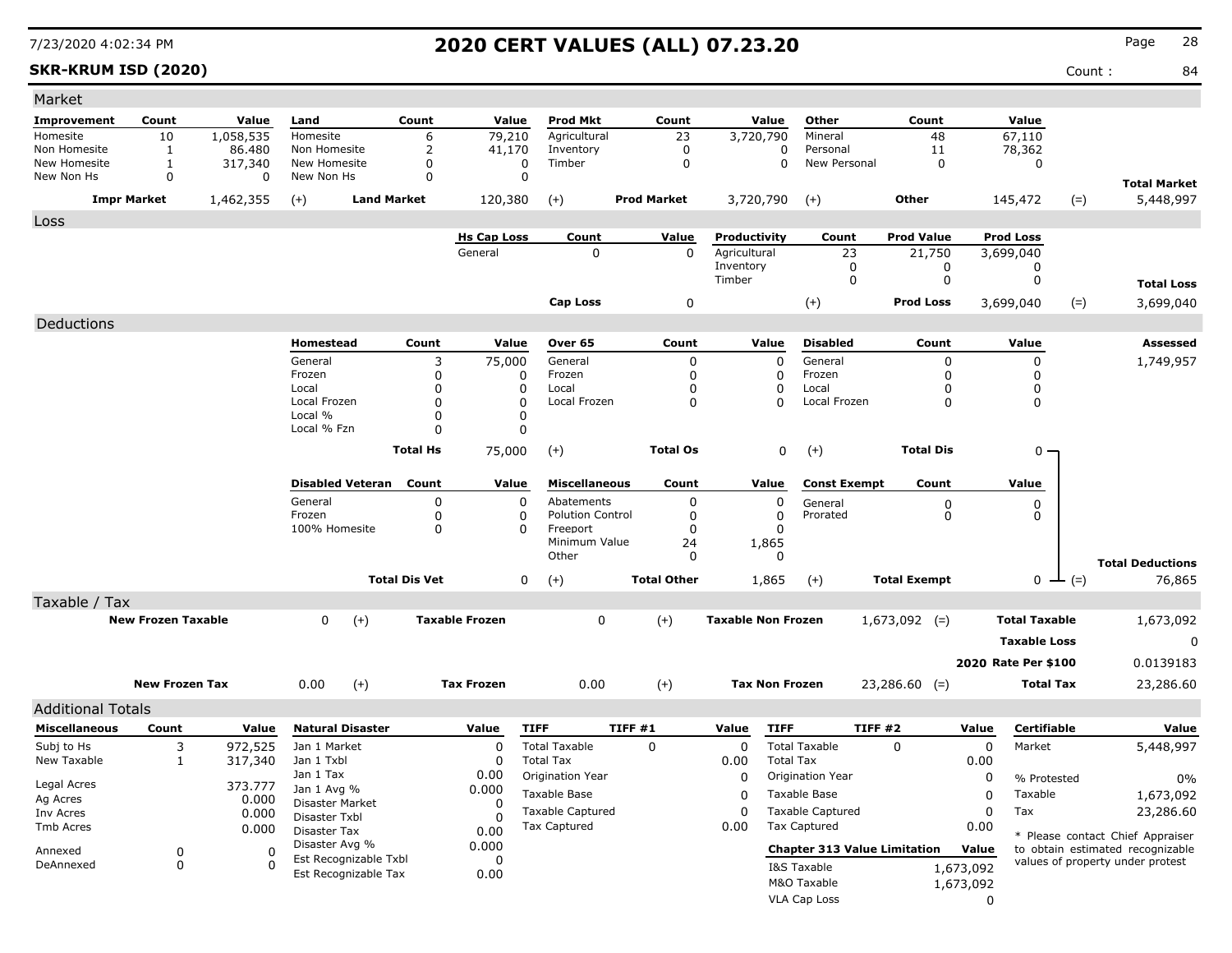# 2020 CERT VALUES (ALL) 07.23.20

7/23/2020 4:02:34 PM

**SKR-KRUM ISD (2020)**

Count : 84

## Market

| Improvement | Count | Value | Land | Count | Value | Prod Mkt | Count | Value | Other | Count | Value | | |
|---|---|---|---|---|---|---|---|---|---|---|---|---|---|
| Homesite | 10 | 1,058,535 | Homesite | 6 | 79,210 | Agricultural | 23 | 3,720,790 | Mineral | 48 | 67,110 | | |
| Non Homesite | 1 | 86.480 | Non Homesite | 2 | 41,170 | Inventory | 0 | 0 | Personal | 11 | 78,362 | | |
| New Homesite | 1 | 317,340 | New Homesite | 0 | 0 | Timber | 0 | 0 | New Personal | 0 | 0 | | |
| New Non Hs | 0 | 0 | New Non Hs | 0 | 0 | | | | | | | | **Total Market** |
| **Impr Market** | | 1,462,355 | (+) | **Land Market** | 120,380 | (+) | **Prod Market** | 3,720,790 | (+) | **Other** | 145,472 | (=) | 5,448,997 |

## Loss

| Hs Cap Loss | Count | Value | Productivity | Count | Prod Value | Prod Loss | | |
|---|---|---|---|---|---|---|---|---|
| General | 0 | 0 | Agricultural | 23 | 21,750 | 3,699,040 | | |
| | | | Inventory | 0 | 0 | 0 | | |
| | | | Timber | 0 | 0 | 0 | | **Total Loss** |
| **Cap Loss** | | 0 | (+) | | **Prod Loss** | 3,699,040 | (=) | 3,699,040 |

## Deductions

| Homestead | Count | Value | Over 65 | Count | Value | Disabled | Count | Value | Assessed |
|---|---|---|---|---|---|---|---|---|---|
| General | 3 | 75,000 | General | 0 | 0 | General | 0 | 0 | 1,749,957 |
| Frozen | 0 | 0 | Frozen | 0 | 0 | Frozen | 0 | 0 | |
| Local | 0 | 0 | Local | 0 | 0 | Local | 0 | 0 | |
| Local Frozen | 0 | 0 | Local Frozen | 0 | 0 | Local Frozen | 0 | 0 | |
| Local % | 0 | 0 | | | | | | | |
| Local % Fzn | 0 | 0 | | | | | | | |
| **Total Hs** | | 75,000 | (+) | **Total Os** | 0 | (+) | **Total Dis** | 0 | |

| Disabled Veteran | Count | Value | Miscellaneous | Count | Value | Const Exempt | Count | Value | | |
|---|---|---|---|---|---|---|---|---|---|---|
| General | 0 | 0 | Abatements | 0 | 0 | General | 0 | 0 | | |
| Frozen | 0 | 0 | Polution Control | 0 | 0 | Prorated | 0 | 0 | | |
| 100% Homesite | 0 | 0 | Freeport | 0 | 0 | | | | | |
| | | | Minimum Value | 24 | 1,865 | | | | | |
| | | | Other | 0 | 0 | | | | | **Total Deductions** |
| **Total Dis Vet** | | 0 | (+) | **Total Other** | 1,865 | (+) | **Total Exempt** | 0 | (=) | 76,865 |

## Taxable / Tax

| | | | | | | | | | |
|---|---|---|---|---|---|---|---|---|---|
| **New Frozen Taxable** | 0 | (+) | **Taxable Frozen** | 0 | (+) | **Taxable Non Frozen** | 1,673,092 | (=) | **Total Taxable** 1,673,092 |
| | | | | | | | | | **Taxable Loss** 0 |
| | | | | | | | | | **2020 Rate Per $100** 0.0139183 |
| **New Frozen Tax** | 0.00 | (+) | **Tax Frozen** | 0.00 | (+) | **Tax Non Frozen** | 23,286.60 | (=) | **Total Tax** 23,286.60 |

## Additional Totals

| Miscellaneous | Count | Value |
|---|---|---|
| Subj to Hs | 3 | 972,525 |
| New Taxable | 1 | 317,340 |
| Legal Acres | | 373.777 |
| Ag Acres | | 0.000 |
| Inv Acres | | 0.000 |
| Tmb Acres | | 0.000 |
| Annexed | 0 | 0 |
| DeAnnexed | 0 | 0 |

| Natural Disaster | Value |
|---|---|
| Jan 1 Market | 0 |
| Jan 1 Txbl | 0 |
| Jan 1 Tax | 0.00 |
| Jan 1 Avg % | 0.000 |
| Disaster Market | 0 |
| Disaster Txbl | 0 |
| Disaster Tax | 0.00 |
| Disaster Avg % | 0.000 |
| Est Recognizable Txbl | 0 |
| Est Recognizable Tax | 0.00 |

| TIFF | TIFF #1 | Value |
|---|---|---|
| Total Taxable | 0 | 0 |
| Total Tax | | 0.00 |
| Origination Year | | 0 |
| Taxable Base | | 0 |
| Taxable Captured | | 0 |
| Tax Captured | | 0.00 |

| TIFF | TIFF #2 | Value |
|---|---|---|
| Total Taxable | 0 | 0 |
| Total Tax | | 0.00 |
| Origination Year | | 0 |
| Taxable Base | | 0 |
| Taxable Captured | | 0 |
| Tax Captured | | 0.00 |

| Chapter 313 Value Limitation | Value |
|---|---|
| I&S Taxable | 1,673,092 |
| M&O Taxable | 1,673,092 |
| VLA Cap Loss | 0 |

| Certifiable | Value |
|---|---|
| Market | 5,448,997 |
| % Protested | 0% |
| Taxable | 1,673,092 |
| Tax | 23,286.60 |

* Please contact Chief Appraiser to obtain estimated recognizable values of property under protest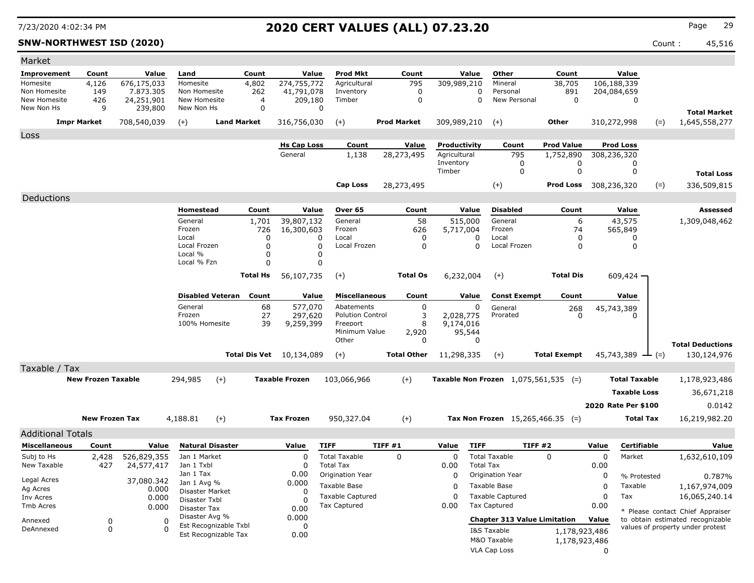# 2020 CERT VALUES (ALL) 07.23.20

7/23/2020 4:02:34 PM

**SNW-NORTHWEST ISD (2020)**

Count : 45,516

## Market

| Improvement | Count | Value | Land | Count | Value | Prod Mkt | Count | Value | Other | Count | Value | | |
|---|---|---|---|---|---|---|---|---|---|---|---|---|---|
| Homesite | 4,126 | 676,175,033 | Homesite | 4,802 | 274,755,772 | Agricultural | 795 | 309,989,210 | Mineral | 38,705 | 106,188,339 | | |
| Non Homesite | 149 | 7.873.305 | Non Homesite | 262 | 41,791,078 | Inventory | 0 | 0 | Personal | 891 | 204,084,659 | | |
| New Homesite | 426 | 24,251,901 | New Homesite | 4 | 209,180 | Timber | 0 | 0 | New Personal | 0 | 0 | | |
| New Non Hs | 9 | 239,800 | New Non Hs | 0 | 0 | | | | | | | | **Total Market** |
| **Impr Market** | | 708,540,039 | (+) **Land Market** | | 316,756,030 | (+) **Prod Market** | | 309,989,210 | (+) **Other** | | 310,272,998 | (=) | 1,645,558,277 |

## Loss

| Hs Cap Loss | Count | Value | Productivity | Count | Prod Value | Prod Loss | | |
|---|---|---|---|---|---|---|---|---|
| General | 1,138 | 28,273,495 | Agricultural | 795 | 1,752,890 | 308,236,320 | | |
| | | | Inventory | 0 | 0 | 0 | | |
| | | | Timber | 0 | 0 | 0 | | **Total Loss** |
| **Cap Loss** | | 28,273,495 | (+) | | **Prod Loss** | 308,236,320 | (=) | 336,509,815 |

## Deductions

| Homestead | Count | Value | Over 65 | Count | Value | Disabled | Count | Value | Assessed |
|---|---|---|---|---|---|---|---|---|---|
| General | 1,701 | 39,807,132 | General | 58 | 515,000 | General | 6 | 43,575 | 1,309,048,462 |
| Frozen | 726 | 16,300,603 | Frozen | 626 | 5,717,004 | Frozen | 74 | 565,849 | |
| Local | 0 | 0 | Local | 0 | 0 | Local | 0 | 0 | |
| Local Frozen | 0 | 0 | Local Frozen | 0 | 0 | Local Frozen | 0 | 0 | |
| Local % | 0 | 0 | | | | | | | |
| Local % Fzn | 0 | 0 | | | | | | | |
| **Total Hs** | | 56,107,735 | (+) **Total Os** | | 6,232,004 | (+) **Total Dis** | | 609,424 | |

| Disabled Veteran | Count | Value | Miscellaneous | Count | Value | Const Exempt | Count | Value | | |
|---|---|---|---|---|---|---|---|---|---|---|
| General | 68 | 577,070 | Abatements | 0 | 0 | General | 268 | 45,743,389 | | |
| Frozen | 27 | 297,620 | Polution Control | 3 | 2,028,775 | Prorated | 0 | 0 | | |
| 100% Homesite | 39 | 9,259,399 | Freeport | 8 | 9,174,016 | | | | | |
| | | | Minimum Value | 2,920 | 95,544 | | | | | |
| | | | Other | 0 | 0 | | | | | **Total Deductions** |
| **Total Dis Vet** | | 10,134,089 | (+) **Total Other** | | 11,298,335 | (+) **Total Exempt** | | 45,743,389 | (=) | 130,124,976 |

## Taxable / Tax

| New Frozen Taxable | | Taxable Frozen | | Taxable Non Frozen | | | |
|---|---|---|---|---|---|---|---|
| 294,985 | (+) | 103,066,966 | (+) | 1,075,561,535 | (=) | **Total Taxable** | 1,178,923,486 |
| | | | | | | **Taxable Loss** | 36,671,218 |
| | | | | | | **2020 Rate Per $100** | 0.0142 |
| **New Frozen Tax** 4,188.81 | (+) | **Tax Frozen** 950,327.04 | (+) | **Tax Non Frozen** 15,265,466.35 | (=) | **Total Tax** | 16,219,982.20 |

## Additional Totals

| Miscellaneous | Count | Value |
|---|---|---|
| Subj to Hs | 2,428 | 526,829,355 |
| New Taxable | 427 | 24,577,417 |
| Legal Acres | | 37,080.342 |
| Ag Acres | | 0.000 |
| Inv Acres | | 0.000 |
| Tmb Acres | | 0.000 |
| Annexed | 0 | 0 |
| DeAnnexed | 0 | 0 |

| Natural Disaster | Value |
|---|---|
| Jan 1 Market | 0 |
| Jan 1 Txbl | 0 |
| Jan 1 Tax | 0.00 |
| Jan 1 Avg % | 0.000 |
| Disaster Market | 0 |
| Disaster Txbl | 0 |
| Disaster Tax | 0.00 |
| Disaster Avg % | 0.000 |
| Est Recognizable Txbl | 0 |
| Est Recognizable Tax | 0.00 |

| TIFF | TIFF #1 | Value |
|---|---|---|
| Total Taxable | 0 | 0 |
| Total Tax | | 0.00 |
| Origination Year | | 0 |
| Taxable Base | | 0 |
| Taxable Captured | | 0 |
| Tax Captured | | 0.00 |

| TIFF | TIFF #2 | Value |
|---|---|---|
| Total Taxable | 0 | 0 |
| Total Tax | | 0.00 |
| Origination Year | | 0 |
| Taxable Base | | 0 |
| Taxable Captured | | 0 |
| Tax Captured | | 0.00 |

| Chapter 313 Value Limitation | Value |
|---|---|
| I&S Taxable | 1,178,923,486 |
| M&O Taxable | 1,178,923,486 |
| VLA Cap Loss | 0 |

| Certifiable | Value |
|---|---|
| Market | 1,632,610,109 |
| % Protested | 0.787% |
| Taxable | 1,167,974,009 |
| Tax | 16,065,240.14 |

* Please contact Chief Appraiser to obtain estimated recognizable values of property under protest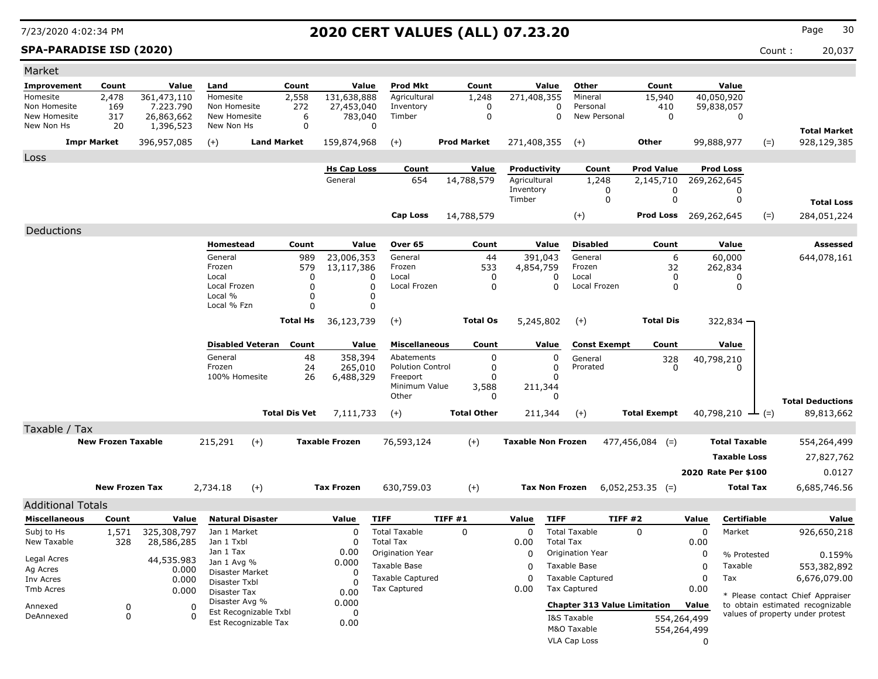# 2020 CERT VALUES (ALL) 07.23.20

7/23/2020 4:02:34 PM

**SPA-PARADISE ISD (2020)**

Count : 20,037

## Market

| Improvement | Count | Value | Land | Count | Value | Prod Mkt | Count | Value | Other | Count | Value | | |
|---|---|---|---|---|---|---|---|---|---|---|---|---|---|
| Homesite | 2,478 | 361,473,110 | Homesite | 2,558 | 131,638,888 | Agricultural | 1,248 | 271,408,355 | Mineral | 15,940 | 40,050,920 | | |
| Non Homesite | 169 | 7.223.790 | Non Homesite | 272 | 27,453,040 | Inventory | 0 | 0 | Personal | 410 | 59,838,057 | | |
| New Homesite | 317 | 26,863,662 | New Homesite | 6 | 783,040 | Timber | 0 | 0 | New Personal | 0 | 0 | | |
| New Non Hs | 20 | 1,396,523 | New Non Hs | 0 | 0 | | | | | | | | **Total Market** |
| **Impr Market** | | 396,957,085 | (+) **Land Market** | | 159,874,968 | (+) **Prod Market** | | 271,408,355 | (+) **Other** | | 99,888,977 | (=) | 928,129,385 |

## Loss

| Hs Cap Loss | Count | Value | Productivity | Count | Prod Value | Prod Loss | | |
|---|---|---|---|---|---|---|---|---|
| General | 654 | 14,788,579 | Agricultural | 1,248 | 2,145,710 | 269,262,645 | | |
| | | | Inventory | 0 | 0 | 0 | | |
| | | | Timber | 0 | 0 | 0 | | **Total Loss** |
| **Cap Loss** | | 14,788,579 | (+) | | **Prod Loss** | 269,262,645 | (=) | 284,051,224 |

## Deductions

| Homestead | Count | Value | Over 65 | Count | Value | Disabled | Count | Value | Assessed |
|---|---|---|---|---|---|---|---|---|---|
| General | 989 | 23,006,353 | General | 44 | 391,043 | General | 6 | 60,000 | 644,078,161 |
| Frozen | 579 | 13,117,386 | Frozen | 533 | 4,854,759 | Frozen | 32 | 262,834 | |
| Local | 0 | 0 | Local | 0 | 0 | Local | 0 | 0 | |
| Local Frozen | 0 | 0 | Local Frozen | 0 | 0 | Local Frozen | 0 | 0 | |
| Local % | 0 | 0 | | | | | | | |
| Local % Fzn | 0 | 0 | | | | | | | |
| **Total Hs** | | 36,123,739 | (+) **Total Os** | | 5,245,802 | (+) **Total Dis** | | 322,834 | |

| Disabled Veteran | Count | Value | Miscellaneous | Count | Value | Const Exempt | Count | Value | |
|---|---|---|---|---|---|---|---|---|---|
| General | 48 | 358,394 | Abatements | 0 | 0 | General | 328 | 40,798,210 | |
| Frozen | 24 | 265,010 | Polution Control | 0 | 0 | Prorated | 0 | 0 | |
| 100% Homesite | 26 | 6,488,329 | Freeport | 0 | 0 | | | | |
| | | | Minimum Value | 3,588 | 211,344 | | | | |
| | | | Other | 0 | 0 | | | | **Total Deductions** |
| **Total Dis Vet** | | 7,111,733 | (+) **Total Other** | | 211,344 | (+) **Total Exempt** | | 40,798,210 (=) | 89,813,662 |

## Taxable / Tax

| | | | | | | | |
|---|---|---|---|---|---|---|---|
| **New Frozen Taxable** | 215,291 (+) | **Taxable Frozen** | 76,593,124 (+) | **Taxable Non Frozen** | 477,456,084 (=) | **Total Taxable** | 554,264,499 |
| | | | | | | **Taxable Loss** | 27,827,762 |
| | | | | | | **2020 Rate Per $100** | 0.0127 |
| **New Frozen Tax** | 2,734.18 (+) | **Tax Frozen** | 630,759.03 (+) | **Tax Non Frozen** | 6,052,253.35 (=) | **Total Tax** | 6,685,746.56 |

## Additional Totals

| Miscellaneous | Count | Value |
|---|---|---|
| Subj to Hs | 1,571 | 325,308,797 |
| New Taxable | 328 | 28,586,285 |
| Legal Acres | | 44,535.983 |
| Ag Acres | | 0.000 |
| Inv Acres | | 0.000 |
| Tmb Acres | | 0.000 |
| Annexed | 0 | 0 |
| DeAnnexed | 0 | 0 |

| Natural Disaster | Value |
|---|---|
| Jan 1 Market | 0 |
| Jan 1 Txbl | 0 |
| Jan 1 Tax | 0.00 |
| Jan 1 Avg % | 0.000 |
| Disaster Market | 0 |
| Disaster Txbl | 0 |
| Disaster Tax | 0.00 |
| Disaster Avg % | 0.000 |
| Est Recognizable Txbl | 0 |
| Est Recognizable Tax | 0.00 |

| TIFF | TIFF #1 | Value |
|---|---|---|
| Total Taxable | 0 | 0 |
| Total Tax | | 0.00 |
| Origination Year | | 0 |
| Taxable Base | | 0 |
| Taxable Captured | | 0 |
| Tax Captured | | 0.00 |

| TIFF | TIFF #2 | Value |
|---|---|---|
| Total Taxable | 0 | 0 |
| Total Tax | | 0.00 |
| Origination Year | | 0 |
| Taxable Base | | 0 |
| Taxable Captured | | 0 |
| Tax Captured | | 0.00 |

| Chapter 313 Value Limitation | Value |
|---|---|
| I&S Taxable | 554,264,499 |
| M&O Taxable | 554,264,499 |
| VLA Cap Loss | 0 |

| Certifiable | Value |
|---|---|
| Market | 926,650,218 |
| % Protested | 0.159% |
| Taxable | 553,382,892 |
| Tax | 6,676,079.00 |

* Please contact Chief Appraiser to obtain estimated recognizable values of property under protest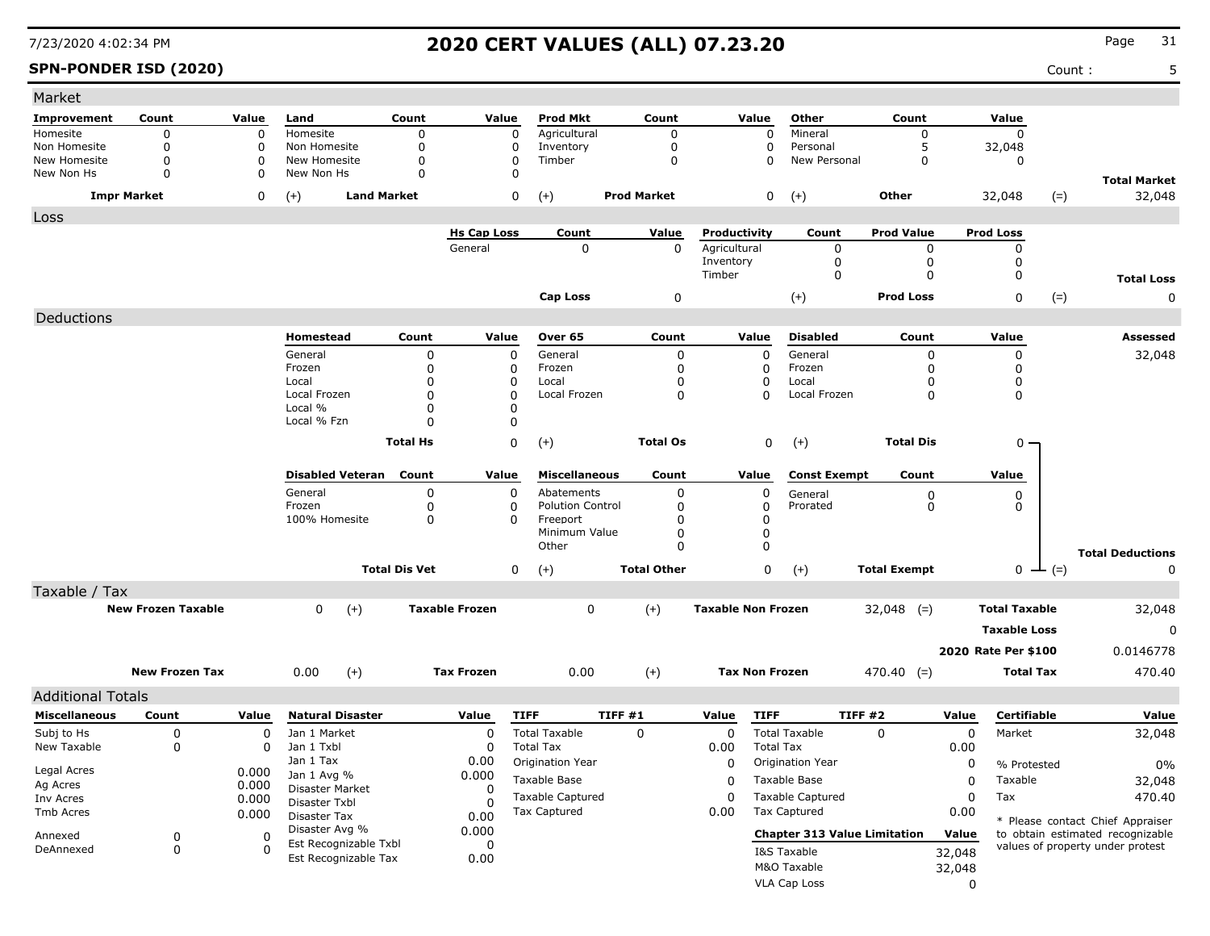# 2020 CERT VALUES (ALL) 07.23.20

**SPN-PONDER ISD (2020)**

Count : 5

## Market

| Improvement | Count | Value | Land | Count | Value | Prod Mkt | Count | Value | Other | Count | Value | | |
|---|---|---|---|---|---|---|---|---|---|---|---|---|---|
| Homesite | 0 | 0 | Homesite | 0 | 0 | Agricultural | 0 | 0 | Mineral | 0 | 0 | | |
| Non Homesite | 0 | 0 | Non Homesite | 0 | 0 | Inventory | 0 | 0 | Personal | 5 | 32,048 | | |
| New Homesite | 0 | 0 | New Homesite | 0 | 0 | Timber | 0 | 0 | New Personal | 0 | 0 | | |
| New Non Hs | 0 | 0 | New Non Hs | 0 | 0 | | | | | | | | **Total Market** |
| **Impr Market** | | 0 | (+) | **Land Market** | 0 | (+) | **Prod Market** | 0 | (+) | **Other** | 32,048 | (=) | 32,048 |

## Loss

| Hs Cap Loss | Count | Value | Productivity | Count | Prod Value | Prod Loss | | |
|---|---|---|---|---|---|---|---|---|
| General | 0 | 0 | Agricultural | 0 | 0 | 0 | | |
| | | | Inventory | 0 | 0 | 0 | | |
| | | | Timber | 0 | 0 | 0 | | **Total Loss** |
| **Cap Loss** | | 0 | (+) | **Prod Loss** | | 0 | (=) | 0 |

## Deductions

| Homestead | Count | Value | Over 65 | Count | Value | Disabled | Count | Value | Assessed |
|---|---|---|---|---|---|---|---|---|---|
| General | 0 | 0 | General | 0 | 0 | General | 0 | 0 | 32,048 |
| Frozen | 0 | 0 | Frozen | 0 | 0 | Frozen | 0 | 0 | |
| Local | 0 | 0 | Local | 0 | 0 | Local | 0 | 0 | |
| Local Frozen | 0 | 0 | Local Frozen | 0 | 0 | Local Frozen | 0 | 0 | |
| Local % | 0 | 0 | | | | | | | |
| Local % Fzn | 0 | 0 | | | | | | | |
| **Total Hs** | | 0 | (+) **Total Os** | | 0 | (+) **Total Dis** | | 0 | |

| Disabled Veteran | Count | Value | Miscellaneous | Count | Value | Const Exempt | Count | Value | |
|---|---|---|---|---|---|---|---|---|---|
| General | 0 | 0 | Abatements | 0 | 0 | General | 0 | 0 | |
| Frozen | 0 | 0 | Polution Control | 0 | 0 | Prorated | 0 | 0 | |
| 100% Homesite | 0 | 0 | Freeport | 0 | 0 | | | | |
| | | | Minimum Value | 0 | 0 | | | | |
| | | | Other | 0 | 0 | | | | **Total Deductions** |
| **Total Dis Vet** | | 0 | (+) **Total Other** | | 0 | (+) **Total Exempt** | | 0 (=) | 0 |

## Taxable / Tax

| New Frozen Taxable | 0 | (+) | Taxable Frozen | 0 | (+) | Taxable Non Frozen | 32,048 | (=) | Total Taxable | 32,048 |
|---|---|---|---|---|---|---|---|---|---|---|
| | | | | | | | | | Taxable Loss | 0 |
| | | | | | | | | | 2020 Rate Per $100 | 0.0146778 |
| **New Frozen Tax** | 0.00 | (+) | **Tax Frozen** | 0.00 | (+) | **Tax Non Frozen** | 470.40 | (=) | **Total Tax** | 470.40 |

## Additional Totals

| Miscellaneous | Count | Value |
|---|---|---|
| Subj to Hs | 0 | 0 |
| New Taxable | 0 | 0 |
| Legal Acres | | 0.000 |
| Ag Acres | | 0.000 |
| Inv Acres | | 0.000 |
| Tmb Acres | | 0.000 |
| Annexed | 0 | 0 |
| DeAnnexed | 0 | 0 |

| Natural Disaster | Value |
|---|---|
| Jan 1 Market | 0 |
| Jan 1 Txbl | 0 |
| Jan 1 Tax | 0.00 |
| Jan 1 Avg % | 0.000 |
| Disaster Market | 0 |
| Disaster Txbl | 0 |
| Disaster Tax | 0.00 |
| Disaster Avg % | 0.000 |
| Est Recognizable Txbl | 0 |
| Est Recognizable Tax | 0.00 |

| TIFF | TIFF #1 | Value |
|---|---|---|
| Total Taxable | 0 | 0 |
| Total Tax | | 0.00 |
| Origination Year | | 0 |
| Taxable Base | | 0 |
| Taxable Captured | | 0 |
| Tax Captured | | 0.00 |

| TIFF | TIFF #2 | Value |
|---|---|---|
| Total Taxable | 0 | 0 |
| Total Tax | | 0.00 |
| Origination Year | | 0 |
| Taxable Base | | 0 |
| Taxable Captured | | 0 |
| Tax Captured | | 0.00 |

| Chapter 313 Value Limitation | Value |
|---|---|
| I&S Taxable | 32,048 |
| M&O Taxable | 32,048 |
| VLA Cap Loss | 0 |

| Certifiable | Value |
|---|---|
| Market | 32,048 |
| % Protested | 0% |
| Taxable | 32,048 |
| Tax | 470.40 |

* Please contact Chief Appraiser to obtain estimated recognizable values of property under protest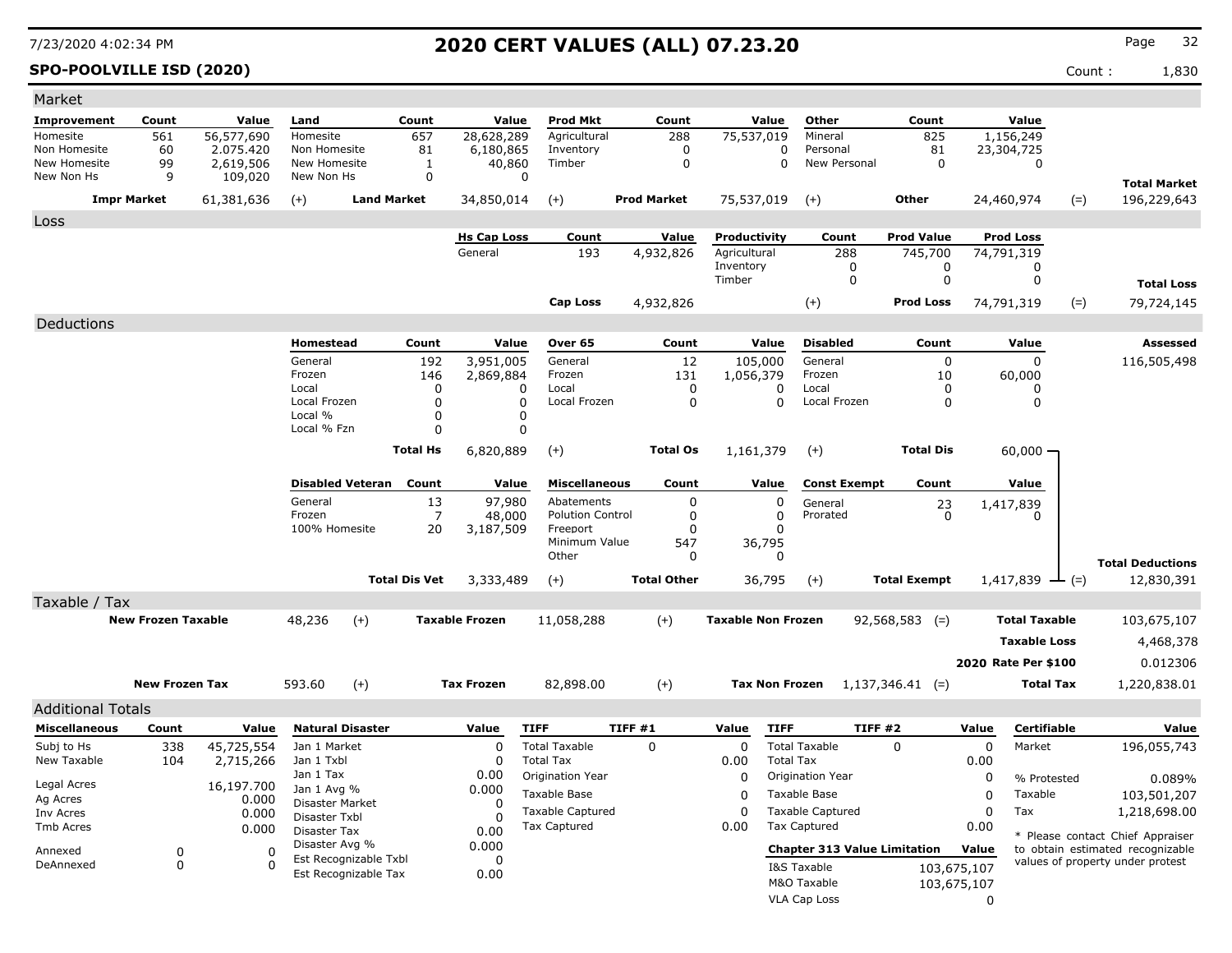## 2020 CERT VALUES (ALL) 07.23.20

**SPO-POOLVILLE ISD (2020)** Count : 1,830

### Market

| Improvement | Count | Value | Land | Count | Value | Prod Mkt | Count | Value | Other | Count | Value |
|---|---|---|---|---|---|---|---|---|---|---|---|
| Homesite | 561 | 56,577,690 | Homesite | 657 | 28,628,289 | Agricultural | 288 | 75,537,019 | Mineral | 825 | 1,156,249 |
| Non Homesite | 60 | 2,075,420 | Non Homesite | 81 | 6,180,865 | Inventory | 0 | 0 | Personal | 81 | 23,304,725 |
| New Homesite | 99 | 2,619,506 | New Homesite | 1 | 40,860 | Timber | 0 | 0 | New Personal | 0 | 0 |
| New Non Hs | 9 | 109,020 | New Non Hs | 0 | 0 | | | | | | |

| Impr Market | | Land Market | | Prod Market | | Other | | Total Market |
|---|---|---|---|---|---|---|---|---|
| 61,381,636 | (+) | 34,850,014 | (+) | 75,537,019 | (+) | 24,460,974 | (=) | 196,229,643 |

### Loss

| Hs Cap Loss | Count | Value | Productivity | Count | Prod Value | Prod Loss |
|---|---|---|---|---|---|---|
| General | 193 | 4,932,826 | Agricultural | 288 | 745,700 | 74,791,319 |
| | | | Inventory | 0 | 0 | 0 |
| | | | Timber | 0 | 0 | 0 |

| Cap Loss | | Prod Loss | | Total Loss |
|---|---|---|---|---|
| 4,932,826 | (+) | 74,791,319 | (=) | 79,724,145 |

### Deductions

| Homestead | Count | Value | Over 65 | Count | Value | Disabled | Count | Value |
|---|---|---|---|---|---|---|---|---|
| General | 192 | 3,951,005 | General | 12 | 105,000 | General | 0 | 0 |
| Frozen | 146 | 2,869,884 | Frozen | 131 | 1,056,379 | Frozen | 10 | 60,000 |
| Local | 0 | 0 | Local | 0 | 0 | Local | 0 | 0 |
| Local Frozen | 0 | 0 | Local Frozen | 0 | 0 | Local Frozen | 0 | 0 |
| Local % | 0 | 0 | | | | | | |
| Local % Fzn | 0 | 0 | | | | | | |
| **Total Hs** | | 6,820,889 (+) | **Total Os** | | 1,161,379 (+) | **Total Dis** | | 60,000 |

Assessed: 116,505,498

| Disabled Veteran | Count | Value | Miscellaneous | Count | Value | Const Exempt | Count | Value |
|---|---|---|---|---|---|---|---|---|
| General | 13 | 97,980 | Abatements | 0 | 0 | General | 23 | 1,417,839 |
| Frozen | 7 | 48,000 | Polution Control | 0 | 0 | Prorated | 0 | 0 |
| 100% Homesite | 20 | 3,187,509 | Freeport | 0 | 0 | | | |
| | | | Minimum Value | 547 | 36,795 | | | |
| | | | Other | 0 | 0 | | | |
| **Total Dis Vet** | | 3,333,489 (+) | **Total Other** | | 36,795 (+) | **Total Exempt** | | 1,417,839 (=) |

**Total Deductions:** 12,830,391

### Taxable / Tax

| New Frozen Taxable | | Taxable Frozen | | Taxable Non Frozen | | Total Taxable |
|---|---|---|---|---|---|---|
| 48,236 | (+) | 11,058,288 | (+) | 92,568,583 | (=) | 103,675,107 |

Taxable Loss: 4,468,378

2020 Rate Per $100: 0.012306

| New Frozen Tax | | Tax Frozen | | Tax Non Frozen | | Total Tax |
|---|---|---|---|---|---|---|
| 593.60 | (+) | 82,898.00 | (+) | 1,137,346.41 | (=) | 1,220,838.01 |

### Additional Totals

| Miscellaneous | Count | Value |
|---|---|---|
| Subj to Hs | 338 | 45,725,554 |
| New Taxable | 104 | 2,715,266 |
| Legal Acres | | 16,197.700 |
| Ag Acres | | 0.000 |
| Inv Acres | | 0.000 |
| Tmb Acres | | 0.000 |
| Annexed | 0 | 0 |
| DeAnnexed | 0 | 0 |

| Natural Disaster | Value |
|---|---|
| Jan 1 Market | 0 |
| Jan 1 Txbl | 0 |
| Jan 1 Tax | 0.00 |
| Jan 1 Avg % | 0.000 |
| Disaster Market | 0 |
| Disaster Txbl | 0 |
| Disaster Tax | 0.00 |
| Disaster Avg % | 0.000 |
| Est Recognizable Txbl | 0 |
| Est Recognizable Tax | 0.00 |

| TIFF | TIFF #1 | Value |
|---|---|---|
| Total Taxable | 0 | 0 |
| Total Tax | | 0.00 |
| Origination Year | | 0 |
| Taxable Base | | 0 |
| Taxable Captured | | 0 |
| Tax Captured | | 0.00 |

| TIFF | TIFF #2 | Value |
|---|---|---|
| Total Taxable | 0 | 0 |
| Total Tax | | 0.00 |
| Origination Year | | 0 |
| Taxable Base | | 0 |
| Taxable Captured | | 0 |
| Tax Captured | | 0.00 |

| Chapter 313 Value Limitation | Value |
|---|---|
| I&S Taxable | 103,675,107 |
| M&O Taxable | 103,675,107 |
| VLA Cap Loss | 0 |

| Certifiable | Value |
|---|---|
| Market | 196,055,743 |
| % Protested | 0.089% |
| Taxable | 103,501,207 |
| Tax | 1,218,698.00 |

* Please contact Chief Appraiser to obtain estimated recognizable values of property under protest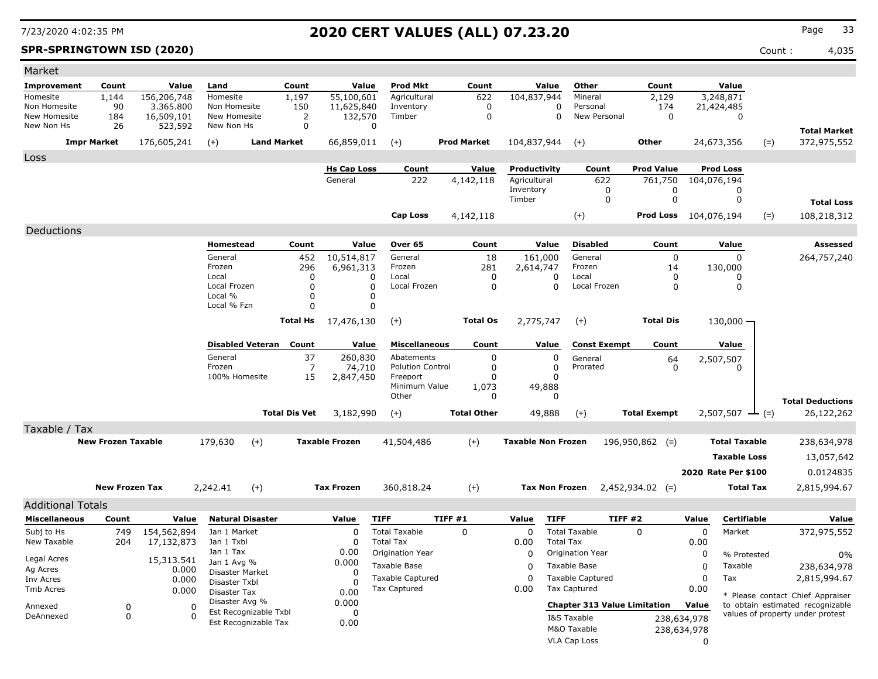# 2020 CERT VALUES (ALL) 07.23.20

7/23/2020 4:02:35 PM

**SPR-SPRINGTOWN ISD (2020)** — Count : 4,035

## Market

| Improvement | Count | Value | Land | Count | Value | Prod Mkt | Count | Value | Other | Count | Value | | |
|---|---|---|---|---|---|---|---|---|---|---|---|---|---|
| Homesite | 1,144 | 156,206,748 | Homesite | 1,197 | 55,100,601 | Agricultural | 622 | 104,837,944 | Mineral | 2,129 | 3,248,871 | | |
| Non Homesite | 90 | 3.365.800 | Non Homesite | 150 | 11,625,840 | Inventory | 0 | 0 | Personal | 174 | 21,424,485 | | |
| New Homesite | 184 | 16,509,101 | New Homesite | 2 | 132,570 | Timber | 0 | 0 | New Personal | 0 | 0 | | |
| New Non Hs | 26 | 523,592 | New Non Hs | 0 | 0 | | | | | | | | **Total Market** |
| **Impr Market** | | 176,605,241 | (+) | **Land Market** | 66,859,011 | (+) | **Prod Market** | 104,837,944 | (+) | **Other** | 24,673,356 | (=) | 372,975,552 |

## Loss

| Hs Cap Loss | Count | Value | Productivity | Count | Prod Value | Prod Loss | | |
|---|---|---|---|---|---|---|---|---|
| General | 222 | 4,142,118 | Agricultural | 622 | 761,750 | 104,076,194 | | |
| | | | Inventory | 0 | 0 | 0 | | |
| | | | Timber | 0 | 0 | 0 | | **Total Loss** |
| **Cap Loss** | | 4,142,118 | | (+) | **Prod Loss** | 104,076,194 | (=) | 108,218,312 |

## Deductions

| Homestead | Count | Value | Over 65 | Count | Value | Disabled | Count | Value | | Assessed |
|---|---|---|---|---|---|---|---|---|---|---|
| General | 452 | 10,514,817 | General | 18 | 161,000 | General | 0 | 0 | | 264,757,240 |
| Frozen | 296 | 6,961,313 | Frozen | 281 | 2,614,747 | Frozen | 14 | 130,000 | | |
| Local | 0 | 0 | Local | 0 | 0 | Local | 0 | 0 | | |
| Local Frozen | 0 | 0 | Local Frozen | 0 | 0 | Local Frozen | 0 | 0 | | |
| Local % | 0 | 0 | | | | | | | | |
| Local % Fzn | 0 | 0 | | | | | | | | |
| **Total Hs** | | 17,476,130 | (+) | **Total Os** | 2,775,747 | (+) | **Total Dis** | 130,000 | | |

| Disabled Veteran | Count | Value | Miscellaneous | Count | Value | Const Exempt | Count | Value | | |
|---|---|---|---|---|---|---|---|---|---|---|
| General | 37 | 260,830 | Abatements | 0 | 0 | General | 64 | 2,507,507 | | |
| Frozen | 7 | 74,710 | Polution Control | 0 | 0 | Prorated | 0 | 0 | | |
| 100% Homesite | 15 | 2,847,450 | Freeport | 0 | 0 | | | | | |
| | | | Minimum Value | 1,073 | 49,888 | | | | | |
| | | | Other | 0 | 0 | | | | | **Total Deductions** |
| **Total Dis Vet** | | 3,182,990 | (+) | **Total Other** | 49,888 | (+) | **Total Exempt** | 2,507,507 | (=) | 26,122,262 |

## Taxable / Tax

| | | | | | | | | | |
|---|---|---|---|---|---|---|---|---|---|
| **New Frozen Taxable** | 179,630 | (+) | **Taxable Frozen** | 41,504,486 | (+) | **Taxable Non Frozen** | 196,950,862 (=) | **Total Taxable** | 238,634,978 |
| | | | | | | | | **Taxable Loss** | 13,057,642 |
| | | | | | | | | **2020 Rate Per $100** | 0.0124835 |
| **New Frozen Tax** | 2,242.41 | (+) | **Tax Frozen** | 360,818.24 | (+) | **Tax Non Frozen** | 2,452,934.02 (=) | **Total Tax** | 2,815,994.67 |

## Additional Totals

| Miscellaneous | Count | Value |
|---|---|---|
| Subj to Hs | 749 | 154,562,894 |
| New Taxable | 204 | 17,132,873 |
| Legal Acres | | 15,313.541 |
| Ag Acres | | 0.000 |
| Inv Acres | | 0.000 |
| Tmb Acres | | 0.000 |
| Annexed | 0 | 0 |
| DeAnnexed | 0 | 0 |

| Natural Disaster | Value |
|---|---|
| Jan 1 Market | 0 |
| Jan 1 Txbl | 0 |
| Jan 1 Tax | 0.00 |
| Jan 1 Avg % | 0.000 |
| Disaster Market | 0 |
| Disaster Txbl | 0 |
| Disaster Tax | 0.00 |
| Disaster Avg % | 0.000 |
| Est Recognizable Txbl | 0 |
| Est Recognizable Tax | 0.00 |

| TIFF | TIFF #1 | Value |
|---|---|---|
| Total Taxable | 0 | 0 |
| Total Tax | | 0.00 |
| Origination Year | | 0 |
| Taxable Base | | 0 |
| Taxable Captured | | 0 |
| Tax Captured | | 0.00 |

| TIFF | TIFF #2 | Value |
|---|---|---|
| Total Taxable | 0 | 0 |
| Total Tax | | 0.00 |
| Origination Year | | 0 |
| Taxable Base | | 0 |
| Taxable Captured | | 0 |
| Tax Captured | | 0.00 |

| Chapter 313 Value Limitation | Value |
|---|---|
| I&S Taxable | 238,634,978 |
| M&O Taxable | 238,634,978 |
| VLA Cap Loss | 0 |

| Certifiable | Value |
|---|---|
| Market | 372,975,552 |
| % Protested | 0% |
| Taxable | 238,634,978 |
| Tax | 2,815,994.67 |

* Please contact Chief Appraiser to obtain estimated recognizable values of property under protest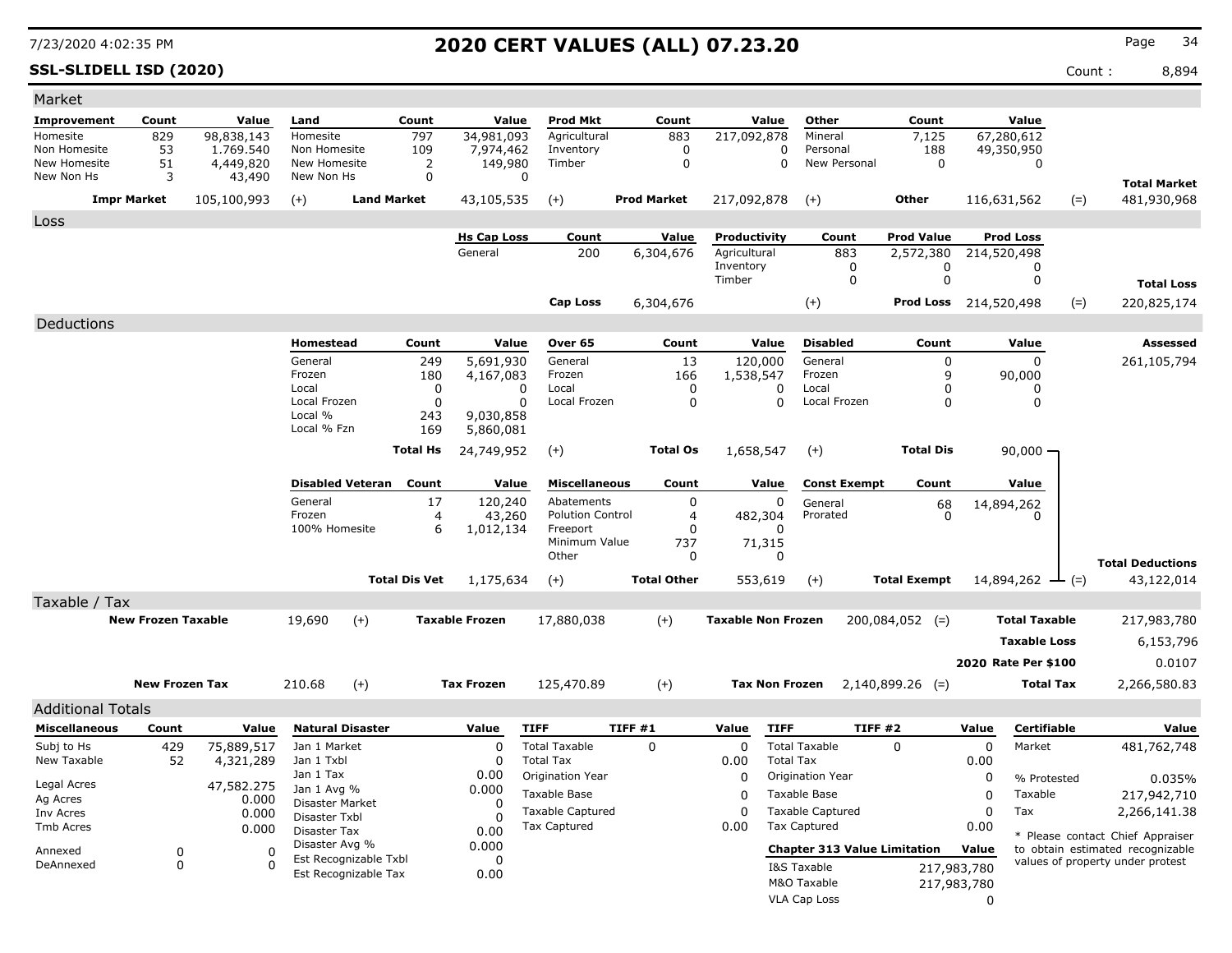# 2020 CERT VALUES (ALL) 07.23.20

7/23/2020 4:02:35 PM

**SSL-SLIDELL ISD (2020)** Count : 8,894

## Market

| Improvement | Count | Value | Land | Count | Value | Prod Mkt | Count | Value | Other | Count | Value | | |
|---|---|---|---|---|---|---|---|---|---|---|---|---|---|
| Homesite | 829 | 98,838,143 | Homesite | 797 | 34,981,093 | Agricultural | 883 | 217,092,878 | Mineral | 7,125 | 67,280,612 | | |
| Non Homesite | 53 | 1.769.540 | Non Homesite | 109 | 7,974,462 | Inventory | 0 | 0 | Personal | 188 | 49,350,950 | | |
| New Homesite | 51 | 4,449,820 | New Homesite | 2 | 149,980 | Timber | 0 | 0 | New Personal | 0 | 0 | | |
| New Non Hs | 3 | 43,490 | New Non Hs | 0 | 0 | | | | | | | | **Total Market** |
| **Impr Market** | | 105,100,993 | (+) **Land Market** | | 43,105,535 | (+) **Prod Market** | | 217,092,878 | (+) **Other** | | 116,631,562 | (=) | 481,930,968 |

## Loss

| Hs Cap Loss | Count | Value | Productivity | Count | Prod Value | Prod Loss | | |
|---|---|---|---|---|---|---|---|---|
| General | 200 | 6,304,676 | Agricultural | 883 | 2,572,380 | 214,520,498 | | |
| | | | Inventory | 0 | 0 | 0 | | |
| | | | Timber | 0 | 0 | 0 | | **Total Loss** |
| **Cap Loss** | | 6,304,676 | (+) | | **Prod Loss** | 214,520,498 | (=) | 220,825,174 |

## Deductions

| Homestead | Count | Value | Over 65 | Count | Value | Disabled | Count | Value | | Assessed |
|---|---|---|---|---|---|---|---|---|---|---|
| General | 249 | 5,691,930 | General | 13 | 120,000 | General | 0 | 0 | | 261,105,794 |
| Frozen | 180 | 4,167,083 | Frozen | 166 | 1,538,547 | Frozen | 9 | 90,000 | | |
| Local | 0 | 0 | Local | 0 | 0 | Local | 0 | 0 | | |
| Local Frozen | 0 | 0 | Local Frozen | 0 | 0 | Local Frozen | 0 | 0 | | |
| Local % | 243 | 9,030,858 | | | | | | | | |
| Local % Fzn | 169 | 5,860,081 | | | | | | | | |
| | **Total Hs** | 24,749,952 | (+) | **Total Os** | 1,658,547 | (+) | **Total Dis** | 90,000 | | |

| Disabled Veteran | Count | Value | Miscellaneous | Count | Value | Const Exempt | Count | Value | | |
|---|---|---|---|---|---|---|---|---|---|---|
| General | 17 | 120,240 | Abatements | 0 | 0 | General | 68 | 14,894,262 | | |
| Frozen | 4 | 43,260 | Polution Control | 4 | 482,304 | Prorated | 0 | 0 | | |
| 100% Homesite | 6 | 1,012,134 | Freeport | 0 | 0 | | | | | |
| | | | Minimum Value | 737 | 71,315 | | | | | |
| | | | Other | 0 | 0 | | | | | **Total Deductions** |
| | **Total Dis Vet** | 1,175,634 | (+) | **Total Other** | 553,619 | (+) | **Total Exempt** | 14,894,262 | (=) | 43,122,014 |

## Taxable / Tax

| | | | | | | | | | |
|---|---|---|---|---|---|---|---|---|---|
| **New Frozen Taxable** | 19,690 | (+) | **Taxable Frozen** | 17,880,038 | (+) | **Taxable Non Frozen** | 200,084,052 (=) | **Total Taxable** | 217,983,780 |
| | | | | | | | | **Taxable Loss** | 6,153,796 |
| | | | | | | | | **2020 Rate Per $100** | 0.0107 |
| **New Frozen Tax** | 210.68 | (+) | **Tax Frozen** | 125,470.89 | (+) | **Tax Non Frozen** | 2,140,899.26 (=) | **Total Tax** | 2,266,580.83 |

## Additional Totals

| Miscellaneous | Count | Value |
|---|---|---|
| Subj to Hs | 429 | 75,889,517 |
| New Taxable | 52 | 4,321,289 |
| Legal Acres | | 47,582.275 |
| Ag Acres | | 0.000 |
| Inv Acres | | 0.000 |
| Tmb Acres | | 0.000 |
| Annexed | 0 | 0 |
| DeAnnexed | 0 | 0 |

| Natural Disaster | Value |
|---|---|
| Jan 1 Market | 0 |
| Jan 1 Txbl | 0 |
| Jan 1 Tax | 0.00 |
| Jan 1 Avg % | 0.000 |
| Disaster Market | 0 |
| Disaster Txbl | 0 |
| Disaster Tax | 0.00 |
| Disaster Avg % | 0.000 |
| Est Recognizable Txbl | 0 |
| Est Recognizable Tax | 0.00 |

| TIFF | TIFF #1 | Value |
|---|---|---|
| Total Taxable | 0 | 0 |
| Total Tax | | 0.00 |
| Origination Year | | 0 |
| Taxable Base | | 0 |
| Taxable Captured | | 0 |
| Tax Captured | | 0.00 |

| TIFF | TIFF #2 | Value |
|---|---|---|
| Total Taxable | 0 | 0 |
| Total Tax | | 0.00 |
| Origination Year | | 0 |
| Taxable Base | | 0 |
| Taxable Captured | | 0 |
| Tax Captured | | 0.00 |

| Chapter 313 Value Limitation | Value |
|---|---|
| I&S Taxable | 217,983,780 |
| M&O Taxable | 217,983,780 |
| VLA Cap Loss | 0 |

| Certifiable | Value |
|---|---|
| Market | 481,762,748 |
| % Protested | 0.035% |
| Taxable | 217,942,710 |
| Tax | 2,266,141.38 |

* Please contact Chief Appraiser to obtain estimated recognizable values of property under protest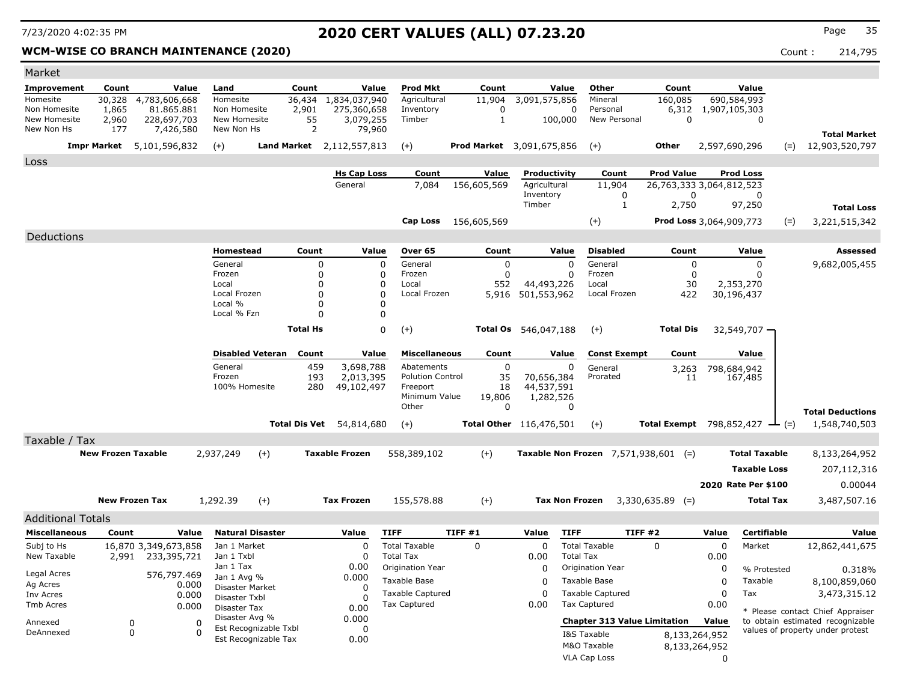# 2020 CERT VALUES (ALL) 07.23.20

7/23/2020 4:02:35 PM

**WCM-WISE CO BRANCH MAINTENANCE (2020)**

Count : 214,795

## Market

| Improvement | Count | Value | Land | Count | Value | Prod Mkt | Count | Value | Other | Count | Value | | |
|---|---|---|---|---|---|---|---|---|---|---|---|---|---|
| Homesite | 30,328 | 4,783,606,668 | Homesite | 36,434 | 1,834,037,940 | Agricultural | 11,904 | 3,091,575,856 | Mineral | 160,085 | 690,584,993 | | |
| Non Homesite | 1,865 | 81.865.881 | Non Homesite | 2,901 | 275,360,658 | Inventory | 0 | 0 | Personal | 6,312 | 1,907,105,303 | | |
| New Homesite | 2,960 | 228,697,703 | New Homesite | 55 | 3,079,255 | Timber | 1 | 100,000 | New Personal | 0 | 0 | | |
| New Non Hs | 177 | 7,426,580 | New Non Hs | 2 | 79,960 | | | | | | | | **Total Market** |
| **Impr Market** | | 5,101,596,832 | (+) **Land Market** | | 2,112,557,813 | (+) **Prod Market** | | 3,091,675,856 | (+) **Other** | | 2,597,690,296 | (=) | 12,903,520,797 |

## Loss

| Hs Cap Loss | Count | Value | Productivity | Count | Prod Value | Prod Loss | | |
|---|---|---|---|---|---|---|---|---|
| General | 7,084 | 156,605,569 | Agricultural | 11,904 | 26,763,333 | 3,064,812,523 | | |
| | | | Inventory | 0 | 0 | 0 | | |
| | | | Timber | 1 | 2,750 | 97,250 | | **Total Loss** |
| **Cap Loss** | | 156,605,569 | (+) | | **Prod Loss** | 3,064,909,773 | (=) | 3,221,515,342 |

## Deductions

**Assessed:** 9,682,005,455

| Homestead | Count | Value | Over 65 | Count | Value | Disabled | Count | Value |
|---|---|---|---|---|---|---|---|---|
| General | 0 | 0 | General | 0 | 0 | General | 0 | 0 |
| Frozen | 0 | 0 | Frozen | 0 | 0 | Frozen | 0 | 0 |
| Local | 0 | 0 | Local | 552 | 44,493,226 | Local | 30 | 2,353,270 |
| Local Frozen | 0 | 0 | Local Frozen | 5,916 | 501,553,962 | Local Frozen | 422 | 30,196,437 |
| Local % | 0 | 0 | | | | | | |
| Local % Fzn | 0 | 0 | | | | | | |
| **Total Hs** | | 0 | (+) **Total Os** | | 546,047,188 | (+) **Total Dis** | | 32,549,707 |

| Disabled Veteran | Count | Value | Miscellaneous | Count | Value | Const Exempt | Count | Value | | |
|---|---|---|---|---|---|---|---|---|---|---|
| General | 459 | 3,698,788 | Abatements | 0 | 0 | General | 3,263 | 798,684,942 | | |
| Frozen | 193 | 2,013,395 | Polution Control | 35 | 70,656,384 | Prorated | 11 | 167,485 | | |
| 100% Homesite | 280 | 49,102,497 | Freeport | 18 | 44,537,591 | | | | | |
| | | | Minimum Value | 19,806 | 1,282,526 | | | | | |
| | | | Other | 0 | 0 | | | | | **Total Deductions** |
| **Total Dis Vet** | | 54,814,680 | (+) **Total Other** | | 116,476,501 | (+) **Total Exempt** | | 798,852,427 | (=) | 1,548,740,503 |

## Taxable / Tax

| | | | | | | | | |
|---|---|---|---|---|---|---|---|---|
| **New Frozen Taxable** | 2,937,249 | (+) | **Taxable Frozen** | 558,389,102 | (+) | **Taxable Non Frozen** | 7,571,938,601 (=) | **Total Taxable** 8,133,264,952 |
| | | | | | | | | **Taxable Loss** 207,112,316 |
| | | | | | | | | **2020 Rate Per $100** 0.00044 |
| **New Frozen Tax** | 1,292.39 | (+) | **Tax Frozen** | 155,578.88 | (+) | **Tax Non Frozen** | 3,330,635.89 (=) | **Total Tax** 3,487,507.16 |

## Additional Totals

| Miscellaneous | Count | Value |
|---|---|---|
| Subj to Hs | 16,870 | 3,349,673,858 |
| New Taxable | 2,991 | 233,395,721 |
| Legal Acres | | 576,797.469 |
| Ag Acres | | 0.000 |
| Inv Acres | | 0.000 |
| Tmb Acres | | 0.000 |
| Annexed | 0 | 0 |
| DeAnnexed | 0 | 0 |

| Natural Disaster | Value |
|---|---|
| Jan 1 Market | 0 |
| Jan 1 Txbl | 0 |
| Jan 1 Tax | 0.00 |
| Jan 1 Avg % | 0.000 |
| Disaster Market | 0 |
| Disaster Txbl | 0 |
| Disaster Tax | 0.00 |
| Disaster Avg % | 0.000 |
| Est Recognizable Txbl | 0 |
| Est Recognizable Tax | 0.00 |

| TIFF | TIFF #1 | Value |
|---|---|---|
| Total Taxable | 0 | 0 |
| Total Tax | | 0.00 |
| Origination Year | | 0 |
| Taxable Base | | 0 |
| Taxable Captured | | 0 |
| Tax Captured | | 0.00 |

| TIFF | TIFF #2 | Value |
|---|---|---|
| Total Taxable | 0 | 0 |
| Total Tax | | 0.00 |
| Origination Year | | 0 |
| Taxable Base | | 0 |
| Taxable Captured | | 0 |
| Tax Captured | | 0.00 |

| Chapter 313 Value Limitation | Value |
|---|---|
| I&S Taxable | 8,133,264,952 |
| M&O Taxable | 8,133,264,952 |
| VLA Cap Loss | 0 |

| Certifiable | Value |
|---|---|
| Market | 12,862,441,675 |
| % Protested | 0.318% |
| Taxable | 8,100,859,060 |
| Tax | 3,473,315.12 |

* Please contact Chief Appraiser to obtain estimated recognizable values of property under protest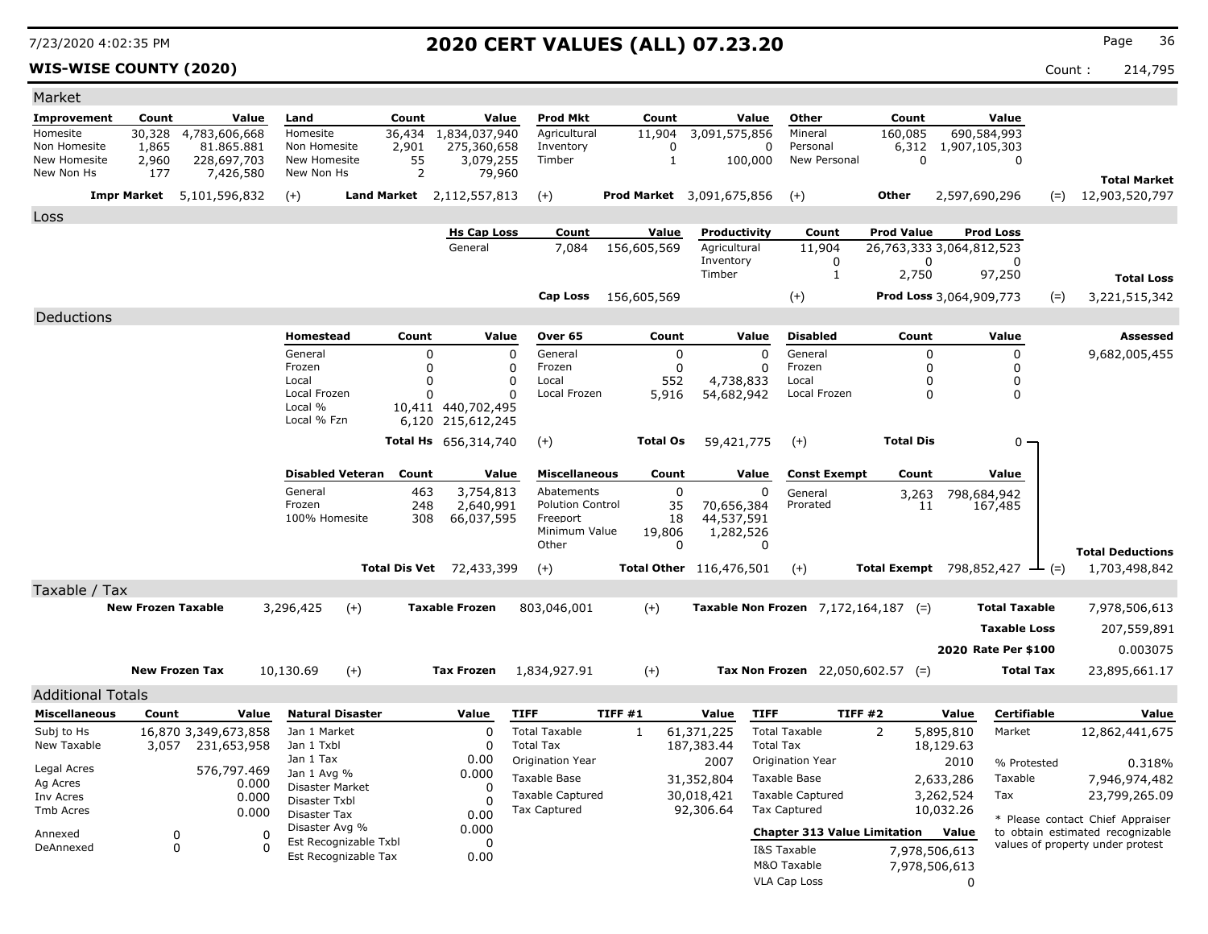# 2020 CERT VALUES (ALL) 07.23.20

**WIS-WISE COUNTY (2020)**

Count : 214,795

## Market

| Improvement | Count | Value | Land | Count | Value | Prod Mkt | Count | Value | Other | Count | Value |
|---|---|---|---|---|---|---|---|---|---|---|---|
| Homesite | 30,328 | 4,783,606,668 | Homesite | 36,434 | 1,834,037,940 | Agricultural | 11,904 | 3,091,575,856 | Mineral | 160,085 | 690,584,993 |
| Non Homesite | 1,865 | 81.865.881 | Non Homesite | 2,901 | 275,360,658 | Inventory | 0 | 0 | Personal | 6,312 | 1,907,105,303 |
| New Homesite | 2,960 | 228,697,703 | New Homesite | 55 | 3,079,255 | Timber | 1 | 100,000 | New Personal | 0 | 0 |
| New Non Hs | 177 | 7,426,580 | New Non Hs | 2 | 79,960 | | | | | | |

**Impr Market** 5,101,596,832 (+) **Land Market** 2,112,557,813 (+) **Prod Market** 3,091,675,856 (+) **Other** 2,597,690,296 (=) **Total Market** 12,903,520,797

## Loss

| Hs Cap Loss | Count | Value |
|---|---|---|
| General | 7,084 | 156,605,569 |

| Productivity | Count | Prod Value | Prod Loss |
|---|---|---|---|
| Agricultural | 11,904 | 26,763,333 | 3,064,812,523 |
| Inventory | 0 | 0 | 0 |
| Timber | 1 | 2,750 | 97,250 |

**Cap Loss** 156,605,569 (+) **Prod Loss** 3,064,909,773 (=) **Total Loss** 3,221,515,342

## Deductions

**Assessed** 9,682,005,455

| Homestead | Count | Value | Over 65 | Count | Value | Disabled | Count | Value |
|---|---|---|---|---|---|---|---|---|
| General | 0 | 0 | General | 0 | 0 | General | 0 | 0 |
| Frozen | 0 | 0 | Frozen | 0 | 0 | Frozen | 0 | 0 |
| Local | 0 | 0 | Local | 552 | 4,738,833 | Local | 0 | 0 |
| Local Frozen | 0 | 0 | Local Frozen | 5,916 | 54,682,942 | Local Frozen | 0 | 0 |
| Local % | 10,411 | 440,702,495 | | | | | | |
| Local % Fzn | 6,120 | 215,612,245 | | | | | | |
| **Total Hs** | | 656,314,740 | (+) **Total Os** | | 59,421,775 | (+) **Total Dis** | | 0 |

| Disabled Veteran | Count | Value | Miscellaneous | Count | Value | Const Exempt | Count | Value |
|---|---|---|---|---|---|---|---|---|
| General | 463 | 3,754,813 | Abatements | 0 | 0 | General | 3,263 | 798,684,942 |
| Frozen | 248 | 2,640,991 | Polution Control | 35 | 70,656,384 | Prorated | 11 | 167,485 |
| 100% Homesite | 308 | 66,037,595 | Freeport | 18 | 44,537,591 | | | |
| | | | Minimum Value | 19,806 | 1,282,526 | | | |
| | | | Other | 0 | 0 | | | |
| **Total Dis Vet** | | 72,433,399 | (+) **Total Other** | | 116,476,501 | (+) **Total Exempt** | | 798,852,427 |

(=) **Total Deductions** 1,703,498,842

## Taxable / Tax

**New Frozen Taxable** 3,296,425 (+) **Taxable Frozen** 803,046,001 (+) **Taxable Non Frozen** 7,172,164,187 (=) **Total Taxable** 7,978,506,613

**Taxable Loss** 207,559,891

**2020 Rate Per $100** 0.003075

**New Frozen Tax** 10,130.69 (+) **Tax Frozen** 1,834,927.91 (+) **Tax Non Frozen** 22,050,602.57 (=) **Total Tax** 23,895,661.17

## Additional Totals

| Miscellaneous | Count | Value |
|---|---|---|
| Subj to Hs | 16,870 | 3,349,673,858 |
| New Taxable | 3,057 | 231,653,958 |
| Legal Acres | | 576,797.469 |
| Ag Acres | | 0.000 |
| Inv Acres | | 0.000 |
| Tmb Acres | | 0.000 |
| Annexed | 0 | 0 |
| DeAnnexed | 0 | 0 |

| Natural Disaster | Value |
|---|---|
| Jan 1 Market | 0 |
| Jan 1 Txbl | 0 |
| Jan 1 Tax | 0.00 |
| Jan 1 Avg % | 0.000 |
| Disaster Market | 0 |
| Disaster Txbl | 0 |
| Disaster Tax | 0.00 |
| Disaster Avg % | 0.000 |
| Est Recognizable Txbl | 0 |
| Est Recognizable Tax | 0.00 |

| TIFF | TIFF #1 | Value |
|---|---|---|
| Total Taxable | 1 | 61,371,225 |
| Total Tax | | 187,383.44 |
| Origination Year | | 2007 |
| Taxable Base | | 31,352,804 |
| Taxable Captured | | 30,018,421 |
| Tax Captured | | 92,306.64 |

| TIFF | TIFF #2 | Value |
|---|---|---|
| Total Taxable | 2 | 5,895,810 |
| Total Tax | | 18,129.63 |
| Origination Year | | 2010 |
| Taxable Base | | 2,633,286 |
| Taxable Captured | | 3,262,524 |
| Tax Captured | | 10,032.26 |

| Chapter 313 Value Limitation | Value |
|---|---|
| I&S Taxable | 7,978,506,613 |
| M&O Taxable | 7,978,506,613 |
| VLA Cap Loss | 0 |

| Certifiable | Value |
|---|---|
| Market | 12,862,441,675 |
| % Protested | 0.318% |
| Taxable | 7,946,974,482 |
| Tax | 23,799,265.09 |

* Please contact Chief Appraiser to obtain estimated recognizable values of property under protest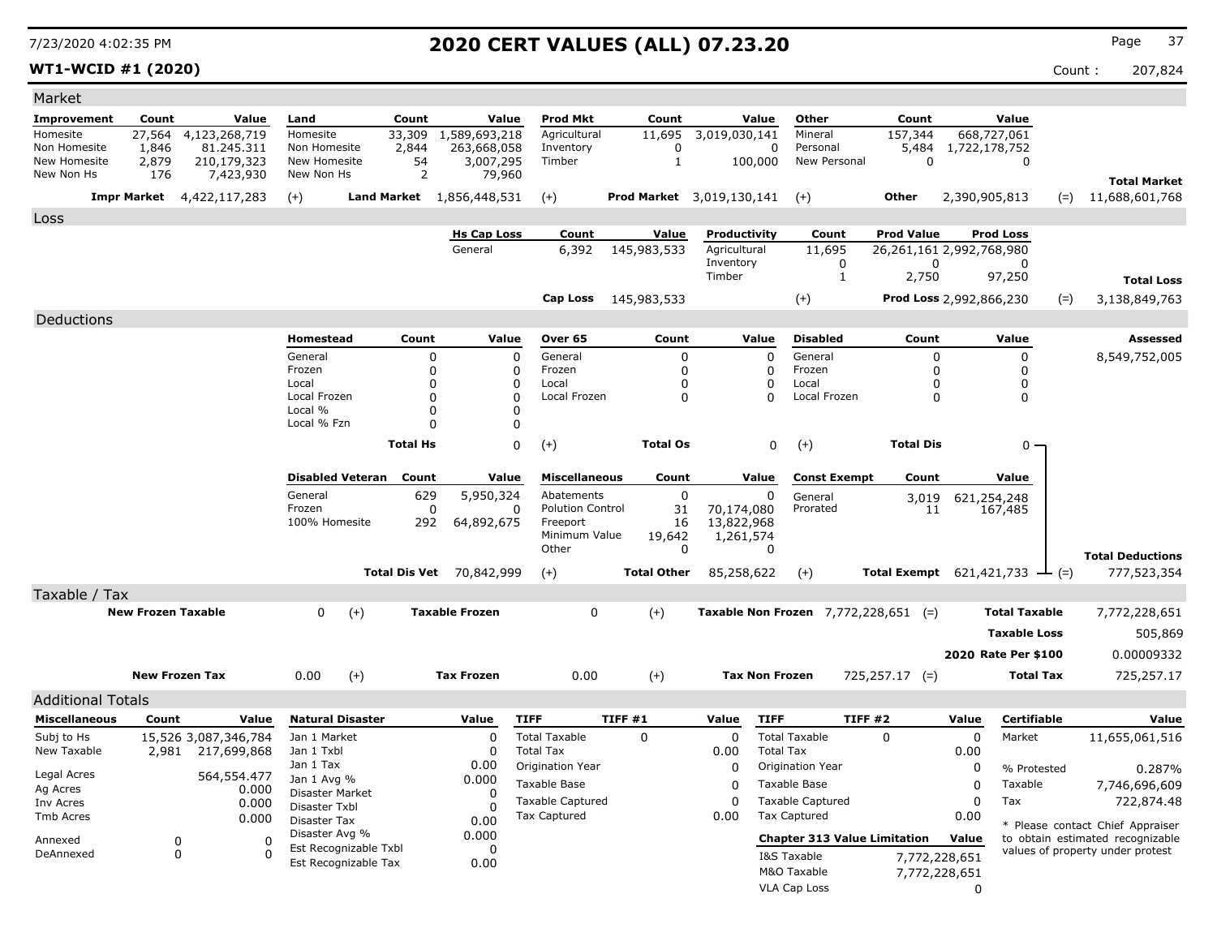# 2020 CERT VALUES (ALL) 07.23.20

7/23/2020 4:02:35 PM

**WT1-WCID #1 (2020)**

Count : 207,824

## Market

| Improvement | Count | Value | Land | Count | Value | Prod Mkt | Count | Value | Other | Count | Value | |
|---|---|---|---|---|---|---|---|---|---|---|---|---|
| Homesite | 27,564 | 4,123,268,719 | Homesite | 33,309 | 1,589,693,218 | Agricultural | 11,695 | 3,019,030,141 | Mineral | 157,344 | 668,727,061 | |
| Non Homesite | 1,846 | 81.245.311 | Non Homesite | 2,844 | 263,668,058 | Inventory | 0 | 0 | Personal | 5,484 | 1,722,178,752 | |
| New Homesite | 2,879 | 210,179,323 | New Homesite | 54 | 3,007,295 | Timber | 1 | 100,000 | New Personal | 0 | 0 | |
| New Non Hs | 176 | 7,423,930 | New Non Hs | 2 | 79,960 | | | | | | | **Total Market** |
| **Impr Market** | | 4,422,117,283 | (+) **Land Market** | | 1,856,448,531 | (+) **Prod Market** | | 3,019,130,141 | (+) **Other** | | 2,390,905,813 | (=) 11,688,601,768 |

## Loss

| Hs Cap Loss | Count | Value | Productivity | Count | Prod Value | Prod Loss | |
|---|---|---|---|---|---|---|---|
| General | 6,392 | 145,983,533 | Agricultural | 11,695 | 26,261,161 | 2,992,768,980 | |
| | | | Inventory | 0 | 0 | 0 | |
| | | | Timber | 1 | 2,750 | 97,250 | **Total Loss** |
| **Cap Loss** | | 145,983,533 | (+) | | **Prod Loss** | 2,992,866,230 | (=) 3,138,849,763 |

## Deductions

| Homestead | Count | Value | Over 65 | Count | Value | Disabled | Count | Value | Assessed |
|---|---|---|---|---|---|---|---|---|---|
| General | 0 | 0 | General | 0 | 0 | General | 0 | 0 | 8,549,752,005 |
| Frozen | 0 | 0 | Frozen | 0 | 0 | Frozen | 0 | 0 | |
| Local | 0 | 0 | Local | 0 | 0 | Local | 0 | 0 | |
| Local Frozen | 0 | 0 | Local Frozen | 0 | 0 | Local Frozen | 0 | 0 | |
| Local % | 0 | 0 | | | | | | | |
| Local % Fzn | 0 | 0 | | | | | | | |
| **Total Hs** | | 0 | (+) **Total Os** | | 0 | (+) **Total Dis** | | 0 | |

| Disabled Veteran | Count | Value | Miscellaneous | Count | Value | Const Exempt | Count | Value | |
|---|---|---|---|---|---|---|---|---|---|
| General | 629 | 5,950,324 | Abatements | 0 | 0 | General | 3,019 | 621,254,248 | |
| Frozen | 0 | 0 | Polution Control | 31 | 70,174,080 | Prorated | 11 | 167,485 | |
| 100% Homesite | 292 | 64,892,675 | Freeport | 16 | 13,822,968 | | | | |
| | | | Minimum Value | 19,642 | 1,261,574 | | | | |
| | | | Other | 0 | 0 | | | | **Total Deductions** |
| **Total Dis Vet** | | 70,842,999 | (+) **Total Other** | | 85,258,622 | (+) **Total Exempt** | | 621,421,733 | (=) 777,523,354 |

## Taxable / Tax

| | | | | | | | |
|---|---|---|---|---|---|---|---|
| **New Frozen Taxable** | 0 | (+) **Taxable Frozen** | 0 | (+) **Taxable Non Frozen** | 7,772,228,651 | (=) **Total Taxable** | 7,772,228,651 |
| | | | | | | **Taxable Loss** | 505,869 |
| | | | | | | **2020 Rate Per $100** | 0.00009332 |
| **New Frozen Tax** | 0.00 | (+) **Tax Frozen** | 0.00 | (+) **Tax Non Frozen** | 725,257.17 | (=) **Total Tax** | 725,257.17 |

## Additional Totals

| Miscellaneous | Count | Value |
|---|---|---|
| Subj to Hs | 15,526 | 3,087,346,784 |
| New Taxable | 2,981 | 217,699,868 |
| Legal Acres | | 564,554.477 |
| Ag Acres | | 0.000 |
| Inv Acres | | 0.000 |
| Tmb Acres | | 0.000 |
| Annexed | 0 | 0 |
| DeAnnexed | 0 | 0 |

| Natural Disaster | Value |
|---|---|
| Jan 1 Market | 0 |
| Jan 1 Txbl | 0 |
| Jan 1 Tax | 0.00 |
| Jan 1 Avg % | 0.000 |
| Disaster Market | 0 |
| Disaster Txbl | 0 |
| Disaster Tax | 0.00 |
| Disaster Avg % | 0.000 |
| Est Recognizable Txbl | 0 |
| Est Recognizable Tax | 0.00 |

| TIFF | TIFF #1 | Value |
|---|---|---|
| Total Taxable | 0 | 0 |
| Total Tax | | 0.00 |
| Origination Year | | 0 |
| Taxable Base | | 0 |
| Taxable Captured | | 0 |
| Tax Captured | | 0.00 |

| TIFF | TIFF #2 | Value |
|---|---|---|
| Total Taxable | 0 | 0 |
| Total Tax | | 0.00 |
| Origination Year | | 0 |
| Taxable Base | | 0 |
| Taxable Captured | | 0 |
| Tax Captured | | 0.00 |

| Chapter 313 Value Limitation | Value |
|---|---|
| I&S Taxable | 7,772,228,651 |
| M&O Taxable | 7,772,228,651 |
| VLA Cap Loss | 0 |

| Certifiable | Value |
|---|---|
| Market | 11,655,061,516 |
| % Protested | 0.287% |
| Taxable | 7,746,696,609 |
| Tax | 722,874.48 |

\* Please contact Chief Appraiser to obtain estimated recognizable values of property under protest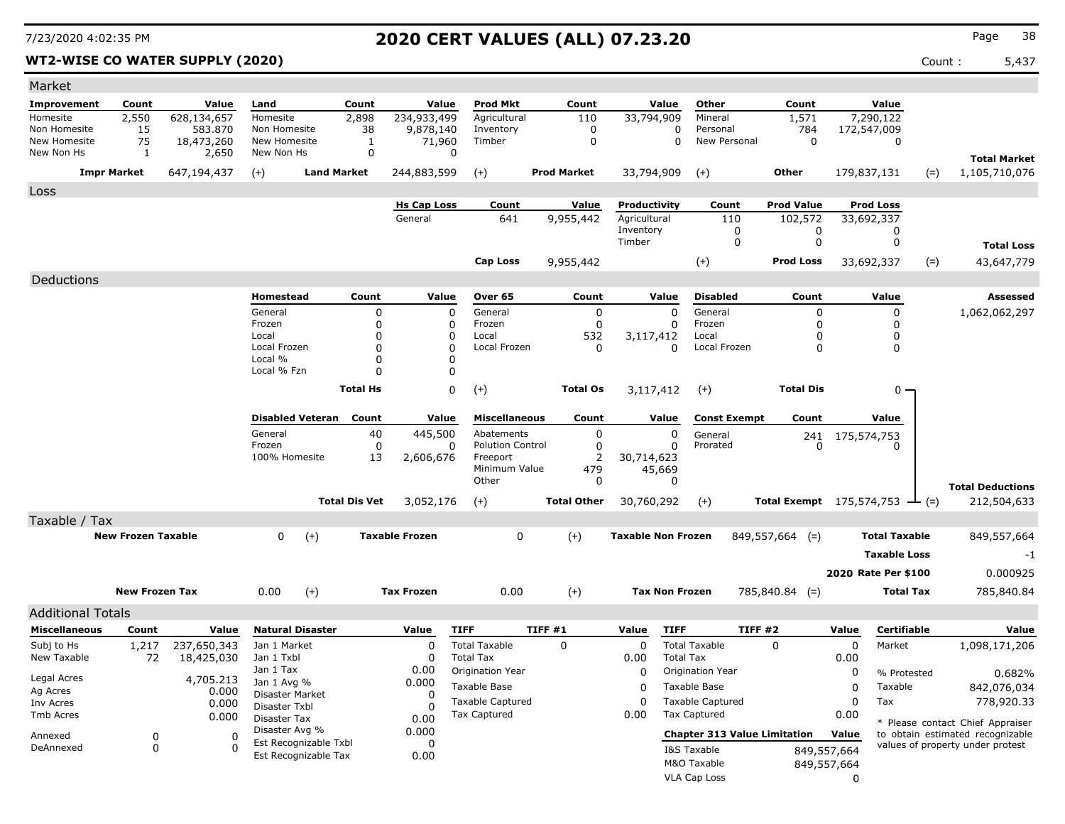# 2020 CERT VALUES (ALL) 07.23.20

**WT2-WISE CO WATER SUPPLY (2020)**

Count : 5,437

## Market

| Improvement | Count | Value | Land | Count | Value | Prod Mkt | Count | Value | Other | Count | Value | | |
|---|---|---|---|---|---|---|---|---|---|---|---|---|---|
| Homesite | 2,550 | 628,134,657 | Homesite | 2,898 | 234,933,499 | Agricultural | 110 | 33,794,909 | Mineral | 1,571 | 7,290,122 | | |
| Non Homesite | 15 | 583.870 | Non Homesite | 38 | 9,878,140 | Inventory | 0 | 0 | Personal | 784 | 172,547,009 | | |
| New Homesite | 75 | 18,473,260 | New Homesite | 1 | 71,960 | Timber | 0 | 0 | New Personal | 0 | 0 | | |
| New Non Hs | 1 | 2,650 | New Non Hs | 0 | 0 | | | | | | | | **Total Market** |
| **Impr Market** | | 647,194,437 | (+) **Land Market** | | 244,883,599 | (+) **Prod Market** | | 33,794,909 | (+) **Other** | | 179,837,131 | (=) | 1,105,710,076 |

## Loss

| Hs Cap Loss | Count | Value | Productivity | Count | Prod Value | Prod Loss | | |
|---|---|---|---|---|---|---|---|---|
| General | 641 | 9,955,442 | Agricultural | 110 | 102,572 | 33,692,337 | | |
| | | | Inventory | 0 | 0 | 0 | | |
| | | | Timber | 0 | 0 | 0 | | **Total Loss** |
| **Cap Loss** | | 9,955,442 | (+) | | **Prod Loss** | 33,692,337 | (=) | 43,647,779 |

## Deductions

| Homestead | Count | Value | Over 65 | Count | Value | Disabled | Count | Value | **Assessed** |
|---|---|---|---|---|---|---|---|---|---|
| General | 0 | 0 | General | 0 | 0 | General | 0 | 0 | 1,062,062,297 |
| Frozen | 0 | 0 | Frozen | 0 | 0 | Frozen | 0 | 0 | |
| Local | 0 | 0 | Local | 532 | 3,117,412 | Local | 0 | 0 | |
| Local Frozen | 0 | 0 | Local Frozen | 0 | 0 | Local Frozen | 0 | 0 | |
| Local % | 0 | 0 | | | | | | | |
| Local % Fzn | 0 | 0 | | | | | | | |
| **Total Hs** | | 0 | (+) **Total Os** | | 3,117,412 | (+) **Total Dis** | | 0 | |

| Disabled Veteran | Count | Value | Miscellaneous | Count | Value | Const Exempt | Count | Value | | |
|---|---|---|---|---|---|---|---|---|---|---|
| General | 40 | 445,500 | Abatements | 0 | 0 | General | 241 | 175,574,753 | | |
| Frozen | 0 | 0 | Polution Control | 0 | 0 | Prorated | 0 | 0 | | |
| 100% Homesite | 13 | 2,606,676 | Freeport | 2 | 30,714,623 | | | | | |
| | | | Minimum Value | 479 | 45,669 | | | | | |
| | | | Other | 0 | 0 | | | | | **Total Deductions** |
| **Total Dis Vet** | | 3,052,176 | (+) **Total Other** | | 30,760,292 | (+) **Total Exempt** | | 175,574,753 | (=) | 212,504,633 |

## Taxable / Tax

| | | | | | | | | |
|---|---|---|---|---|---|---|---|---|
| **New Frozen Taxable** | 0 | (+) | **Taxable Frozen** | 0 | (+) | **Taxable Non Frozen** | 849,557,664 (=) | **Total Taxable** 849,557,664 |
| | | | | | | | | **Taxable Loss** -1 |
| | | | | | | | | **2020 Rate Per $100** 0.000925 |
| **New Frozen Tax** | 0.00 | (+) | **Tax Frozen** | 0.00 | (+) | **Tax Non Frozen** | 785,840.84 (=) | **Total Tax** 785,840.84 |

## Additional Totals

| Miscellaneous | Count | Value |
|---|---|---|
| Subj to Hs | 1,217 | 237,650,343 |
| New Taxable | 72 | 18,425,030 |
| Legal Acres | | 4,705.213 |
| Ag Acres | | 0.000 |
| Inv Acres | | 0.000 |
| Tmb Acres | | 0.000 |
| Annexed | 0 | 0 |
| DeAnnexed | 0 | 0 |

| Natural Disaster | Value |
|---|---|
| Jan 1 Market | 0 |
| Jan 1 Txbl | 0 |
| Jan 1 Tax | 0.00 |
| Jan 1 Avg % | 0.000 |
| Disaster Market | 0 |
| Disaster Txbl | 0 |
| Disaster Tax | 0.00 |
| Disaster Avg % | 0.000 |
| Est Recognizable Txbl | 0 |
| Est Recognizable Tax | 0.00 |

| TIFF | TIFF #1 | Value |
|---|---|---|
| Total Taxable | 0 | 0 |
| Total Tax | | 0.00 |
| Origination Year | | 0 |
| Taxable Base | | 0 |
| Taxable Captured | | 0 |
| Tax Captured | | 0.00 |

| TIFF | TIFF #2 | Value |
|---|---|---|
| Total Taxable | 0 | 0 |
| Total Tax | | 0.00 |
| Origination Year | | 0 |
| Taxable Base | | 0 |
| Taxable Captured | | 0 |
| Tax Captured | | 0.00 |

| Chapter 313 Value Limitation | Value |
|---|---|
| I&S Taxable | 849,557,664 |
| M&O Taxable | 849,557,664 |
| VLA Cap Loss | 0 |

| Certifiable | Value |
|---|---|
| Market | 1,098,171,206 |
| % Protested | 0.682% |
| Taxable | 842,076,034 |
| Tax | 778,920.33 |

\* Please contact Chief Appraiser to obtain estimated recognizable values of property under protest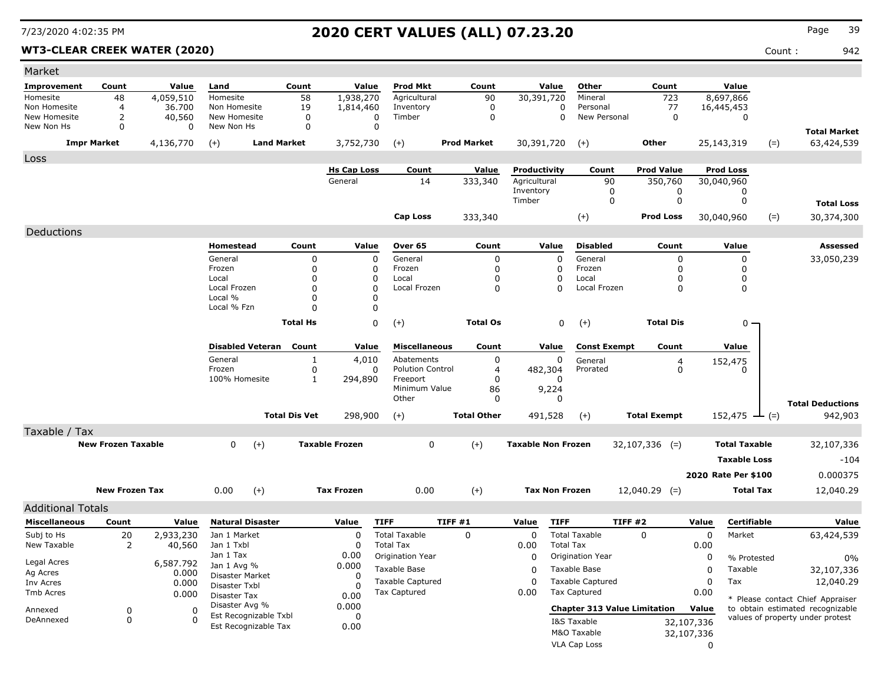# 2020 CERT VALUES (ALL) 07.23.20

7/23/2020 4:02:35 PM

**WT3-CLEAR CREEK WATER (2020)** Count : 942

## Market

| Improvement | Count | Value | Land | Count | Value | Prod Mkt | Count | Value | Other | Count | Value | | |
|---|---|---|---|---|---|---|---|---|---|---|---|---|---|
| Homesite | 48 | 4,059,510 | Homesite | 58 | 1,938,270 | Agricultural | 90 | 30,391,720 | Mineral | 723 | 8,697,866 | | |
| Non Homesite | 4 | 36.700 | Non Homesite | 19 | 1,814,460 | Inventory | 0 | 0 | Personal | 77 | 16,445,453 | | |
| New Homesite | 2 | 40,560 | New Homesite | 0 | 0 | Timber | 0 | 0 | New Personal | 0 | 0 | | |
| New Non Hs | 0 | 0 | New Non Hs | 0 | 0 | | | | | | | | **Total Market** |
| **Impr Market** | | 4,136,770 | (+) **Land Market** | | 3,752,730 | (+) **Prod Market** | | 30,391,720 | (+) **Other** | | 25,143,319 | (=) | 63,424,539 |

## Loss

| Hs Cap Loss | Count | Value | Productivity | Count | Prod Value | Prod Loss | | |
|---|---|---|---|---|---|---|---|---|
| General | 14 | 333,340 | Agricultural | 90 | 350,760 | 30,040,960 | | |
| | | | Inventory | 0 | 0 | 0 | | |
| | | | Timber | 0 | 0 | 0 | | **Total Loss** |
| **Cap Loss** | | 333,340 | (+) | | **Prod Loss** | 30,040,960 | (=) | 30,374,300 |

## Deductions

| Homestead | Count | Value | Over 65 | Count | Value | Disabled | Count | Value | Assessed |
|---|---|---|---|---|---|---|---|---|---|
| General | 0 | 0 | General | 0 | 0 | General | 0 | 0 | 33,050,239 |
| Frozen | 0 | 0 | Frozen | 0 | 0 | Frozen | 0 | 0 | |
| Local | 0 | 0 | Local | 0 | 0 | Local | 0 | 0 | |
| Local Frozen | 0 | 0 | Local Frozen | 0 | 0 | Local Frozen | 0 | 0 | |
| Local % | 0 | 0 | | | | | | | |
| Local % Fzn | 0 | 0 | | | | | | | |
| **Total Hs** | | 0 | (+) **Total Os** | | 0 | (+) **Total Dis** | | 0 | |

| Disabled Veteran | Count | Value | Miscellaneous | Count | Value | Const Exempt | Count | Value | | |
|---|---|---|---|---|---|---|---|---|---|---|
| General | 1 | 4,010 | Abatements | 0 | 0 | General | 4 | 152,475 | | |
| Frozen | 0 | 0 | Polution Control | 4 | 482,304 | Prorated | 0 | 0 | | |
| 100% Homesite | 1 | 294,890 | Freeport | 0 | 0 | | | | | |
| | | | Minimum Value | 86 | 9,224 | | | | | |
| | | | Other | 0 | 0 | | | | | **Total Deductions** |
| **Total Dis Vet** | | 298,900 | (+) **Total Other** | | 491,528 | (+) **Total Exempt** | | 152,475 | (=) | 942,903 |

## Taxable / Tax

| New Frozen Taxable | | (+) | Taxable Frozen | | (+) | Taxable Non Frozen | | (=) | Total Taxable | |
|---|---|---|---|---|---|---|---|---|---|---|
| | 0 | (+) | | 0 | (+) | | 32,107,336 | (=) | | 32,107,336 |
| | | | | | | | | | **Taxable Loss** | -104 |
| | | | | | | | | | **2020 Rate Per $100** | 0.000375 |
| **New Frozen Tax** | 0.00 | (+) | **Tax Frozen** | 0.00 | (+) | **Tax Non Frozen** | 12,040.29 | (=) | **Total Tax** | 12,040.29 |

## Additional Totals

| Miscellaneous | Count | Value | Natural Disaster | Value | TIFF | TIFF #1 | Value | TIFF | TIFF #2 | Value | Certifiable | Value |
|---|---|---|---|---|---|---|---|---|---|---|---|---|
| Subj to Hs | 20 | 2,933,230 | Jan 1 Market | 0 | Total Taxable | 0 | 0 | Total Taxable | 0 | 0 | Market | 63,424,539 |
| New Taxable | 2 | 40,560 | Jan 1 Txbl | 0 | Total Tax | | 0.00 | Total Tax | | 0.00 | | |
| | | | Jan 1 Tax | 0.00 | Origination Year | | 0 | Origination Year | | 0 | % Protested | 0% |
| Legal Acres | | 6,587.792 | Jan 1 Avg % | 0.000 | Taxable Base | | 0 | Taxable Base | | 0 | Taxable | 32,107,336 |
| Ag Acres | | 0.000 | Disaster Market | 0 | Taxable Captured | | 0 | Taxable Captured | | 0 | Tax | 12,040.29 |
| Inv Acres | | 0.000 | Disaster Txbl | 0 | Tax Captured | | 0.00 | Tax Captured | | 0.00 | | |
| Tmb Acres | | 0.000 | Disaster Tax | 0.00 | | | | | | | | |
| Annexed | 0 | 0 | Disaster Avg % | 0.000 | | | | **Chapter 313 Value Limitation** | | **Value** | | |
| DeAnnexed | 0 | 0 | Est Recognizable Txbl | 0 | | | | I&S Taxable | | 32,107,336 | | |
| | | | Est Recognizable Tax | 0.00 | | | | M&O Taxable | | 32,107,336 | | |
| | | | | | | | | VLA Cap Loss | | 0 | | |

* Please contact Chief Appraiser to obtain estimated recognizable values of property under protest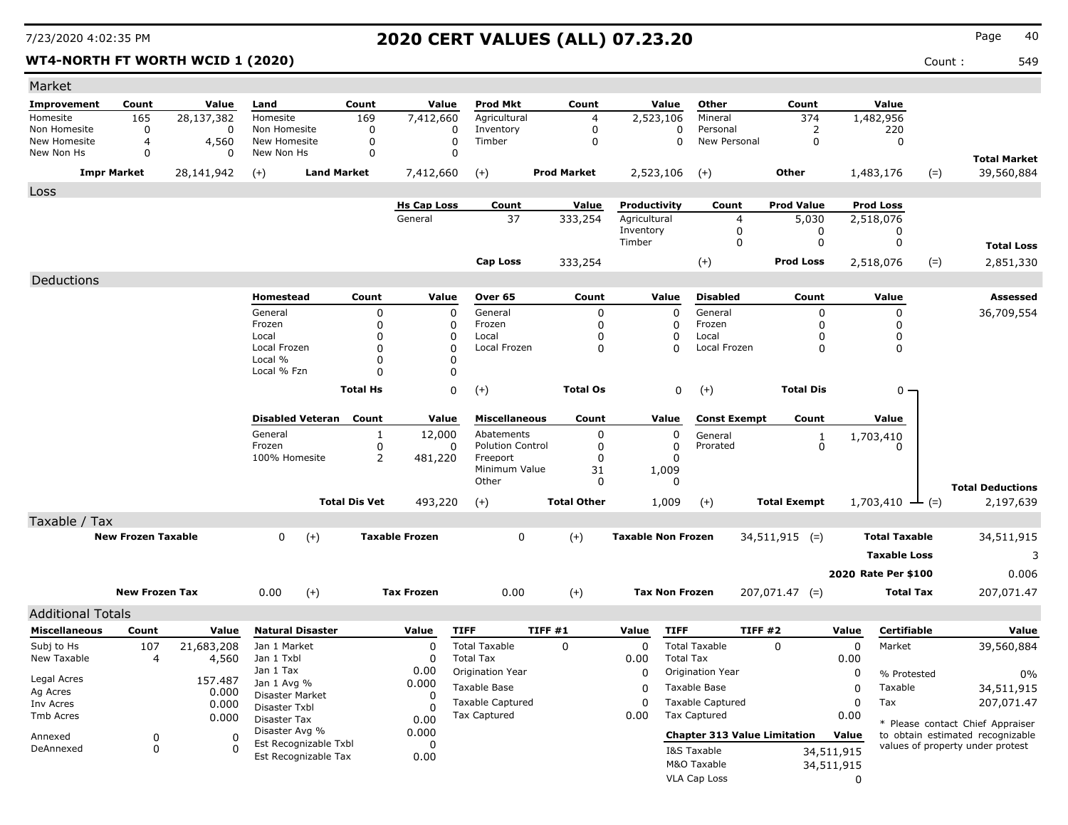# 2020 CERT VALUES (ALL) 07.23.20

7/23/2020 4:02:35 PM

**WT4-NORTH FT WORTH WCID 1 (2020)**

Count : 549

## Market

| Improvement | Count | Value | Land | Count | Value | Prod Mkt | Count | Value | Other | Count | Value | | |
|---|---|---|---|---|---|---|---|---|---|---|---|---|---|
| Homesite | 165 | 28,137,382 | Homesite | 169 | 7,412,660 | Agricultural | 4 | 2,523,106 | Mineral | 374 | 1,482,956 | | |
| Non Homesite | 0 | 0 | Non Homesite | 0 | 0 | Inventory | 0 | 0 | Personal | 2 | 220 | | |
| New Homesite | 4 | 4,560 | New Homesite | 0 | 0 | Timber | 0 | 0 | New Personal | 0 | 0 | | |
| New Non Hs | 0 | 0 | New Non Hs | 0 | 0 | | | | | | | | **Total Market** |
| **Impr Market** | | 28,141,942 | (+) **Land Market** | | 7,412,660 | (+) **Prod Market** | | 2,523,106 | (+) **Other** | | 1,483,176 | (=) | 39,560,884 |

## Loss

| Hs Cap Loss | Count | Value | Productivity | Count | Prod Value | Prod Loss | | |
|---|---|---|---|---|---|---|---|---|
| General | 37 | 333,254 | Agricultural | 4 | 5,030 | 2,518,076 | | |
| | | | Inventory | 0 | 0 | 0 | | |
| | | | Timber | 0 | 0 | 0 | | **Total Loss** |
| **Cap Loss** | | 333,254 | (+) **Prod Loss** | | | 2,518,076 | (=) | 2,851,330 |

## Deductions

| Homestead | Count | Value | Over 65 | Count | Value | Disabled | Count | Value | Assessed |
|---|---|---|---|---|---|---|---|---|---|
| General | 0 | 0 | General | 0 | 0 | General | 0 | 0 | 36,709,554 |
| Frozen | 0 | 0 | Frozen | 0 | 0 | Frozen | 0 | 0 | |
| Local | 0 | 0 | Local | 0 | 0 | Local | 0 | 0 | |
| Local Frozen | 0 | 0 | Local Frozen | 0 | 0 | Local Frozen | 0 | 0 | |
| Local % | 0 | 0 | | | | | | | |
| Local % Fzn | 0 | 0 | | | | | | | |
| **Total Hs** | | 0 | (+) **Total Os** | | 0 | (+) **Total Dis** | | 0 | |

| Disabled Veteran | Count | Value | Miscellaneous | Count | Value | Const Exempt | Count | Value | | |
|---|---|---|---|---|---|---|---|---|---|---|
| General | 1 | 12,000 | Abatements | 0 | 0 | General | 1 | 1,703,410 | | |
| Frozen | 0 | 0 | Polution Control | 0 | 0 | Prorated | 0 | 0 | | |
| 100% Homesite | 2 | 481,220 | Freeport | 0 | 0 | | | | | |
| | | | Minimum Value | 31 | 1,009 | | | | | |
| | | | Other | 0 | 0 | | | | | **Total Deductions** |
| **Total Dis Vet** | | 493,220 | (+) **Total Other** | | 1,009 | (+) **Total Exempt** | | 1,703,410 | (=) | 2,197,639 |

## Taxable / Tax

| | | | | | | | |
|---|---|---|---|---|---|---|---|
| **New Frozen Taxable** | 0 | (+) **Taxable Frozen** | 0 | (+) **Taxable Non Frozen** | 34,511,915 | (=) **Total Taxable** | 34,511,915 |
| | | | | | | **Taxable Loss** | 3 |
| | | | | | | **2020 Rate Per $100** | 0.006 |
| **New Frozen Tax** | 0.00 | (+) **Tax Frozen** | 0.00 | (+) **Tax Non Frozen** | 207,071.47 | (=) **Total Tax** | 207,071.47 |

## Additional Totals

| Miscellaneous | Count | Value |
|---|---|---|
| Subj to Hs | 107 | 21,683,208 |
| New Taxable | 4 | 4,560 |
| Legal Acres | | 157.487 |
| Ag Acres | | 0.000 |
| Inv Acres | | 0.000 |
| Tmb Acres | | 0.000 |
| Annexed | 0 | 0 |
| DeAnnexed | 0 | 0 |

| Natural Disaster | Value |
|---|---|
| Jan 1 Market | 0 |
| Jan 1 Txbl | 0 |
| Jan 1 Tax | 0.00 |
| Jan 1 Avg % | 0.000 |
| Disaster Market | 0 |
| Disaster Txbl | 0 |
| Disaster Tax | 0.00 |
| Disaster Avg % | 0.000 |
| Est Recognizable Txbl | 0 |
| Est Recognizable Tax | 0.00 |

| TIFF | TIFF #1 | Value |
|---|---|---|
| Total Taxable | 0 | 0 |
| Total Tax | | 0.00 |
| Origination Year | | 0 |
| Taxable Base | | 0 |
| Taxable Captured | | 0 |
| Tax Captured | | 0.00 |

| TIFF | TIFF #2 | Value |
|---|---|---|
| Total Taxable | 0 | 0 |
| Total Tax | | 0.00 |
| Origination Year | | 0 |
| Taxable Base | | 0 |
| Taxable Captured | | 0 |
| Tax Captured | | 0.00 |

| Chapter 313 Value Limitation | Value |
|---|---|
| I&S Taxable | 34,511,915 |
| M&O Taxable | 34,511,915 |
| VLA Cap Loss | 0 |

| Certifiable | Value |
|---|---|
| Market | 39,560,884 |
| % Protested | 0% |
| Taxable | 34,511,915 |
| Tax | 207,071.47 |

* Please contact Chief Appraiser to obtain estimated recognizable values of property under protest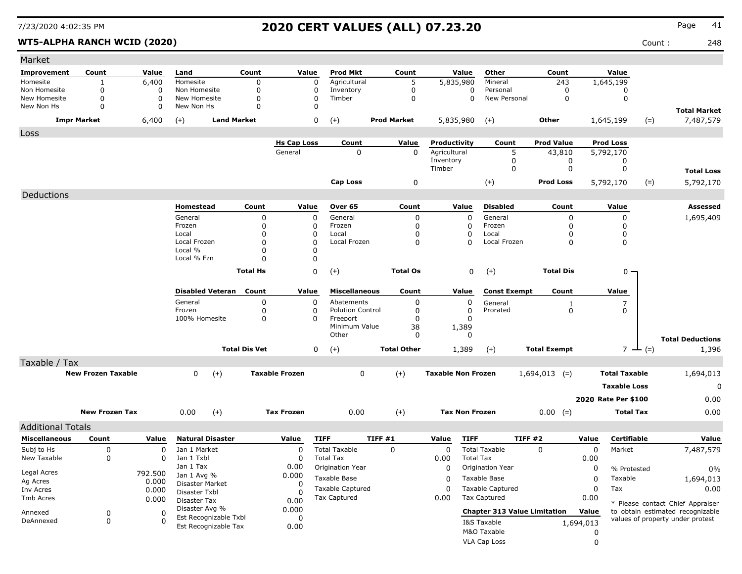# 2020 CERT VALUES (ALL) 07.23.20

## WT5-ALPHA RANCH WCID (2020)

Count : 248

### Market

| Improvement | Count | Value | Land | Count | Value | Prod Mkt | Count | Value | Other | Count | Value | | |
|---|---|---|---|---|---|---|---|---|---|---|---|---|---|
| Homesite | 1 | 6,400 | Homesite | 0 | 0 | Agricultural | 5 | 5,835,980 | Mineral | 243 | 1,645,199 | | |
| Non Homesite | 0 | 0 | Non Homesite | 0 | 0 | Inventory | 0 | 0 | Personal | 0 | 0 | | |
| New Homesite | 0 | 0 | New Homesite | 0 | 0 | Timber | 0 | 0 | New Personal | 0 | 0 | | |
| New Non Hs | 0 | 0 | New Non Hs | 0 | 0 | | | | | | | | **Total Market** |
| **Impr Market** | | 6,400 | (+) **Land Market** | | 0 | (+) **Prod Market** | | 5,835,980 | (+) **Other** | | 1,645,199 | (=) | 7,487,579 |

### Loss

| Hs Cap Loss | Count | Value | Productivity | Count | Prod Value | Prod Loss | | |
|---|---|---|---|---|---|---|---|---|
| General | 0 | 0 | Agricultural | 5 | 43,810 | 5,792,170 | | |
| | | | Inventory | 0 | 0 | 0 | | |
| | | | Timber | 0 | 0 | 0 | | **Total Loss** |
| **Cap Loss** | | 0 | (+) | | **Prod Loss** | 5,792,170 | (=) | 5,792,170 |

### Deductions

| Homestead | Count | Value | Over 65 | Count | Value | Disabled | Count | Value | Assessed |
|---|---|---|---|---|---|---|---|---|---|
| General | 0 | 0 | General | 0 | 0 | General | 0 | 0 | 1,695,409 |
| Frozen | 0 | 0 | Frozen | 0 | 0 | Frozen | 0 | 0 | |
| Local | 0 | 0 | Local | 0 | 0 | Local | 0 | 0 | |
| Local Frozen | 0 | 0 | Local Frozen | 0 | 0 | Local Frozen | 0 | 0 | |
| Local % | 0 | 0 | | | | | | | |
| Local % Fzn | 0 | 0 | | | | | | | |
| **Total Hs** | | 0 | (+) **Total Os** | | 0 | (+) **Total Dis** | | 0 | |

| Disabled Veteran | Count | Value | Miscellaneous | Count | Value | Const Exempt | Count | Value | | |
|---|---|---|---|---|---|---|---|---|---|---|
| General | 0 | 0 | Abatements | 0 | 0 | General | 1 | 7 | | |
| Frozen | 0 | 0 | Polution Control | 0 | 0 | Prorated | 0 | 0 | | |
| 100% Homesite | 0 | 0 | Freeport | 0 | 0 | | | | | |
| | | | Minimum Value | 38 | 1,389 | | | | | |
| | | | Other | 0 | 0 | | | | | **Total Deductions** |
| **Total Dis Vet** | | 0 | (+) **Total Other** | | 1,389 | (+) **Total Exempt** | | 7 | (=) | 1,396 |

### Taxable / Tax

| | | | | | | | | | |
|---|---|---|---|---|---|---|---|---|---|
| **New Frozen Taxable** | 0 | (+) | **Taxable Frozen** | 0 | (+) | **Taxable Non Frozen** | 1,694,013 (=) | **Total Taxable** | 1,694,013 |
| | | | | | | | | **Taxable Loss** | 0 |
| | | | | | | | | **2020 Rate Per $100** | 0.00 |
| **New Frozen Tax** | 0.00 | (+) | **Tax Frozen** | 0.00 | (+) | **Tax Non Frozen** | 0.00 (=) | **Total Tax** | 0.00 |

### Additional Totals

| Miscellaneous | Count | Value |
|---|---|---|
| Subj to Hs | 0 | 0 |
| New Taxable | 0 | 0 |
| Legal Acres | | 792.500 |
| Ag Acres | | 0.000 |
| Inv Acres | | 0.000 |
| Tmb Acres | | 0.000 |
| Annexed | 0 | 0 |
| DeAnnexed | 0 | 0 |

| Natural Disaster | Value |
|---|---|
| Jan 1 Market | 0 |
| Jan 1 Txbl | 0 |
| Jan 1 Tax | 0.00 |
| Jan 1 Avg % | 0.000 |
| Disaster Market | 0 |
| Disaster Txbl | 0 |
| Disaster Tax | 0.00 |
| Disaster Avg % | 0.000 |
| Est Recognizable Txbl | 0 |
| Est Recognizable Tax | 0.00 |

| TIFF | TIFF #1 | Value |
|---|---|---|
| Total Taxable | 0 | 0 |
| Total Tax | | 0.00 |
| Origination Year | | 0 |
| Taxable Base | | 0 |
| Taxable Captured | | 0 |
| Tax Captured | | 0.00 |

| TIFF | TIFF #2 | Value |
|---|---|---|
| Total Taxable | 0 | 0 |
| Total Tax | | 0.00 |
| Origination Year | | 0 |
| Taxable Base | | 0 |
| Taxable Captured | | 0 |
| Tax Captured | | 0.00 |

| Chapter 313 Value Limitation | Value |
|---|---|
| I&S Taxable | 1,694,013 |
| M&O Taxable | 0 |
| VLA Cap Loss | 0 |

| Certifiable | Value |
|---|---|
| Market | 7,487,579 |
| % Protested | 0% |
| Taxable | 1,694,013 |
| Tax | 0.00 |

* Please contact Chief Appraiser to obtain estimated recognizable values of property under protest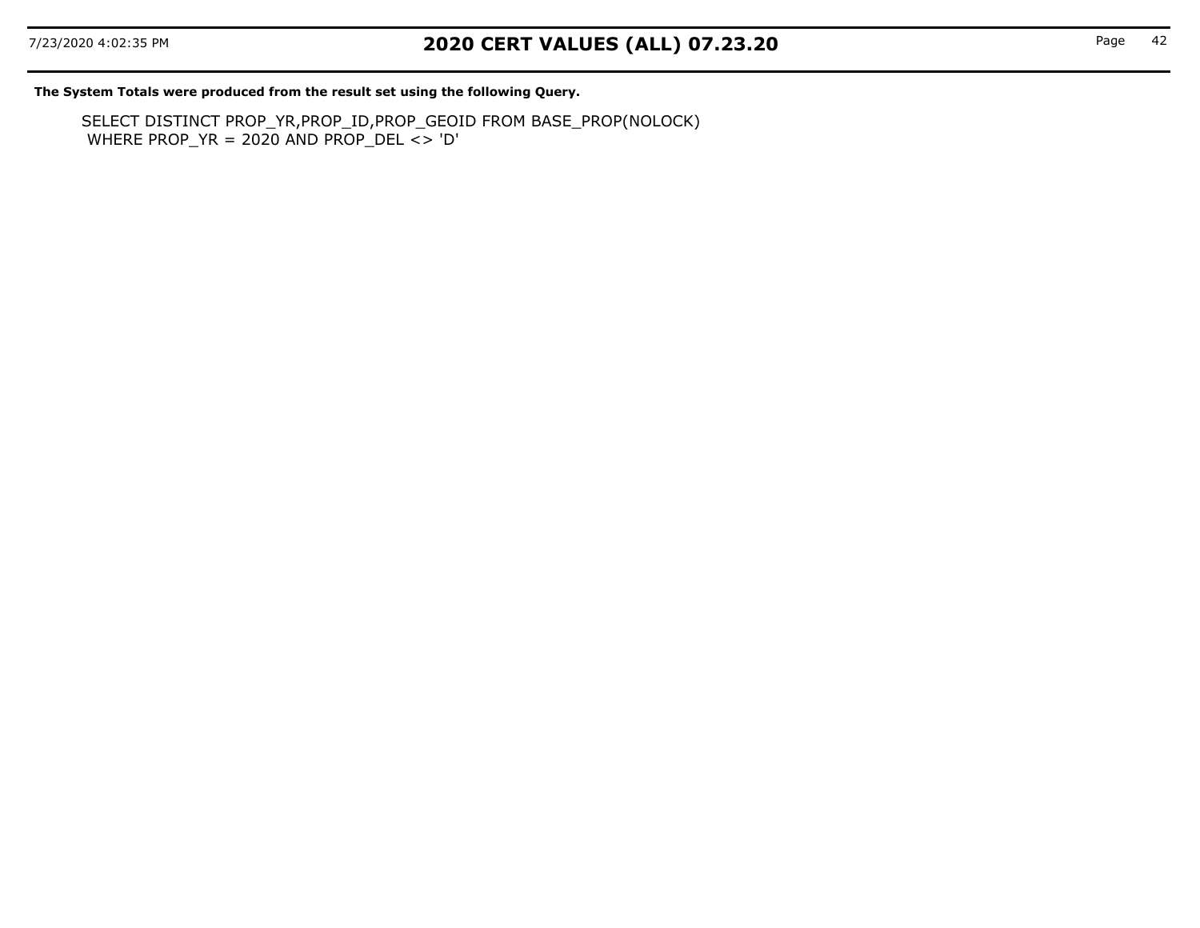**The System Totals were produced from the result set using the following Query.**

```
SELECT DISTINCT PROP_YR,PROP_ID,PROP_GEOID FROM BASE_PROP(NOLOCK)
 WHERE PROP_YR = 2020 AND PROP_DEL <> 'D'
```